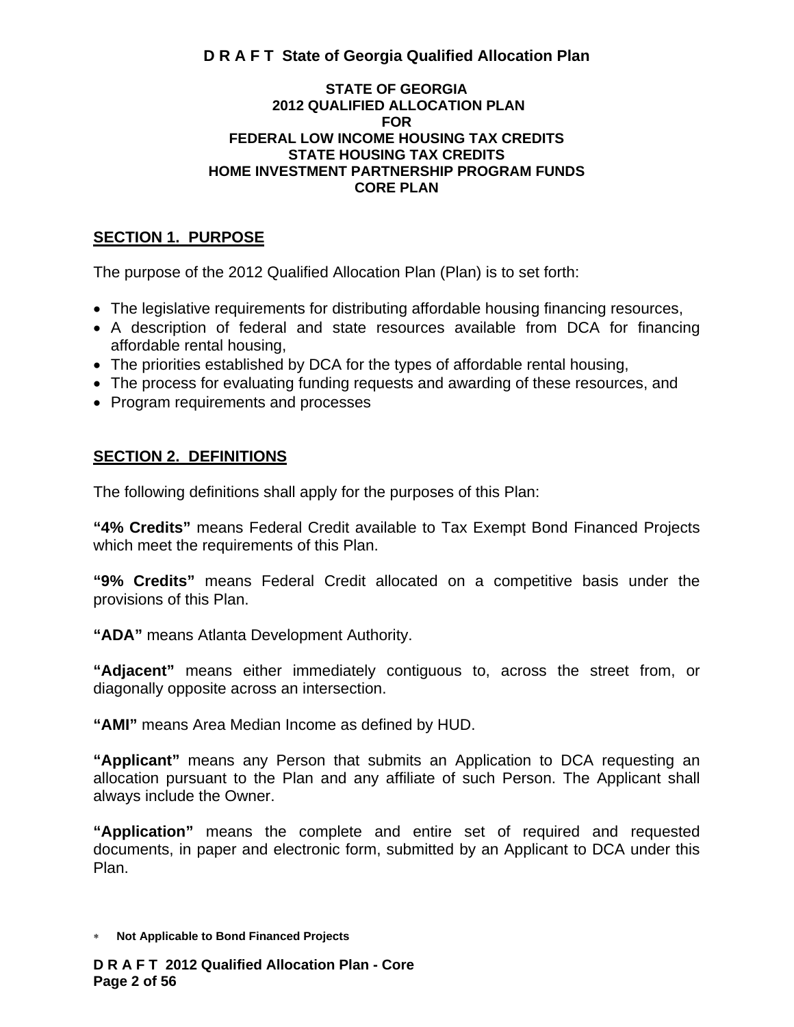**STATE OF GEORGIA**
**2012 QUALIFIED ALLOCATION PLAN**
**FOR**
**FEDERAL LOW INCOME HOUSING TAX CREDITS**
**STATE HOUSING TAX CREDITS**
**HOME INVESTMENT PARTNERSHIP PROGRAM FUNDS**
**CORE PLAN**

## SECTION 1. PURPOSE

The purpose of the 2012 Qualified Allocation Plan (Plan) is to set forth:

- The legislative requirements for distributing affordable housing financing resources,
- A description of federal and state resources available from DCA for financing affordable rental housing,
- The priorities established by DCA for the types of affordable rental housing,
- The process for evaluating funding requests and awarding of these resources, and
- Program requirements and processes

## SECTION 2. DEFINITIONS

The following definitions shall apply for the purposes of this Plan:

**"4% Credits"** means Federal Credit available to Tax Exempt Bond Financed Projects which meet the requirements of this Plan.

**"9% Credits"** means Federal Credit allocated on a competitive basis under the provisions of this Plan.

**"ADA"** means Atlanta Development Authority.

**"Adjacent"** means either immediately contiguous to, across the street from, or diagonally opposite across an intersection.

**"AMI"** means Area Median Income as defined by HUD.

**"Applicant"** means any Person that submits an Application to DCA requesting an allocation pursuant to the Plan and any affiliate of such Person. The Applicant shall always include the Owner.

**"Application"** means the complete and entire set of required and requested documents, in paper and electronic form, submitted by an Applicant to DCA under this Plan.

* **Not Applicable to Bond Financed Projects**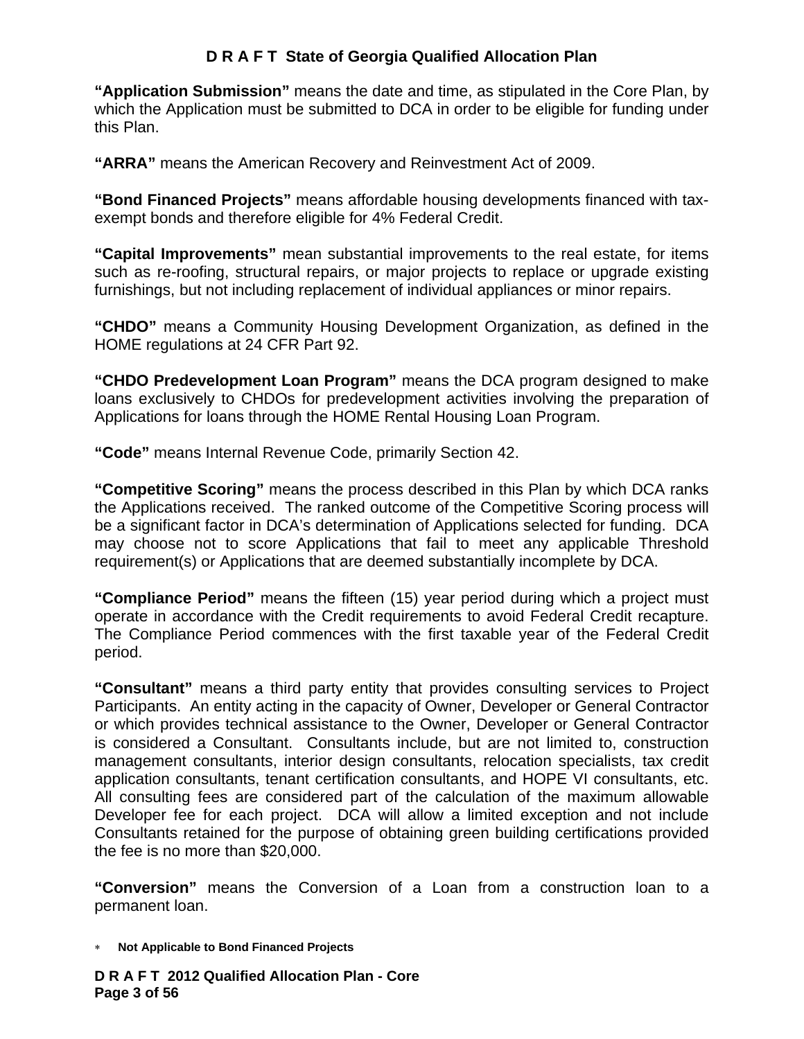**"Application Submission"** means the date and time, as stipulated in the Core Plan, by which the Application must be submitted to DCA in order to be eligible for funding under this Plan.

**"ARRA"** means the American Recovery and Reinvestment Act of 2009.

**"Bond Financed Projects"** means affordable housing developments financed with tax-exempt bonds and therefore eligible for 4% Federal Credit.

**"Capital Improvements"** mean substantial improvements to the real estate, for items such as re-roofing, structural repairs, or major projects to replace or upgrade existing furnishings, but not including replacement of individual appliances or minor repairs.

**"CHDO"** means a Community Housing Development Organization, as defined in the HOME regulations at 24 CFR Part 92.

**"CHDO Predevelopment Loan Program"** means the DCA program designed to make loans exclusively to CHDOs for predevelopment activities involving the preparation of Applications for loans through the HOME Rental Housing Loan Program.

**"Code"** means Internal Revenue Code, primarily Section 42.

**"Competitive Scoring"** means the process described in this Plan by which DCA ranks the Applications received. The ranked outcome of the Competitive Scoring process will be a significant factor in DCA's determination of Applications selected for funding. DCA may choose not to score Applications that fail to meet any applicable Threshold requirement(s) or Applications that are deemed substantially incomplete by DCA.

**"Compliance Period"** means the fifteen (15) year period during which a project must operate in accordance with the Credit requirements to avoid Federal Credit recapture. The Compliance Period commences with the first taxable year of the Federal Credit period.

**"Consultant"** means a third party entity that provides consulting services to Project Participants. An entity acting in the capacity of Owner, Developer or General Contractor or which provides technical assistance to the Owner, Developer or General Contractor is considered a Consultant. Consultants include, but are not limited to, construction management consultants, interior design consultants, relocation specialists, tax credit application consultants, tenant certification consultants, and HOPE VI consultants, etc. All consulting fees are considered part of the calculation of the maximum allowable Developer fee for each project. DCA will allow a limited exception and not include Consultants retained for the purpose of obtaining green building certifications provided the fee is no more than $20,000.

**"Conversion"** means the Conversion of a Loan from a construction loan to a permanent loan.

* **Not Applicable to Bond Financed Projects**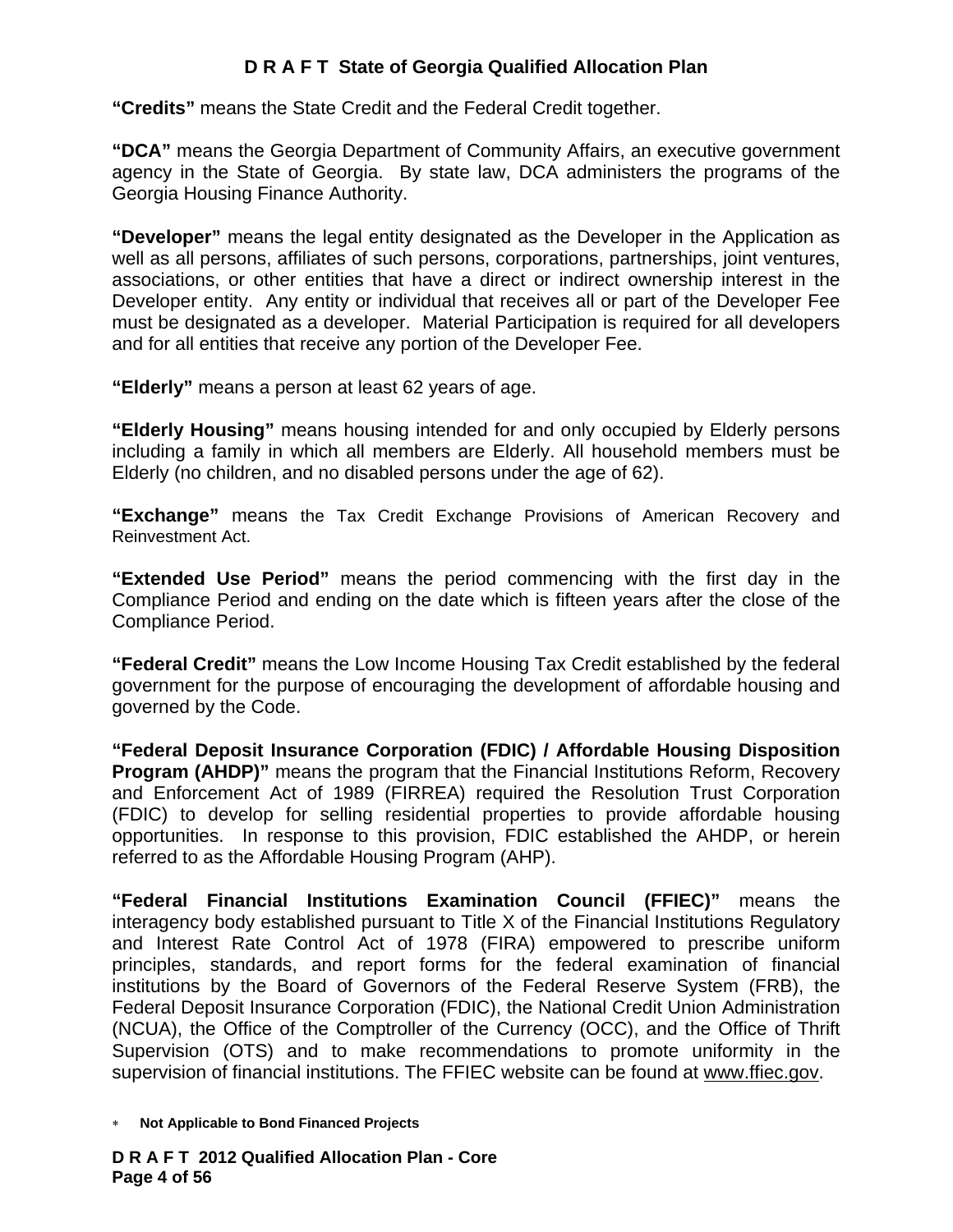**"Credits"** means the State Credit and the Federal Credit together.

**"DCA"** means the Georgia Department of Community Affairs, an executive government agency in the State of Georgia. By state law, DCA administers the programs of the Georgia Housing Finance Authority.

**"Developer"** means the legal entity designated as the Developer in the Application as well as all persons, affiliates of such persons, corporations, partnerships, joint ventures, associations, or other entities that have a direct or indirect ownership interest in the Developer entity. Any entity or individual that receives all or part of the Developer Fee must be designated as a developer. Material Participation is required for all developers and for all entities that receive any portion of the Developer Fee.

**"Elderly"** means a person at least 62 years of age.

**"Elderly Housing"** means housing intended for and only occupied by Elderly persons including a family in which all members are Elderly. All household members must be Elderly (no children, and no disabled persons under the age of 62).

**"Exchange"** means the Tax Credit Exchange Provisions of American Recovery and Reinvestment Act.

**"Extended Use Period"** means the period commencing with the first day in the Compliance Period and ending on the date which is fifteen years after the close of the Compliance Period.

**"Federal Credit"** means the Low Income Housing Tax Credit established by the federal government for the purpose of encouraging the development of affordable housing and governed by the Code.

**"Federal Deposit Insurance Corporation (FDIC) / Affordable Housing Disposition Program (AHDP)"** means the program that the Financial Institutions Reform, Recovery and Enforcement Act of 1989 (FIRREA) required the Resolution Trust Corporation (FDIC) to develop for selling residential properties to provide affordable housing opportunities. In response to this provision, FDIC established the AHDP, or herein referred to as the Affordable Housing Program (AHP).

**"Federal Financial Institutions Examination Council (FFIEC)"** means the interagency body established pursuant to Title X of the Financial Institutions Regulatory and Interest Rate Control Act of 1978 (FIRA) empowered to prescribe uniform principles, standards, and report forms for the federal examination of financial institutions by the Board of Governors of the Federal Reserve System (FRB), the Federal Deposit Insurance Corporation (FDIC), the National Credit Union Administration (NCUA), the Office of the Comptroller of the Currency (OCC), and the Office of Thrift Supervision (OTS) and to make recommendations to promote uniformity in the supervision of financial institutions. The FFIEC website can be found at www.ffiec.gov.

* **Not Applicable to Bond Financed Projects**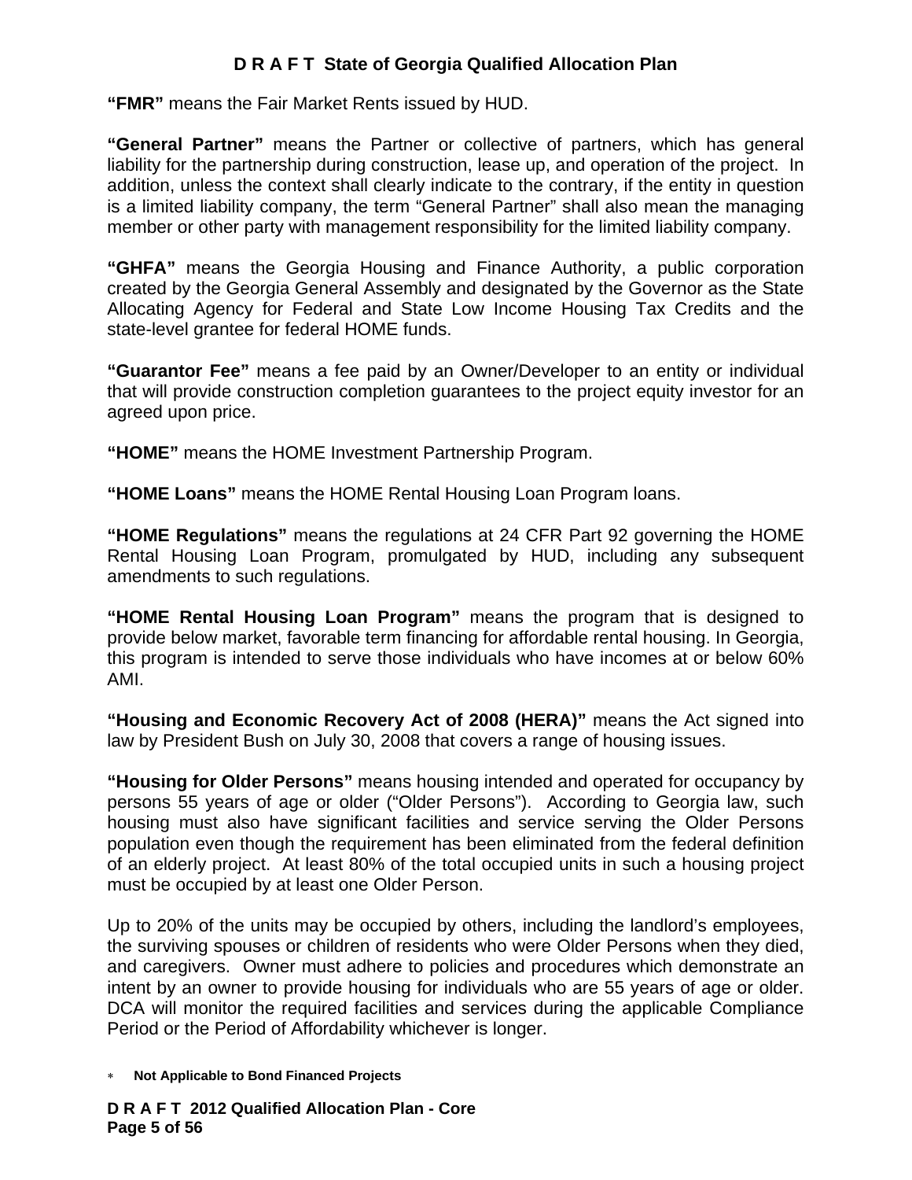**"FMR"** means the Fair Market Rents issued by HUD.

**"General Partner"** means the Partner or collective of partners, which has general liability for the partnership during construction, lease up, and operation of the project. In addition, unless the context shall clearly indicate to the contrary, if the entity in question is a limited liability company, the term "General Partner" shall also mean the managing member or other party with management responsibility for the limited liability company.

**"GHFA"** means the Georgia Housing and Finance Authority, a public corporation created by the Georgia General Assembly and designated by the Governor as the State Allocating Agency for Federal and State Low Income Housing Tax Credits and the state-level grantee for federal HOME funds.

**"Guarantor Fee"** means a fee paid by an Owner/Developer to an entity or individual that will provide construction completion guarantees to the project equity investor for an agreed upon price.

**"HOME"** means the HOME Investment Partnership Program.

**"HOME Loans"** means the HOME Rental Housing Loan Program loans.

**"HOME Regulations"** means the regulations at 24 CFR Part 92 governing the HOME Rental Housing Loan Program, promulgated by HUD, including any subsequent amendments to such regulations.

**"HOME Rental Housing Loan Program"** means the program that is designed to provide below market, favorable term financing for affordable rental housing. In Georgia, this program is intended to serve those individuals who have incomes at or below 60% AMI.

**"Housing and Economic Recovery Act of 2008 (HERA)"** means the Act signed into law by President Bush on July 30, 2008 that covers a range of housing issues.

**"Housing for Older Persons"** means housing intended and operated for occupancy by persons 55 years of age or older ("Older Persons"). According to Georgia law, such housing must also have significant facilities and service serving the Older Persons population even though the requirement has been eliminated from the federal definition of an elderly project. At least 80% of the total occupied units in such a housing project must be occupied by at least one Older Person.

Up to 20% of the units may be occupied by others, including the landlord's employees, the surviving spouses or children of residents who were Older Persons when they died, and caregivers. Owner must adhere to policies and procedures which demonstrate an intent by an owner to provide housing for individuals who are 55 years of age or older. DCA will monitor the required facilities and services during the applicable Compliance Period or the Period of Affordability whichever is longer.

* **Not Applicable to Bond Financed Projects**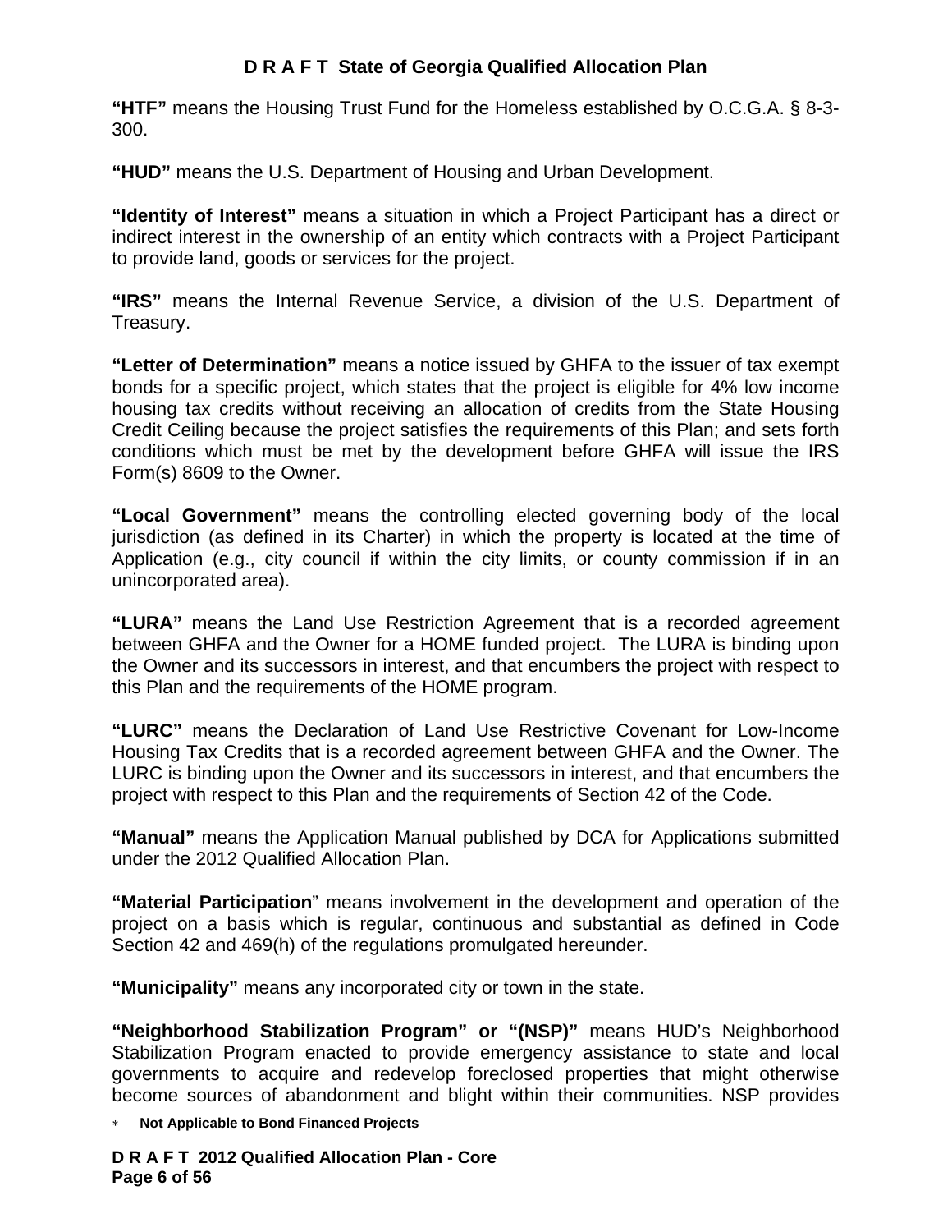**“HTF”** means the Housing Trust Fund for the Homeless established by O.C.G.A. § 8-3-300.

**“HUD”** means the U.S. Department of Housing and Urban Development.

**“Identity of Interest”** means a situation in which a Project Participant has a direct or indirect interest in the ownership of an entity which contracts with a Project Participant to provide land, goods or services for the project.

**“IRS”** means the Internal Revenue Service, a division of the U.S. Department of Treasury.

**“Letter of Determination”** means a notice issued by GHFA to the issuer of tax exempt bonds for a specific project, which states that the project is eligible for 4% low income housing tax credits without receiving an allocation of credits from the State Housing Credit Ceiling because the project satisfies the requirements of this Plan; and sets forth conditions which must be met by the development before GHFA will issue the IRS Form(s) 8609 to the Owner.

**“Local Government”** means the controlling elected governing body of the local jurisdiction (as defined in its Charter) in which the property is located at the time of Application (e.g., city council if within the city limits, or county commission if in an unincorporated area).

**“LURA”** means the Land Use Restriction Agreement that is a recorded agreement between GHFA and the Owner for a HOME funded project. The LURA is binding upon the Owner and its successors in interest, and that encumbers the project with respect to this Plan and the requirements of the HOME program.

**“LURC”** means the Declaration of Land Use Restrictive Covenant for Low-Income Housing Tax Credits that is a recorded agreement between GHFA and the Owner. The LURC is binding upon the Owner and its successors in interest, and that encumbers the project with respect to this Plan and the requirements of Section 42 of the Code.

**“Manual”** means the Application Manual published by DCA for Applications submitted under the 2012 Qualified Allocation Plan.

**“Material Participation**” means involvement in the development and operation of the project on a basis which is regular, continuous and substantial as defined in Code Section 42 and 469(h) of the regulations promulgated hereunder.

**“Municipality”** means any incorporated city or town in the state.

**“Neighborhood Stabilization Program” or “(NSP)”** means HUD’s Neighborhood Stabilization Program enacted to provide emergency assistance to state and local governments to acquire and redevelop foreclosed properties that might otherwise become sources of abandonment and blight within their communities. NSP provides

* **Not Applicable to Bond Financed Projects**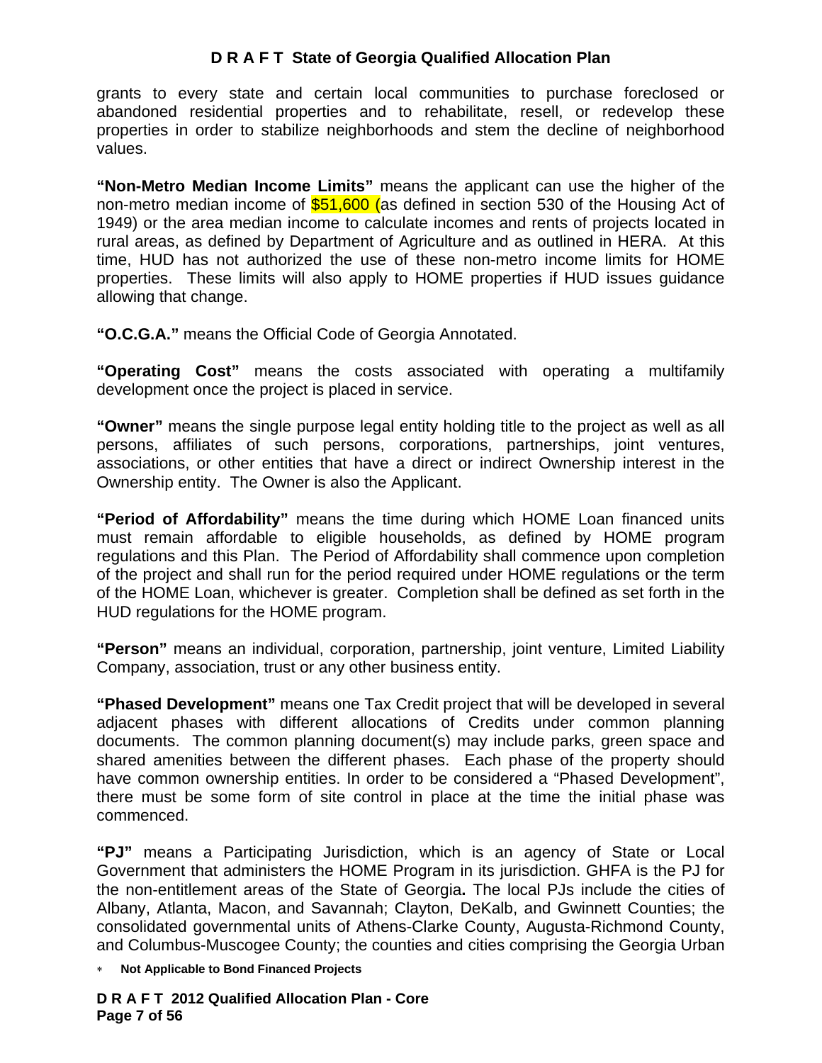grants to every state and certain local communities to purchase foreclosed or abandoned residential properties and to rehabilitate, resell, or redevelop these properties in order to stabilize neighborhoods and stem the decline of neighborhood values.

**"Non-Metro Median Income Limits"** means the applicant can use the higher of the non-metro median income of $51,600 (as defined in section 530 of the Housing Act of 1949) or the area median income to calculate incomes and rents of projects located in rural areas, as defined by Department of Agriculture and as outlined in HERA. At this time, HUD has not authorized the use of these non-metro income limits for HOME properties. These limits will also apply to HOME properties if HUD issues guidance allowing that change.

**"O.C.G.A."** means the Official Code of Georgia Annotated.

**"Operating Cost"** means the costs associated with operating a multifamily development once the project is placed in service.

**"Owner"** means the single purpose legal entity holding title to the project as well as all persons, affiliates of such persons, corporations, partnerships, joint ventures, associations, or other entities that have a direct or indirect Ownership interest in the Ownership entity. The Owner is also the Applicant.

**"Period of Affordability"** means the time during which HOME Loan financed units must remain affordable to eligible households, as defined by HOME program regulations and this Plan. The Period of Affordability shall commence upon completion of the project and shall run for the period required under HOME regulations or the term of the HOME Loan, whichever is greater. Completion shall be defined as set forth in the HUD regulations for the HOME program.

**"Person"** means an individual, corporation, partnership, joint venture, Limited Liability Company, association, trust or any other business entity.

**"Phased Development"** means one Tax Credit project that will be developed in several adjacent phases with different allocations of Credits under common planning documents. The common planning document(s) may include parks, green space and shared amenities between the different phases. Each phase of the property should have common ownership entities. In order to be considered a "Phased Development", there must be some form of site control in place at the time the initial phase was commenced.

**"PJ"** means a Participating Jurisdiction, which is an agency of State or Local Government that administers the HOME Program in its jurisdiction. GHFA is the PJ for the non-entitlement areas of the State of Georgia**.** The local PJs include the cities of Albany, Atlanta, Macon, and Savannah; Clayton, DeKalb, and Gwinnett Counties; the consolidated governmental units of Athens-Clarke County, Augusta-Richmond County, and Columbus-Muscogee County; the counties and cities comprising the Georgia Urban

∗ **Not Applicable to Bond Financed Projects**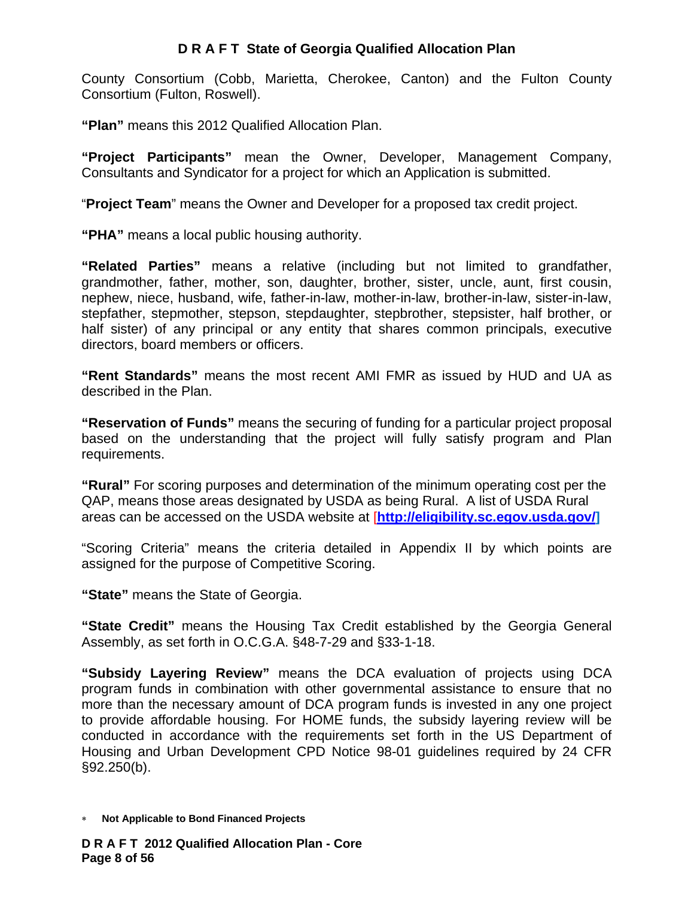County Consortium (Cobb, Marietta, Cherokee, Canton) and the Fulton County Consortium (Fulton, Roswell).

**"Plan"** means this 2012 Qualified Allocation Plan.

**"Project Participants"** mean the Owner, Developer, Management Company, Consultants and Syndicator for a project for which an Application is submitted.

"**Project Team**" means the Owner and Developer for a proposed tax credit project.

**"PHA"** means a local public housing authority.

**"Related Parties"** means a relative (including but not limited to grandfather, grandmother, father, mother, son, daughter, brother, sister, uncle, aunt, first cousin, nephew, niece, husband, wife, father-in-law, mother-in-law, brother-in-law, sister-in-law, stepfather, stepmother, stepson, stepdaughter, stepbrother, stepsister, half brother, or half sister) of any principal or any entity that shares common principals, executive directors, board members or officers.

**"Rent Standards"** means the most recent AMI FMR as issued by HUD and UA as described in the Plan.

**"Reservation of Funds"** means the securing of funding for a particular project proposal based on the understanding that the project will fully satisfy program and Plan requirements.

**"Rural"** For scoring purposes and determination of the minimum operating cost per the QAP, means those areas designated by USDA as being Rural. A list of USDA Rural areas can be accessed on the USDA website at [**http://eligibility.sc.egov.usda.gov/**]

"Scoring Criteria" means the criteria detailed in Appendix II by which points are assigned for the purpose of Competitive Scoring.

**"State"** means the State of Georgia.

**"State Credit"** means the Housing Tax Credit established by the Georgia General Assembly, as set forth in O.C.G.A. §48-7-29 and §33-1-18.

**"Subsidy Layering Review"** means the DCA evaluation of projects using DCA program funds in combination with other governmental assistance to ensure that no more than the necessary amount of DCA program funds is invested in any one project to provide affordable housing. For HOME funds, the subsidy layering review will be conducted in accordance with the requirements set forth in the US Department of Housing and Urban Development CPD Notice 98-01 guidelines required by 24 CFR §92.250(b).

* **Not Applicable to Bond Financed Projects**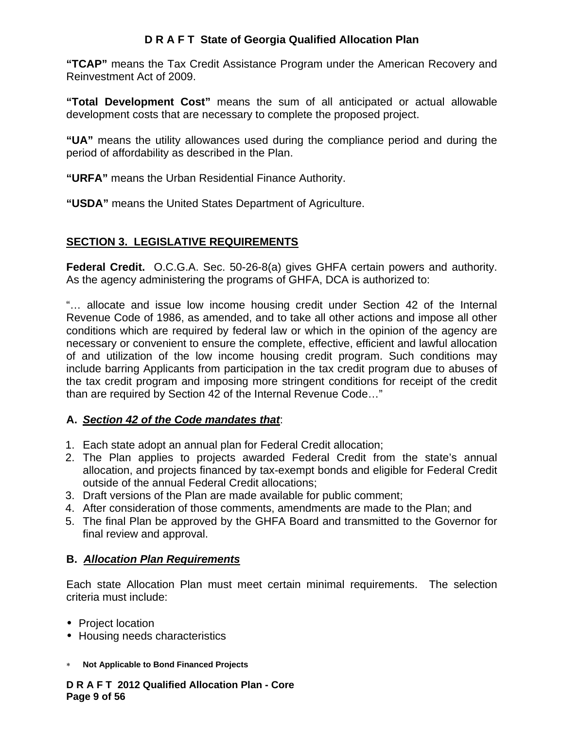**"TCAP"** means the Tax Credit Assistance Program under the American Recovery and Reinvestment Act of 2009.

**"Total Development Cost"** means the sum of all anticipated or actual allowable development costs that are necessary to complete the proposed project.

**"UA"** means the utility allowances used during the compliance period and during the period of affordability as described in the Plan.

**"URFA"** means the Urban Residential Finance Authority.

**"USDA"** means the United States Department of Agriculture.

## SECTION 3. LEGISLATIVE REQUIREMENTS

**Federal Credit.** O.C.G.A. Sec. 50-26-8(a) gives GHFA certain powers and authority. As the agency administering the programs of GHFA, DCA is authorized to:

"… allocate and issue low income housing credit under Section 42 of the Internal Revenue Code of 1986, as amended, and to take all other actions and impose all other conditions which are required by federal law or which in the opinion of the agency are necessary or convenient to ensure the complete, effective, efficient and lawful allocation of and utilization of the low income housing credit program. Such conditions may include barring Applicants from participation in the tax credit program due to abuses of the tax credit program and imposing more stringent conditions for receipt of the credit than are required by Section 42 of the Internal Revenue Code…"

### A. ***Section 42 of the Code mandates that***:

1. Each state adopt an annual plan for Federal Credit allocation;
2. The Plan applies to projects awarded Federal Credit from the state's annual allocation, and projects financed by tax-exempt bonds and eligible for Federal Credit outside of the annual Federal Credit allocations;
3. Draft versions of the Plan are made available for public comment;
4. After consideration of those comments, amendments are made to the Plan; and
5. The final Plan be approved by the GHFA Board and transmitted to the Governor for final review and approval.

### B. ***Allocation Plan Requirements***

Each state Allocation Plan must meet certain minimal requirements. The selection criteria must include:

- Project location
- Housing needs characteristics

\* **Not Applicable to Bond Financed Projects**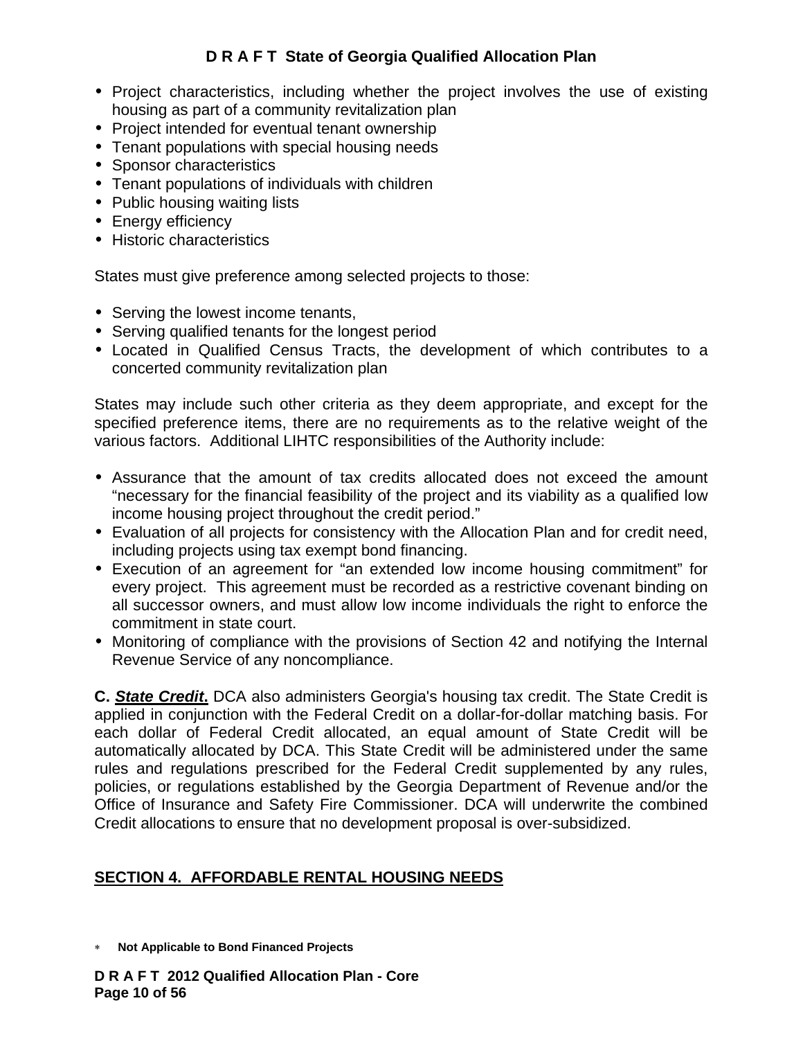- Project characteristics, including whether the project involves the use of existing housing as part of a community revitalization plan
- Project intended for eventual tenant ownership
- Tenant populations with special housing needs
- Sponsor characteristics
- Tenant populations of individuals with children
- Public housing waiting lists
- Energy efficiency
- Historic characteristics

States must give preference among selected projects to those:

- Serving the lowest income tenants,
- Serving qualified tenants for the longest period
- Located in Qualified Census Tracts, the development of which contributes to a concerted community revitalization plan

States may include such other criteria as they deem appropriate, and except for the specified preference items, there are no requirements as to the relative weight of the various factors. Additional LIHTC responsibilities of the Authority include:

- Assurance that the amount of tax credits allocated does not exceed the amount "necessary for the financial feasibility of the project and its viability as a qualified low income housing project throughout the credit period."
- Evaluation of all projects for consistency with the Allocation Plan and for credit need, including projects using tax exempt bond financing.
- Execution of an agreement for "an extended low income housing commitment" for every project. This agreement must be recorded as a restrictive covenant binding on all successor owners, and must allow low income individuals the right to enforce the commitment in state court.
- Monitoring of compliance with the provisions of Section 42 and notifying the Internal Revenue Service of any noncompliance.

**C. *State Credit***. DCA also administers Georgia's housing tax credit. The State Credit is applied in conjunction with the Federal Credit on a dollar-for-dollar matching basis. For each dollar of Federal Credit allocated, an equal amount of State Credit will be automatically allocated by DCA. This State Credit will be administered under the same rules and regulations prescribed for the Federal Credit supplemented by any rules, policies, or regulations established by the Georgia Department of Revenue and/or the Office of Insurance and Safety Fire Commissioner. DCA will underwrite the combined Credit allocations to ensure that no development proposal is over-subsidized.

## SECTION 4. AFFORDABLE RENTAL HOUSING NEEDS

\* **Not Applicable to Bond Financed Projects**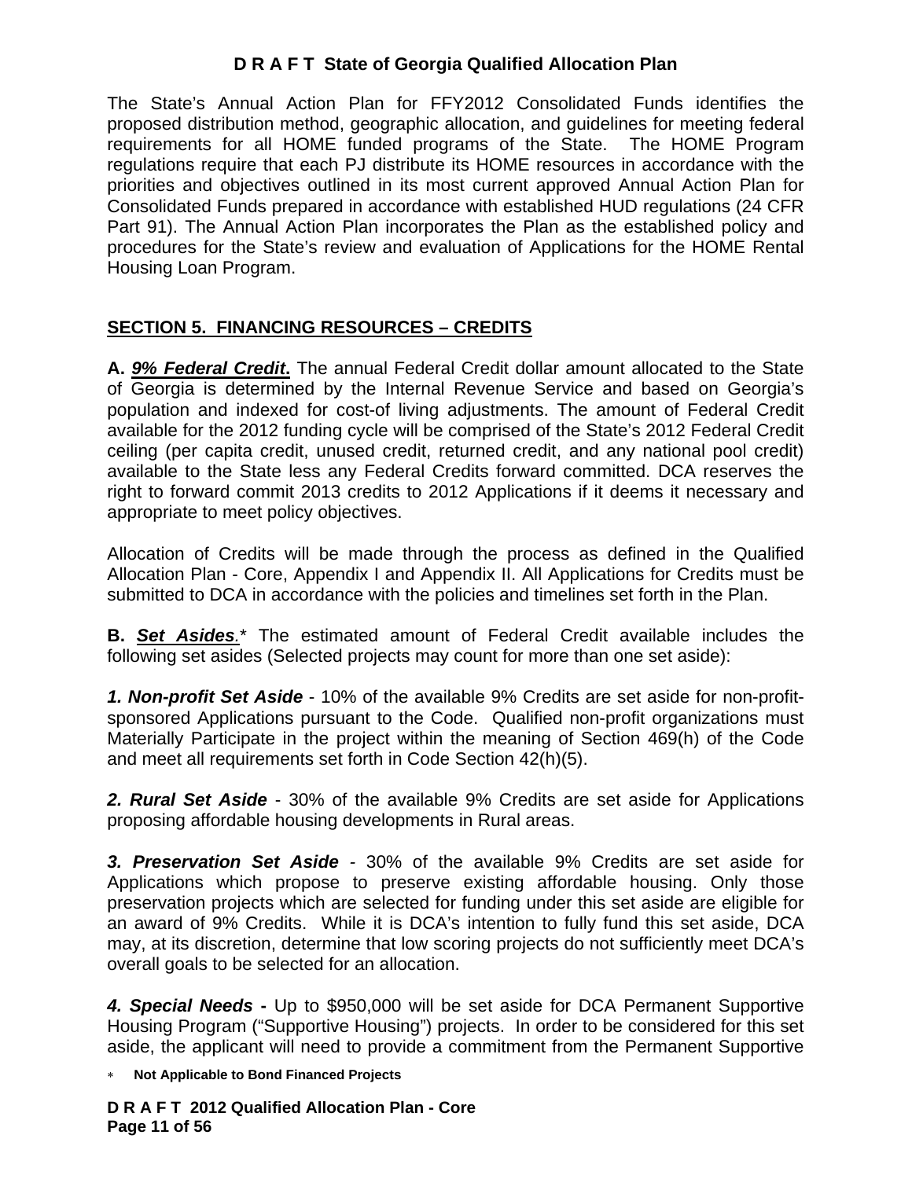The State's Annual Action Plan for FFY2012 Consolidated Funds identifies the proposed distribution method, geographic allocation, and guidelines for meeting federal requirements for all HOME funded programs of the State. The HOME Program regulations require that each PJ distribute its HOME resources in accordance with the priorities and objectives outlined in its most current approved Annual Action Plan for Consolidated Funds prepared in accordance with established HUD regulations (24 CFR Part 91). The Annual Action Plan incorporates the Plan as the established policy and procedures for the State's review and evaluation of Applications for the HOME Rental Housing Loan Program.

## SECTION 5. FINANCING RESOURCES – CREDITS

**A. *9% Federal Credit*.** The annual Federal Credit dollar amount allocated to the State of Georgia is determined by the Internal Revenue Service and based on Georgia's population and indexed for cost-of living adjustments. The amount of Federal Credit available for the 2012 funding cycle will be comprised of the State's 2012 Federal Credit ceiling (per capita credit, unused credit, returned credit, and any national pool credit) available to the State less any Federal Credits forward committed. DCA reserves the right to forward commit 2013 credits to 2012 Applications if it deems it necessary and appropriate to meet policy objectives.

Allocation of Credits will be made through the process as defined in the Qualified Allocation Plan - Core, Appendix I and Appendix II. All Applications for Credits must be submitted to DCA in accordance with the policies and timelines set forth in the Plan.

**B. *Set Asides*.*** The estimated amount of Federal Credit available includes the following set asides (Selected projects may count for more than one set aside):

***1. Non-profit Set Aside*** - 10% of the available 9% Credits are set aside for non-profit-sponsored Applications pursuant to the Code. Qualified non-profit organizations must Materially Participate in the project within the meaning of Section 469(h) of the Code and meet all requirements set forth in Code Section 42(h)(5).

***2. Rural Set Aside*** - 30% of the available 9% Credits are set aside for Applications proposing affordable housing developments in Rural areas.

***3. Preservation Set Aside*** - 30% of the available 9% Credits are set aside for Applications which propose to preserve existing affordable housing. Only those preservation projects which are selected for funding under this set aside are eligible for an award of 9% Credits. While it is DCA's intention to fully fund this set aside, DCA may, at its discretion, determine that low scoring projects do not sufficiently meet DCA's overall goals to be selected for an allocation.

***4. Special Needs* -** Up to $950,000 will be set aside for DCA Permanent Supportive Housing Program ("Supportive Housing") projects. In order to be considered for this set aside, the applicant will need to provide a commitment from the Permanent Supportive

\* **Not Applicable to Bond Financed Projects**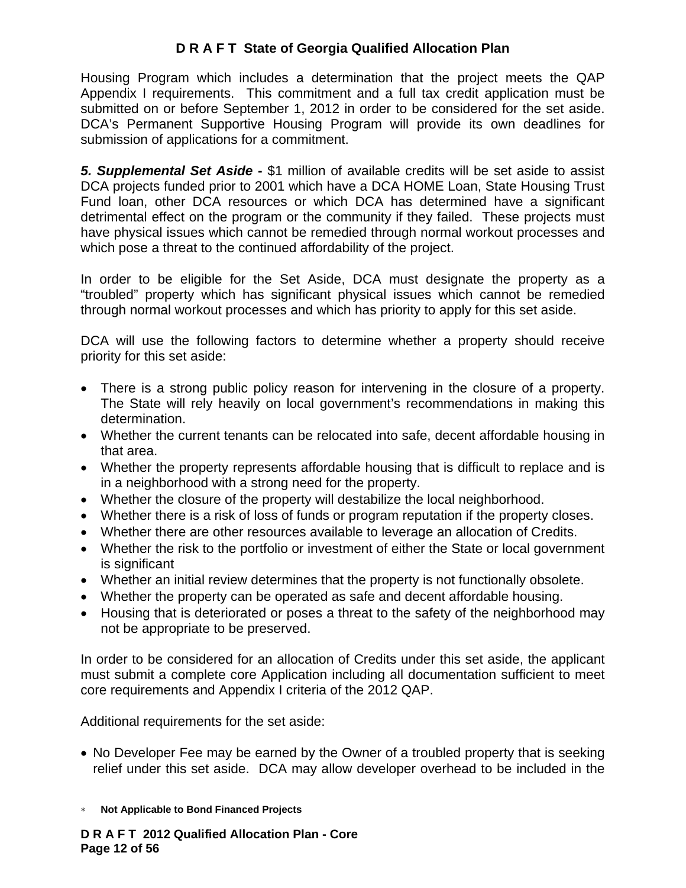Housing Program which includes a determination that the project meets the QAP Appendix I requirements. This commitment and a full tax credit application must be submitted on or before September 1, 2012 in order to be considered for the set aside. DCA's Permanent Supportive Housing Program will provide its own deadlines for submission of applications for a commitment.

***5. Supplemental Set Aside* -** $1 million of available credits will be set aside to assist DCA projects funded prior to 2001 which have a DCA HOME Loan, State Housing Trust Fund loan, other DCA resources or which DCA has determined have a significant detrimental effect on the program or the community if they failed. These projects must have physical issues which cannot be remedied through normal workout processes and which pose a threat to the continued affordability of the project.

In order to be eligible for the Set Aside, DCA must designate the property as a "troubled" property which has significant physical issues which cannot be remedied through normal workout processes and which has priority to apply for this set aside.

DCA will use the following factors to determine whether a property should receive priority for this set aside:

- There is a strong public policy reason for intervening in the closure of a property. The State will rely heavily on local government's recommendations in making this determination.
- Whether the current tenants can be relocated into safe, decent affordable housing in that area.
- Whether the property represents affordable housing that is difficult to replace and is in a neighborhood with a strong need for the property.
- Whether the closure of the property will destabilize the local neighborhood.
- Whether there is a risk of loss of funds or program reputation if the property closes.
- Whether there are other resources available to leverage an allocation of Credits.
- Whether the risk to the portfolio or investment of either the State or local government is significant
- Whether an initial review determines that the property is not functionally obsolete.
- Whether the property can be operated as safe and decent affordable housing.
- Housing that is deteriorated or poses a threat to the safety of the neighborhood may not be appropriate to be preserved.

In order to be considered for an allocation of Credits under this set aside, the applicant must submit a complete core Application including all documentation sufficient to meet core requirements and Appendix I criteria of the 2012 QAP.

Additional requirements for the set aside:

- No Developer Fee may be earned by the Owner of a troubled property that is seeking relief under this set aside. DCA may allow developer overhead to be included in the

* **Not Applicable to Bond Financed Projects**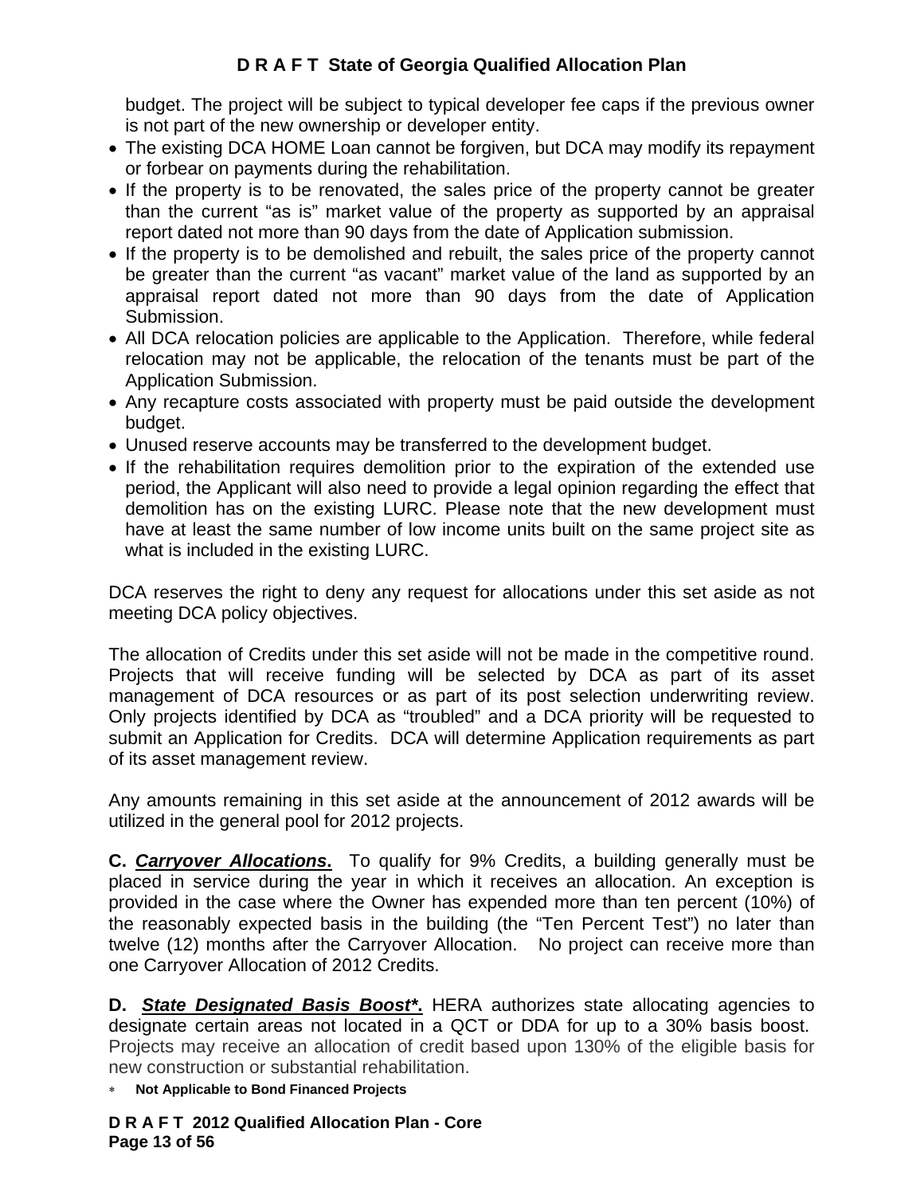budget. The project will be subject to typical developer fee caps if the previous owner is not part of the new ownership or developer entity.

- The existing DCA HOME Loan cannot be forgiven, but DCA may modify its repayment or forbear on payments during the rehabilitation.
- If the property is to be renovated, the sales price of the property cannot be greater than the current "as is" market value of the property as supported by an appraisal report dated not more than 90 days from the date of Application submission.
- If the property is to be demolished and rebuilt, the sales price of the property cannot be greater than the current "as vacant" market value of the land as supported by an appraisal report dated not more than 90 days from the date of Application Submission.
- All DCA relocation policies are applicable to the Application. Therefore, while federal relocation may not be applicable, the relocation of the tenants must be part of the Application Submission.
- Any recapture costs associated with property must be paid outside the development budget.
- Unused reserve accounts may be transferred to the development budget.
- If the rehabilitation requires demolition prior to the expiration of the extended use period, the Applicant will also need to provide a legal opinion regarding the effect that demolition has on the existing LURC. Please note that the new development must have at least the same number of low income units built on the same project site as what is included in the existing LURC.

DCA reserves the right to deny any request for allocations under this set aside as not meeting DCA policy objectives.

The allocation of Credits under this set aside will not be made in the competitive round. Projects that will receive funding will be selected by DCA as part of its asset management of DCA resources or as part of its post selection underwriting review. Only projects identified by DCA as "troubled" and a DCA priority will be requested to submit an Application for Credits. DCA will determine Application requirements as part of its asset management review.

Any amounts remaining in this set aside at the announcement of 2012 awards will be utilized in the general pool for 2012 projects.

**C. *Carryover Allocations*.** To qualify for 9% Credits, a building generally must be placed in service during the year in which it receives an allocation. An exception is provided in the case where the Owner has expended more than ten percent (10%) of the reasonably expected basis in the building (the "Ten Percent Test") no later than twelve (12) months after the Carryover Allocation. No project can receive more than one Carryover Allocation of 2012 Credits.

**D. *State Designated Basis Boost*\*.** HERA authorizes state allocating agencies to designate certain areas not located in a QCT or DDA for up to a 30% basis boost. Projects may receive an allocation of credit based upon 130% of the eligible basis for new construction or substantial rehabilitation.

\* **Not Applicable to Bond Financed Projects**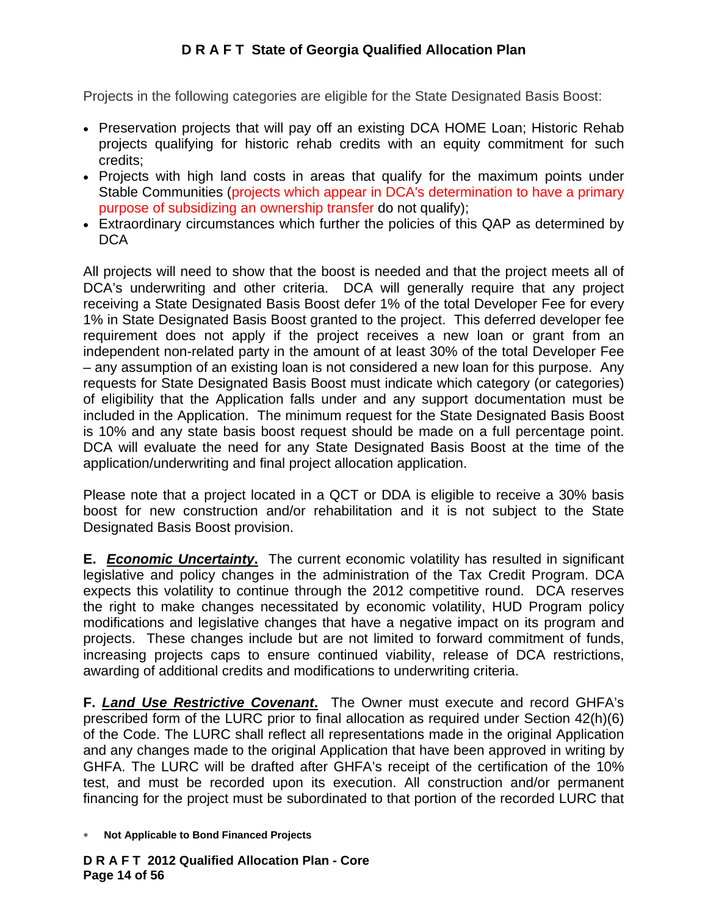Projects in the following categories are eligible for the State Designated Basis Boost:

- Preservation projects that will pay off an existing DCA HOME Loan; Historic Rehab projects qualifying for historic rehab credits with an equity commitment for such credits;
- Projects with high land costs in areas that qualify for the maximum points under Stable Communities (projects which appear in DCA's determination to have a primary purpose of subsidizing an ownership transfer do not qualify);
- Extraordinary circumstances which further the policies of this QAP as determined by DCA

All projects will need to show that the boost is needed and that the project meets all of DCA's underwriting and other criteria. DCA will generally require that any project receiving a State Designated Basis Boost defer 1% of the total Developer Fee for every 1% in State Designated Basis Boost granted to the project. This deferred developer fee requirement does not apply if the project receives a new loan or grant from an independent non-related party in the amount of at least 30% of the total Developer Fee – any assumption of an existing loan is not considered a new loan for this purpose. Any requests for State Designated Basis Boost must indicate which category (or categories) of eligibility that the Application falls under and any support documentation must be included in the Application. The minimum request for the State Designated Basis Boost is 10% and any state basis boost request should be made on a full percentage point. DCA will evaluate the need for any State Designated Basis Boost at the time of the application/underwriting and final project allocation application.

Please note that a project located in a QCT or DDA is eligible to receive a 30% basis boost for new construction and/or rehabilitation and it is not subject to the State Designated Basis Boost provision.

**E. *Economic Uncertainty*.** The current economic volatility has resulted in significant legislative and policy changes in the administration of the Tax Credit Program. DCA expects this volatility to continue through the 2012 competitive round. DCA reserves the right to make changes necessitated by economic volatility, HUD Program policy modifications and legislative changes that have a negative impact on its program and projects. These changes include but are not limited to forward commitment of funds, increasing projects caps to ensure continued viability, release of DCA restrictions, awarding of additional credits and modifications to underwriting criteria.

**F. *Land Use Restrictive Covenant*.** The Owner must execute and record GHFA's prescribed form of the LURC prior to final allocation as required under Section 42(h)(6) of the Code. The LURC shall reflect all representations made in the original Application and any changes made to the original Application that have been approved in writing by GHFA. The LURC will be drafted after GHFA's receipt of the certification of the 10% test, and must be recorded upon its execution. All construction and/or permanent financing for the project must be subordinated to that portion of the recorded LURC that

\* **Not Applicable to Bond Financed Projects**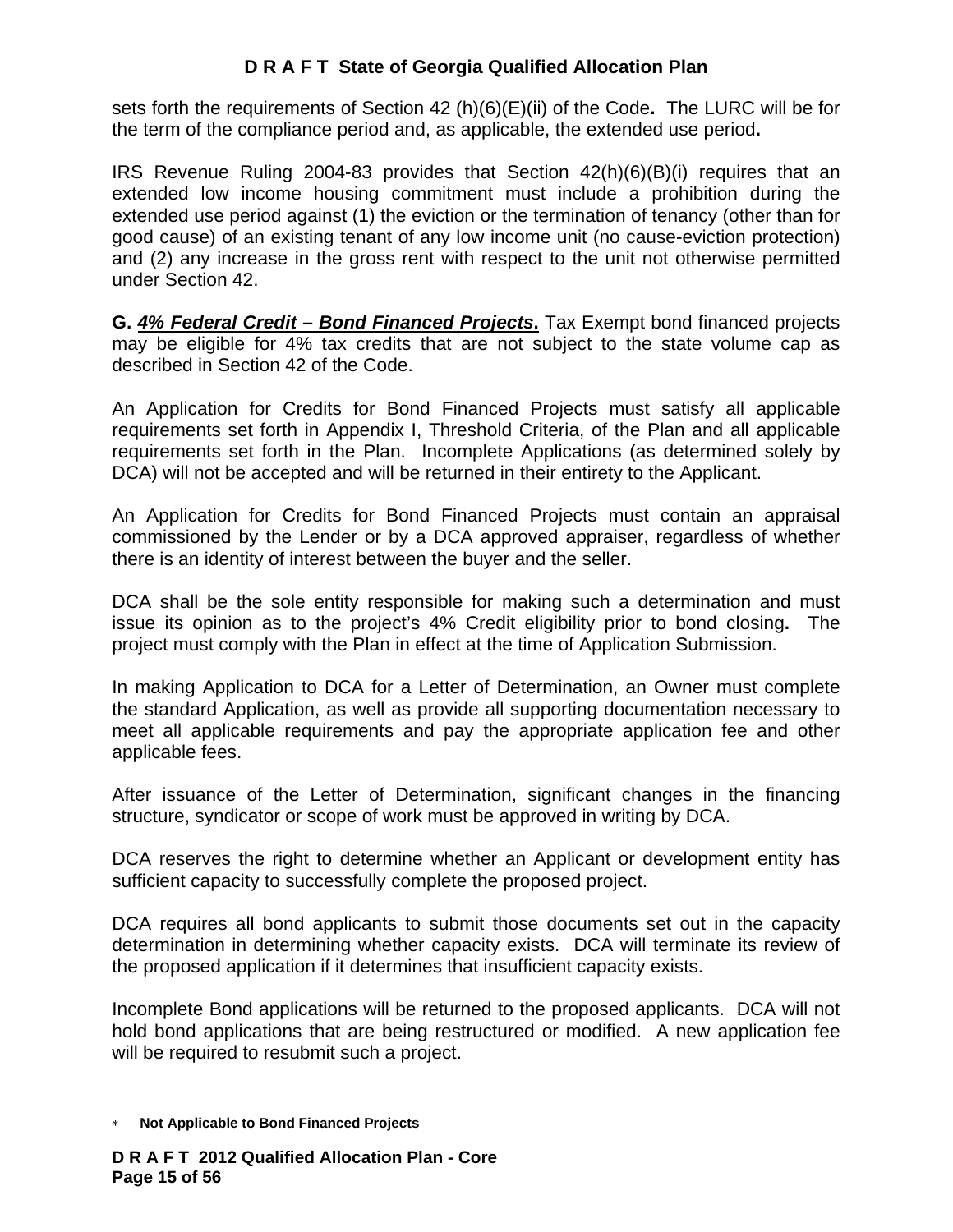sets forth the requirements of Section 42 (h)(6)(E)(ii) of the Code**.** The LURC will be for the term of the compliance period and, as applicable, the extended use period**.**

IRS Revenue Ruling 2004-83 provides that Section 42(h)(6)(B)(i) requires that an extended low income housing commitment must include a prohibition during the extended use period against (1) the eviction or the termination of tenancy (other than for good cause) of an existing tenant of any low income unit (no cause-eviction protection) and (2) any increase in the gross rent with respect to the unit not otherwise permitted under Section 42.

**G. *4% Federal Credit – Bond Financed Projects*.** Tax Exempt bond financed projects may be eligible for 4% tax credits that are not subject to the state volume cap as described in Section 42 of the Code.

An Application for Credits for Bond Financed Projects must satisfy all applicable requirements set forth in Appendix I, Threshold Criteria, of the Plan and all applicable requirements set forth in the Plan. Incomplete Applications (as determined solely by DCA) will not be accepted and will be returned in their entirety to the Applicant.

An Application for Credits for Bond Financed Projects must contain an appraisal commissioned by the Lender or by a DCA approved appraiser, regardless of whether there is an identity of interest between the buyer and the seller.

DCA shall be the sole entity responsible for making such a determination and must issue its opinion as to the project's 4% Credit eligibility prior to bond closing**.** The project must comply with the Plan in effect at the time of Application Submission.

In making Application to DCA for a Letter of Determination, an Owner must complete the standard Application, as well as provide all supporting documentation necessary to meet all applicable requirements and pay the appropriate application fee and other applicable fees.

After issuance of the Letter of Determination, significant changes in the financing structure, syndicator or scope of work must be approved in writing by DCA.

DCA reserves the right to determine whether an Applicant or development entity has sufficient capacity to successfully complete the proposed project.

DCA requires all bond applicants to submit those documents set out in the capacity determination in determining whether capacity exists. DCA will terminate its review of the proposed application if it determines that insufficient capacity exists.

Incomplete Bond applications will be returned to the proposed applicants. DCA will not hold bond applications that are being restructured or modified. A new application fee will be required to resubmit such a project.

* **Not Applicable to Bond Financed Projects**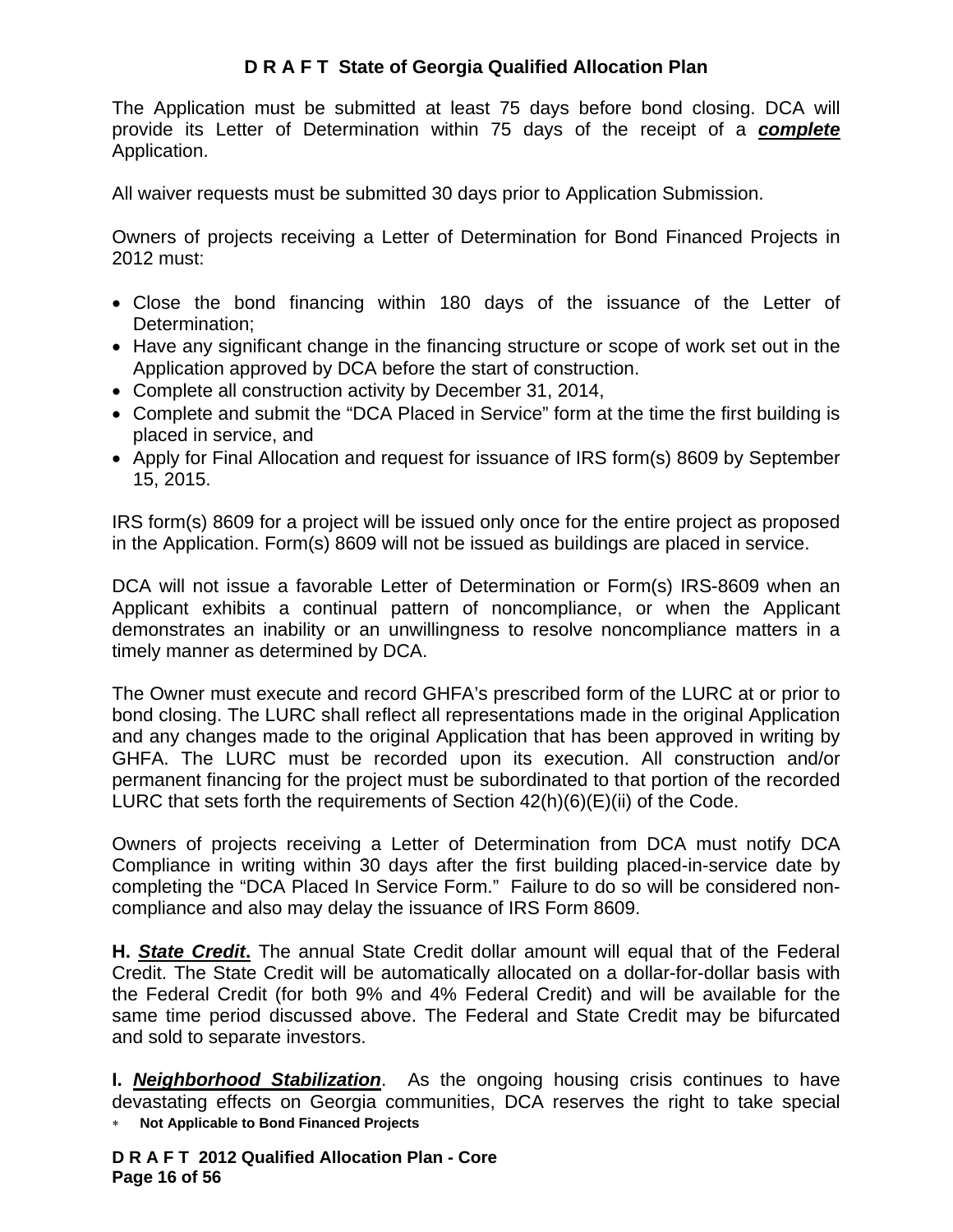The Application must be submitted at least 75 days before bond closing. DCA will provide its Letter of Determination within 75 days of the receipt of a ***complete*** Application.

All waiver requests must be submitted 30 days prior to Application Submission.

Owners of projects receiving a Letter of Determination for Bond Financed Projects in 2012 must:

- Close the bond financing within 180 days of the issuance of the Letter of Determination;
- Have any significant change in the financing structure or scope of work set out in the Application approved by DCA before the start of construction.
- Complete all construction activity by December 31, 2014,
- Complete and submit the "DCA Placed in Service" form at the time the first building is placed in service, and
- Apply for Final Allocation and request for issuance of IRS form(s) 8609 by September 15, 2015.

IRS form(s) 8609 for a project will be issued only once for the entire project as proposed in the Application. Form(s) 8609 will not be issued as buildings are placed in service.

DCA will not issue a favorable Letter of Determination or Form(s) IRS-8609 when an Applicant exhibits a continual pattern of noncompliance, or when the Applicant demonstrates an inability or an unwillingness to resolve noncompliance matters in a timely manner as determined by DCA.

The Owner must execute and record GHFA's prescribed form of the LURC at or prior to bond closing. The LURC shall reflect all representations made in the original Application and any changes made to the original Application that has been approved in writing by GHFA. The LURC must be recorded upon its execution. All construction and/or permanent financing for the project must be subordinated to that portion of the recorded LURC that sets forth the requirements of Section 42(h)(6)(E)(ii) of the Code.

Owners of projects receiving a Letter of Determination from DCA must notify DCA Compliance in writing within 30 days after the first building placed-in-service date by completing the "DCA Placed In Service Form." Failure to do so will be considered non-compliance and also may delay the issuance of IRS Form 8609.

**H. *State Credit*.** The annual State Credit dollar amount will equal that of the Federal Credit. The State Credit will be automatically allocated on a dollar-for-dollar basis with the Federal Credit (for both 9% and 4% Federal Credit) and will be available for the same time period discussed above. The Federal and State Credit may be bifurcated and sold to separate investors.

**I. *Neighborhood Stabilization*.** As the ongoing housing crisis continues to have devastating effects on Georgia communities, DCA reserves the right to take special

∗ **Not Applicable to Bond Financed Projects**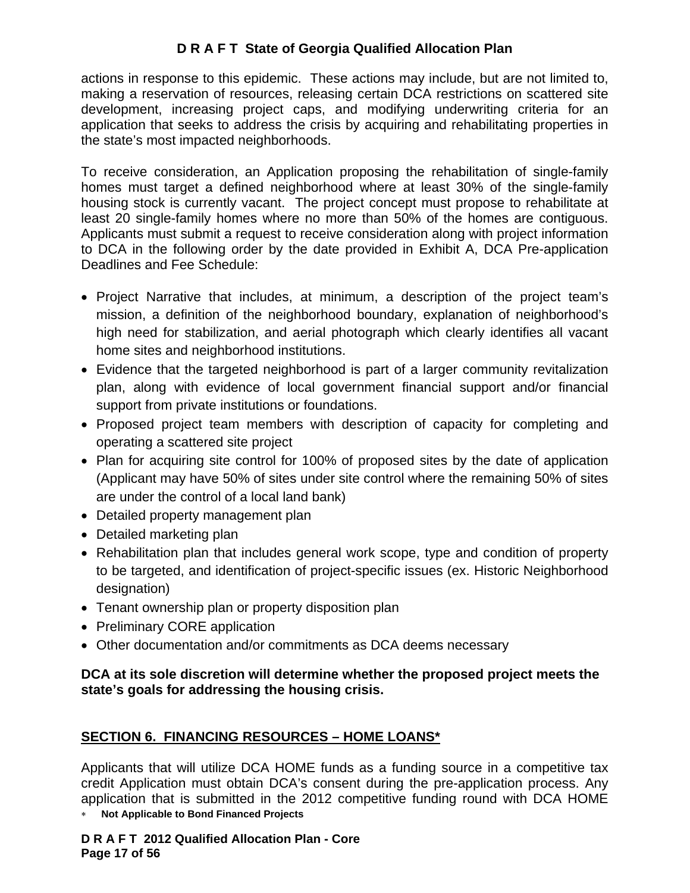actions in response to this epidemic. These actions may include, but are not limited to, making a reservation of resources, releasing certain DCA restrictions on scattered site development, increasing project caps, and modifying underwriting criteria for an application that seeks to address the crisis by acquiring and rehabilitating properties in the state's most impacted neighborhoods.

To receive consideration, an Application proposing the rehabilitation of single-family homes must target a defined neighborhood where at least 30% of the single-family housing stock is currently vacant. The project concept must propose to rehabilitate at least 20 single-family homes where no more than 50% of the homes are contiguous. Applicants must submit a request to receive consideration along with project information to DCA in the following order by the date provided in Exhibit A, DCA Pre-application Deadlines and Fee Schedule:

- Project Narrative that includes, at minimum, a description of the project team's mission, a definition of the neighborhood boundary, explanation of neighborhood's high need for stabilization, and aerial photograph which clearly identifies all vacant home sites and neighborhood institutions.
- Evidence that the targeted neighborhood is part of a larger community revitalization plan, along with evidence of local government financial support and/or financial support from private institutions or foundations.
- Proposed project team members with description of capacity for completing and operating a scattered site project
- Plan for acquiring site control for 100% of proposed sites by the date of application (Applicant may have 50% of sites under site control where the remaining 50% of sites are under the control of a local land bank)
- Detailed property management plan
- Detailed marketing plan
- Rehabilitation plan that includes general work scope, type and condition of property to be targeted, and identification of project-specific issues (ex. Historic Neighborhood designation)
- Tenant ownership plan or property disposition plan
- Preliminary CORE application
- Other documentation and/or commitments as DCA deems necessary

**DCA at its sole discretion will determine whether the proposed project meets the state's goals for addressing the housing crisis.**

## SECTION 6. FINANCING RESOURCES – HOME LOANS*

Applicants that will utilize DCA HOME funds as a funding source in a competitive tax credit Application must obtain DCA's consent during the pre-application process. Any application that is submitted in the 2012 competitive funding round with DCA HOME

\* **Not Applicable to Bond Financed Projects**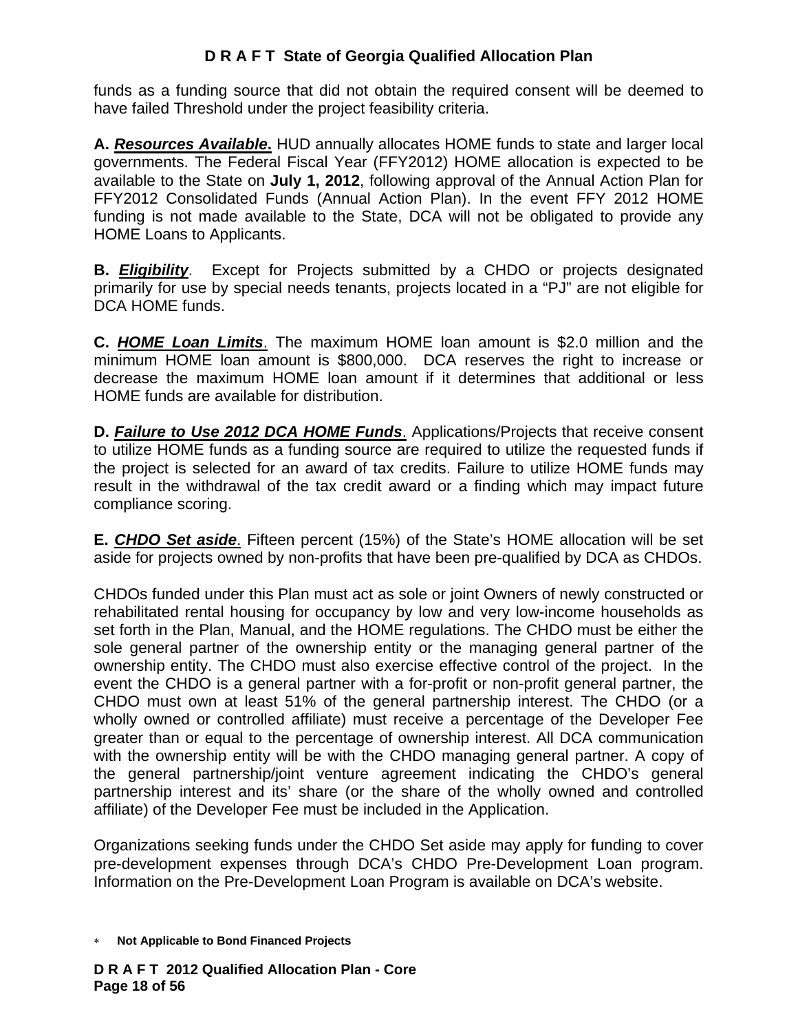funds as a funding source that did not obtain the required consent will be deemed to have failed Threshold under the project feasibility criteria.

**A. *Resources Available*.** HUD annually allocates HOME funds to state and larger local governments. The Federal Fiscal Year (FFY2012) HOME allocation is expected to be available to the State on **July 1, 2012**, following approval of the Annual Action Plan for FFY2012 Consolidated Funds (Annual Action Plan). In the event FFY 2012 HOME funding is not made available to the State, DCA will not be obligated to provide any HOME Loans to Applicants.

**B. *Eligibility***. Except for Projects submitted by a CHDO or projects designated primarily for use by special needs tenants, projects located in a "PJ" are not eligible for DCA HOME funds.

**C. *HOME Loan Limits***. The maximum HOME loan amount is $2.0 million and the minimum HOME loan amount is $800,000. DCA reserves the right to increase or decrease the maximum HOME loan amount if it determines that additional or less HOME funds are available for distribution.

**D. *Failure to Use 2012 DCA HOME Funds***. Applications/Projects that receive consent to utilize HOME funds as a funding source are required to utilize the requested funds if the project is selected for an award of tax credits. Failure to utilize HOME funds may result in the withdrawal of the tax credit award or a finding which may impact future compliance scoring.

**E. *CHDO Set aside***. Fifteen percent (15%) of the State's HOME allocation will be set aside for projects owned by non-profits that have been pre-qualified by DCA as CHDOs.

CHDOs funded under this Plan must act as sole or joint Owners of newly constructed or rehabilitated rental housing for occupancy by low and very low-income households as set forth in the Plan, Manual, and the HOME regulations. The CHDO must be either the sole general partner of the ownership entity or the managing general partner of the ownership entity. The CHDO must also exercise effective control of the project. In the event the CHDO is a general partner with a for-profit or non-profit general partner, the CHDO must own at least 51% of the general partnership interest. The CHDO (or a wholly owned or controlled affiliate) must receive a percentage of the Developer Fee greater than or equal to the percentage of ownership interest. All DCA communication with the ownership entity will be with the CHDO managing general partner. A copy of the general partnership/joint venture agreement indicating the CHDO's general partnership interest and its' share (or the share of the wholly owned and controlled affiliate) of the Developer Fee must be included in the Application.

Organizations seeking funds under the CHDO Set aside may apply for funding to cover pre-development expenses through DCA's CHDO Pre-Development Loan program. Information on the Pre-Development Loan Program is available on DCA's website.

* **Not Applicable to Bond Financed Projects**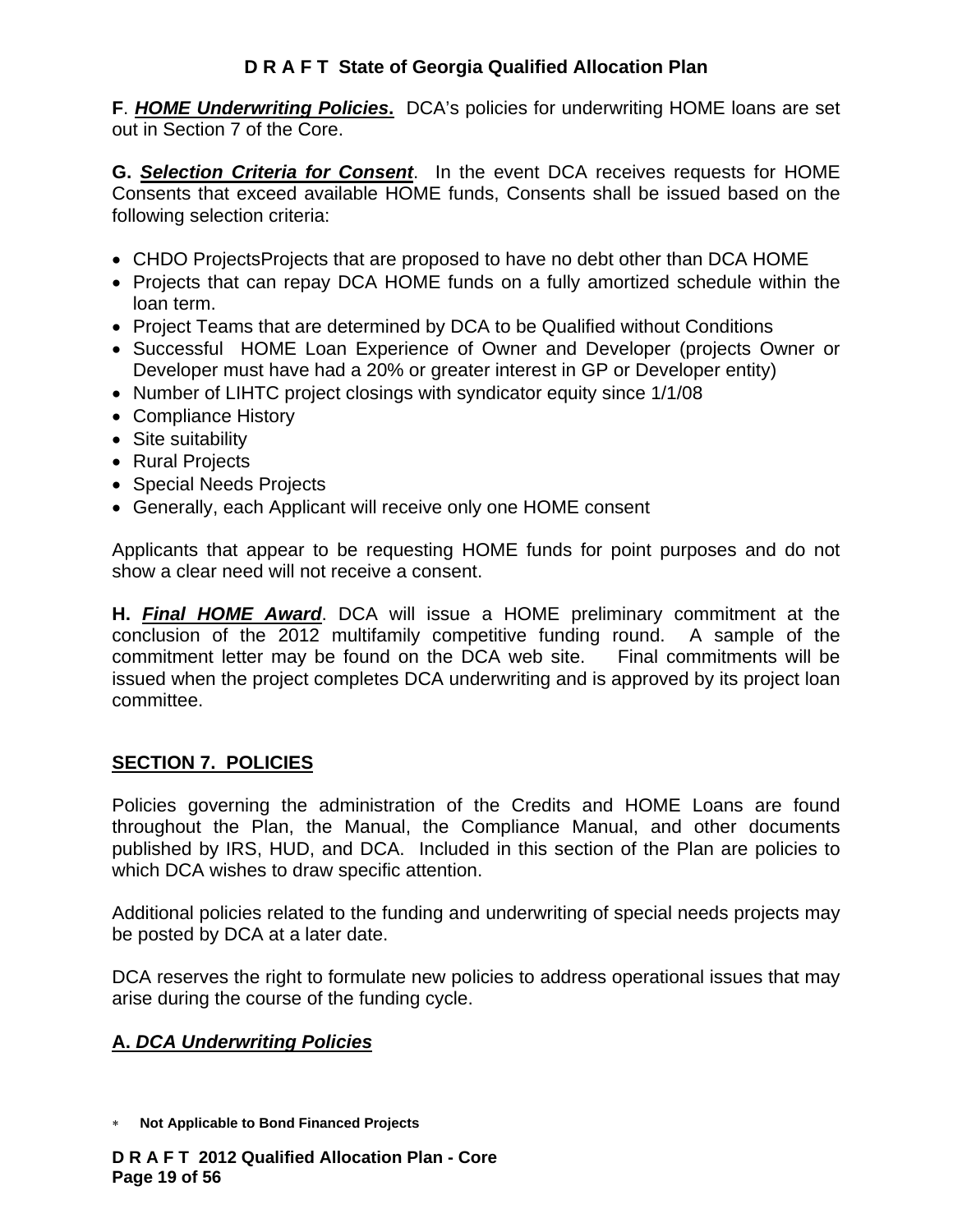**F**. ***HOME Underwriting Policies*****.** DCA's policies for underwriting HOME loans are set out in Section 7 of the Core.

**G.** ***Selection Criteria for Consent***. In the event DCA receives requests for HOME Consents that exceed available HOME funds, Consents shall be issued based on the following selection criteria:

- CHDO ProjectsProjects that are proposed to have no debt other than DCA HOME
- Projects that can repay DCA HOME funds on a fully amortized schedule within the loan term.
- Project Teams that are determined by DCA to be Qualified without Conditions
- Successful HOME Loan Experience of Owner and Developer (projects Owner or Developer must have had a 20% or greater interest in GP or Developer entity)
- Number of LIHTC project closings with syndicator equity since 1/1/08
- Compliance History
- Site suitability
- Rural Projects
- Special Needs Projects
- Generally, each Applicant will receive only one HOME consent

Applicants that appear to be requesting HOME funds for point purposes and do not show a clear need will not receive a consent.

**H.** ***Final HOME Award***. DCA will issue a HOME preliminary commitment at the conclusion of the 2012 multifamily competitive funding round. A sample of the commitment letter may be found on the DCA web site. Final commitments will be issued when the project completes DCA underwriting and is approved by its project loan committee.

## SECTION 7. POLICIES

Policies governing the administration of the Credits and HOME Loans are found throughout the Plan, the Manual, the Compliance Manual, and other documents published by IRS, HUD, and DCA. Included in this section of the Plan are policies to which DCA wishes to draw specific attention.

Additional policies related to the funding and underwriting of special needs projects may be posted by DCA at a later date.

DCA reserves the right to formulate new policies to address operational issues that may arise during the course of the funding cycle.

### A. *DCA Underwriting Policies*

∗ **Not Applicable to Bond Financed Projects**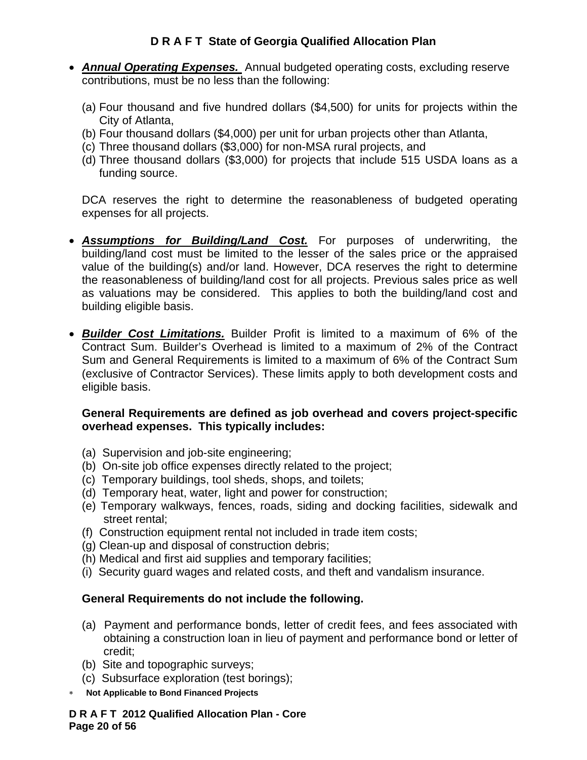- ***Annual Operating Expenses.*** Annual budgeted operating costs, excluding reserve contributions, must be no less than the following:

  (a) Four thousand and five hundred dollars ($4,500) for units for projects within the City of Atlanta,
  (b) Four thousand dollars ($4,000) per unit for urban projects other than Atlanta,
  (c) Three thousand dollars ($3,000) for non-MSA rural projects, and
  (d) Three thousand dollars ($3,000) for projects that include 515 USDA loans as a funding source.

  DCA reserves the right to determine the reasonableness of budgeted operating expenses for all projects.

- ***Assumptions for Building/Land Cost.*** For purposes of underwriting, the building/land cost must be limited to the lesser of the sales price or the appraised value of the building(s) and/or land. However, DCA reserves the right to determine the reasonableness of building/land cost for all projects. Previous sales price as well as valuations may be considered. This applies to both the building/land cost and building eligible basis.

- ***Builder Cost Limitations.*** Builder Profit is limited to a maximum of 6% of the Contract Sum. Builder's Overhead is limited to a maximum of 2% of the Contract Sum and General Requirements is limited to a maximum of 6% of the Contract Sum (exclusive of Contractor Services). These limits apply to both development costs and eligible basis.

  **General Requirements are defined as job overhead and covers project-specific overhead expenses. This typically includes:**

  (a) Supervision and job-site engineering;
  (b) On-site job office expenses directly related to the project;
  (c) Temporary buildings, tool sheds, shops, and toilets;
  (d) Temporary heat, water, light and power for construction;
  (e) Temporary walkways, fences, roads, siding and docking facilities, sidewalk and street rental;
  (f) Construction equipment rental not included in trade item costs;
  (g) Clean-up and disposal of construction debris;
  (h) Medical and first aid supplies and temporary facilities;
  (i) Security guard wages and related costs, and theft and vandalism insurance.

  **General Requirements do not include the following.**

  (a) Payment and performance bonds, letter of credit fees, and fees associated with obtaining a construction loan in lieu of payment and performance bond or letter of credit;
  (b) Site and topographic surveys;
  (c) Subsurface exploration (test borings);

* **Not Applicable to Bond Financed Projects**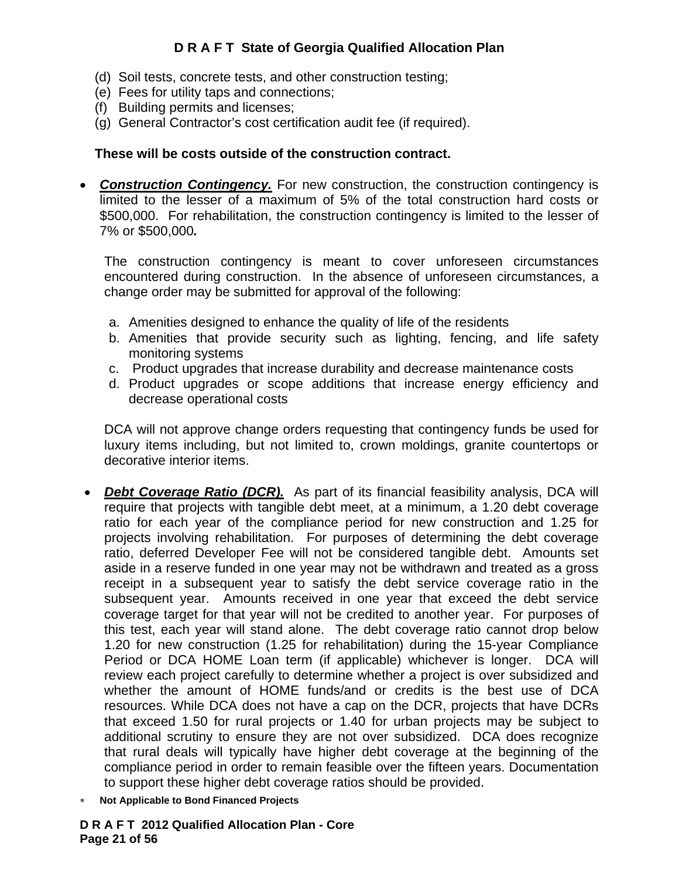(d) Soil tests, concrete tests, and other construction testing;
(e) Fees for utility taps and connections;
(f) Building permits and licenses;
(g) General Contractor's cost certification audit fee (if required).

**These will be costs outside of the construction contract.**

- ***Construction Contingency.*** For new construction, the construction contingency is limited to the lesser of a maximum of 5% of the total construction hard costs or $500,000. For rehabilitation, the construction contingency is limited to the lesser of 7% or $500,000***.***

  The construction contingency is meant to cover unforeseen circumstances encountered during construction. In the absence of unforeseen circumstances, a change order may be submitted for approval of the following:

  a. Amenities designed to enhance the quality of life of the residents
  b. Amenities that provide security such as lighting, fencing, and life safety monitoring systems
  c. Product upgrades that increase durability and decrease maintenance costs
  d. Product upgrades or scope additions that increase energy efficiency and decrease operational costs

  DCA will not approve change orders requesting that contingency funds be used for luxury items including, but not limited to, crown moldings, granite countertops or decorative interior items.

- ***Debt Coverage Ratio (DCR).*** As part of its financial feasibility analysis, DCA will require that projects with tangible debt meet, at a minimum, a 1.20 debt coverage ratio for each year of the compliance period for new construction and 1.25 for projects involving rehabilitation. For purposes of determining the debt coverage ratio, deferred Developer Fee will not be considered tangible debt. Amounts set aside in a reserve funded in one year may not be withdrawn and treated as a gross receipt in a subsequent year to satisfy the debt service coverage ratio in the subsequent year. Amounts received in one year that exceed the debt service coverage target for that year will not be credited to another year. For purposes of this test, each year will stand alone. The debt coverage ratio cannot drop below 1.20 for new construction (1.25 for rehabilitation) during the 15-year Compliance Period or DCA HOME Loan term (if applicable) whichever is longer. DCA will review each project carefully to determine whether a project is over subsidized and whether the amount of HOME funds/and or credits is the best use of DCA resources. While DCA does not have a cap on the DCR, projects that have DCRs that exceed 1.50 for rural projects or 1.40 for urban projects may be subject to additional scrutiny to ensure they are not over subsidized. DCA does recognize that rural deals will typically have higher debt coverage at the beginning of the compliance period in order to remain feasible over the fifteen years. Documentation to support these higher debt coverage ratios should be provided.

\* **Not Applicable to Bond Financed Projects**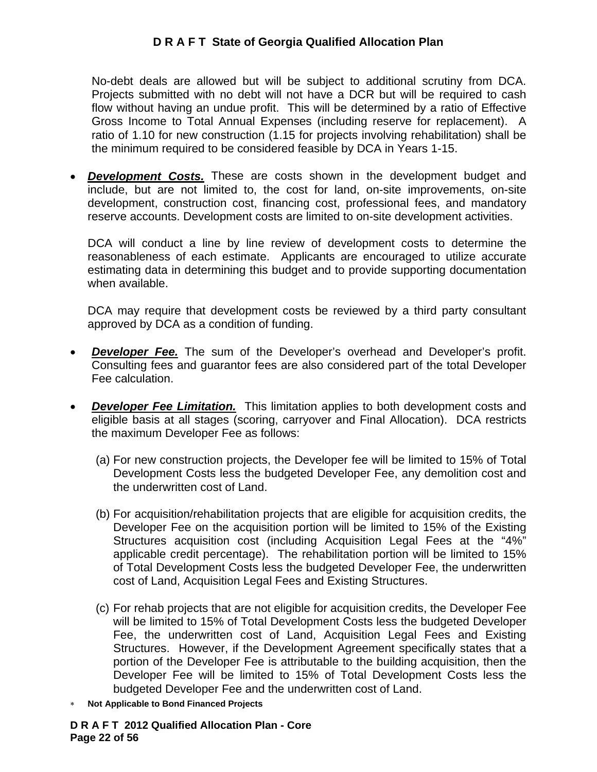No-debt deals are allowed but will be subject to additional scrutiny from DCA. Projects submitted with no debt will not have a DCR but will be required to cash flow without having an undue profit. This will be determined by a ratio of Effective Gross Income to Total Annual Expenses (including reserve for replacement). A ratio of 1.10 for new construction (1.15 for projects involving rehabilitation) shall be the minimum required to be considered feasible by DCA in Years 1-15.

- ***Development Costs.*** These are costs shown in the development budget and include, but are not limited to, the cost for land, on-site improvements, on-site development, construction cost, financing cost, professional fees, and mandatory reserve accounts. Development costs are limited to on-site development activities.

  DCA will conduct a line by line review of development costs to determine the reasonableness of each estimate. Applicants are encouraged to utilize accurate estimating data in determining this budget and to provide supporting documentation when available.

  DCA may require that development costs be reviewed by a third party consultant approved by DCA as a condition of funding.

- ***Developer Fee.*** The sum of the Developer's overhead and Developer's profit. Consulting fees and guarantor fees are also considered part of the total Developer Fee calculation.

- ***Developer Fee Limitation.*** This limitation applies to both development costs and eligible basis at all stages (scoring, carryover and Final Allocation). DCA restricts the maximum Developer Fee as follows:

  (a) For new construction projects, the Developer fee will be limited to 15% of Total Development Costs less the budgeted Developer Fee, any demolition cost and the underwritten cost of Land.

  (b) For acquisition/rehabilitation projects that are eligible for acquisition credits, the Developer Fee on the acquisition portion will be limited to 15% of the Existing Structures acquisition cost (including Acquisition Legal Fees at the "4%" applicable credit percentage). The rehabilitation portion will be limited to 15% of Total Development Costs less the budgeted Developer Fee, the underwritten cost of Land, Acquisition Legal Fees and Existing Structures.

  (c) For rehab projects that are not eligible for acquisition credits, the Developer Fee will be limited to 15% of Total Development Costs less the budgeted Developer Fee, the underwritten cost of Land, Acquisition Legal Fees and Existing Structures. However, if the Development Agreement specifically states that a portion of the Developer Fee is attributable to the building acquisition, then the Developer Fee will be limited to 15% of Total Development Costs less the budgeted Developer Fee and the underwritten cost of Land.

∗ **Not Applicable to Bond Financed Projects**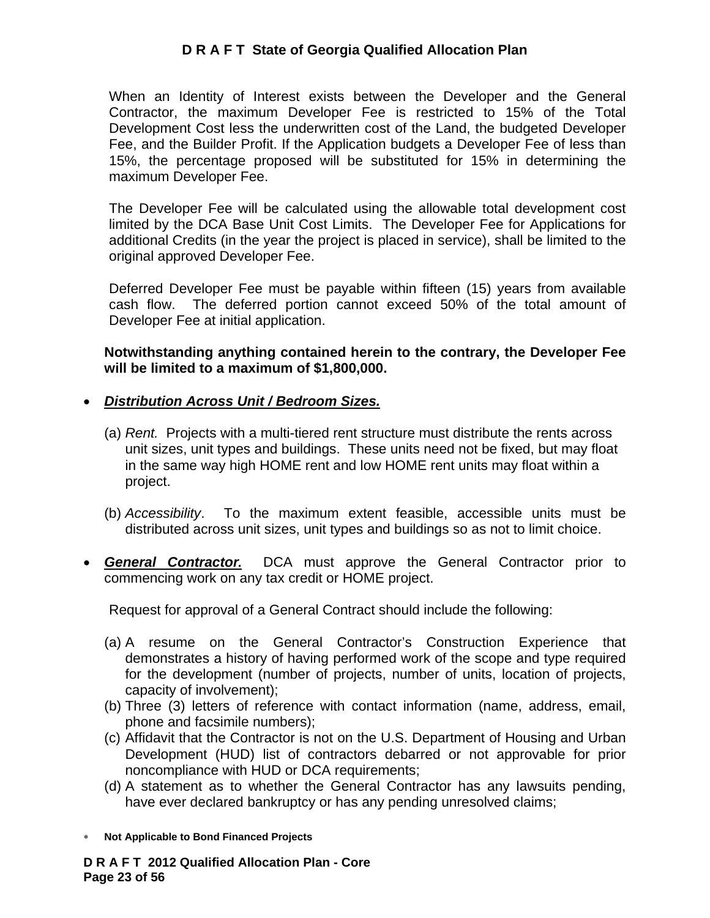When an Identity of Interest exists between the Developer and the General Contractor, the maximum Developer Fee is restricted to 15% of the Total Development Cost less the underwritten cost of the Land, the budgeted Developer Fee, and the Builder Profit. If the Application budgets a Developer Fee of less than 15%, the percentage proposed will be substituted for 15% in determining the maximum Developer Fee.

The Developer Fee will be calculated using the allowable total development cost limited by the DCA Base Unit Cost Limits. The Developer Fee for Applications for additional Credits (in the year the project is placed in service), shall be limited to the original approved Developer Fee.

Deferred Developer Fee must be payable within fifteen (15) years from available cash flow. The deferred portion cannot exceed 50% of the total amount of Developer Fee at initial application.

**Notwithstanding anything contained herein to the contrary, the Developer Fee will be limited to a maximum of $1,800,000.**

- ***<u>Distribution Across Unit / Bedroom Sizes.</u>***

  (a) *Rent.* Projects with a multi-tiered rent structure must distribute the rents across unit sizes, unit types and buildings. These units need not be fixed, but may float in the same way high HOME rent and low HOME rent units may float within a project.

  (b) *Accessibility*. To the maximum extent feasible, accessible units must be distributed across unit sizes, unit types and buildings so as not to limit choice.

- ***<u>General Contractor.</u>*** DCA must approve the General Contractor prior to commencing work on any tax credit or HOME project.

  Request for approval of a General Contract should include the following:

  (a) A resume on the General Contractor's Construction Experience that demonstrates a history of having performed work of the scope and type required for the development (number of projects, number of units, location of projects, capacity of involvement);
  (b) Three (3) letters of reference with contact information (name, address, email, phone and facsimile numbers);
  (c) Affidavit that the Contractor is not on the U.S. Department of Housing and Urban Development (HUD) list of contractors debarred or not approvable for prior noncompliance with HUD or DCA requirements;
  (d) A statement as to whether the General Contractor has any lawsuits pending, have ever declared bankruptcy or has any pending unresolved claims;

\* **Not Applicable to Bond Financed Projects**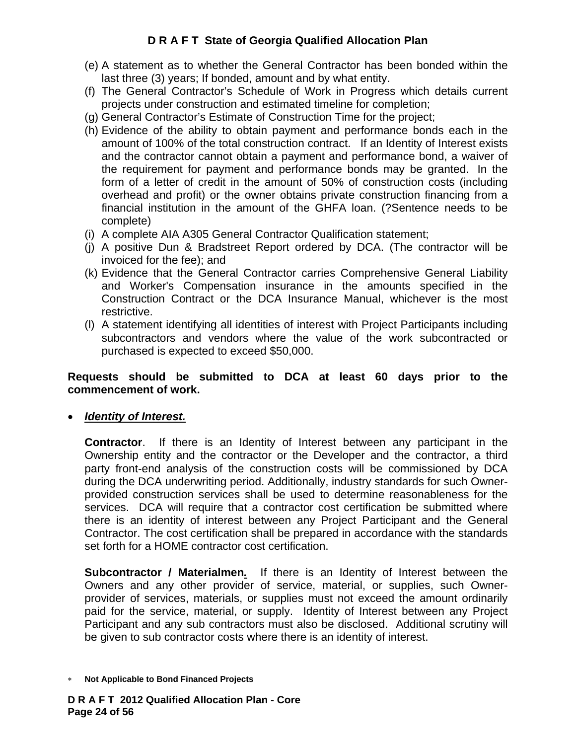(e) A statement as to whether the General Contractor has been bonded within the last three (3) years; If bonded, amount and by what entity.

(f) The General Contractor's Schedule of Work in Progress which details current projects under construction and estimated timeline for completion;

(g) General Contractor's Estimate of Construction Time for the project;

(h) Evidence of the ability to obtain payment and performance bonds each in the amount of 100% of the total construction contract. If an Identity of Interest exists and the contractor cannot obtain a payment and performance bond, a waiver of the requirement for payment and performance bonds may be granted. In the form of a letter of credit in the amount of 50% of construction costs (including overhead and profit) or the owner obtains private construction financing from a financial institution in the amount of the GHFA loan. (?Sentence needs to be complete)

(i) A complete AIA A305 General Contractor Qualification statement;

(j) A positive Dun & Bradstreet Report ordered by DCA. (The contractor will be invoiced for the fee); and

(k) Evidence that the General Contractor carries Comprehensive General Liability and Worker's Compensation insurance in the amounts specified in the Construction Contract or the DCA Insurance Manual, whichever is the most restrictive.

(l) A statement identifying all identities of interest with Project Participants including subcontractors and vendors where the value of the work subcontracted or purchased is expected to exceed $50,000.

**Requests should be submitted to DCA at least 60 days prior to the commencement of work.**

- ***Identity of Interest.***

  **Contractor**. If there is an Identity of Interest between any participant in the Ownership entity and the contractor or the Developer and the contractor, a third party front-end analysis of the construction costs will be commissioned by DCA during the DCA underwriting period. Additionally, industry standards for such Owner-provided construction services shall be used to determine reasonableness for the services. DCA will require that a contractor cost certification be submitted where there is an identity of interest between any Project Participant and the General Contractor. The cost certification shall be prepared in accordance with the standards set forth for a HOME contractor cost certification.

  **Subcontractor / Materialmen**. If there is an Identity of Interest between the Owners and any other provider of service, material, or supplies, such Owner-provider of services, materials, or supplies must not exceed the amount ordinarily paid for the service, material, or supply. Identity of Interest between any Project Participant and any sub contractors must also be disclosed. Additional scrutiny will be given to sub contractor costs where there is an identity of interest.

* **Not Applicable to Bond Financed Projects**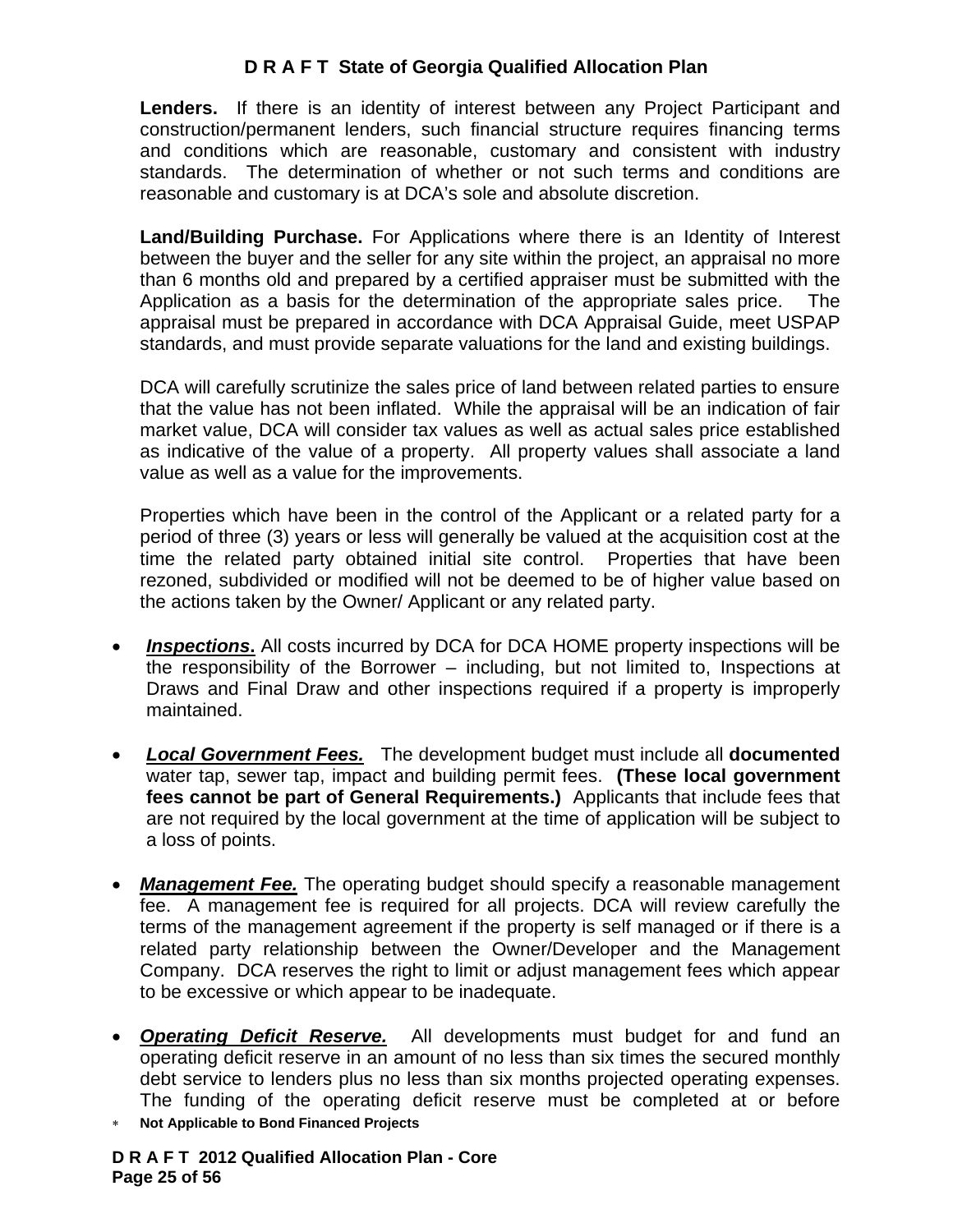**Lenders.** If there is an identity of interest between any Project Participant and construction/permanent lenders, such financial structure requires financing terms and conditions which are reasonable, customary and consistent with industry standards. The determination of whether or not such terms and conditions are reasonable and customary is at DCA's sole and absolute discretion.

**Land/Building Purchase.** For Applications where there is an Identity of Interest between the buyer and the seller for any site within the project, an appraisal no more than 6 months old and prepared by a certified appraiser must be submitted with the Application as a basis for the determination of the appropriate sales price. The appraisal must be prepared in accordance with DCA Appraisal Guide, meet USPAP standards, and must provide separate valuations for the land and existing buildings.

DCA will carefully scrutinize the sales price of land between related parties to ensure that the value has not been inflated. While the appraisal will be an indication of fair market value, DCA will consider tax values as well as actual sales price established as indicative of the value of a property. All property values shall associate a land value as well as a value for the improvements.

Properties which have been in the control of the Applicant or a related party for a period of three (3) years or less will generally be valued at the acquisition cost at the time the related party obtained initial site control. Properties that have been rezoned, subdivided or modified will not be deemed to be of higher value based on the actions taken by the Owner/ Applicant or any related party.

- ***Inspections.*** All costs incurred by DCA for DCA HOME property inspections will be the responsibility of the Borrower – including, but not limited to, Inspections at Draws and Final Draw and other inspections required if a property is improperly maintained.

- ***Local Government Fees.*** The development budget must include all **documented** water tap, sewer tap, impact and building permit fees. **(These local government fees cannot be part of General Requirements.)** Applicants that include fees that are not required by the local government at the time of application will be subject to a loss of points.

- ***Management Fee.*** The operating budget should specify a reasonable management fee. A management fee is required for all projects. DCA will review carefully the terms of the management agreement if the property is self managed or if there is a related party relationship between the Owner/Developer and the Management Company. DCA reserves the right to limit or adjust management fees which appear to be excessive or which appear to be inadequate.

- ***Operating Deficit Reserve.*** All developments must budget for and fund an operating deficit reserve in an amount of no less than six times the secured monthly debt service to lenders plus no less than six months projected operating expenses. The funding of the operating deficit reserve must be completed at or before

∗ **Not Applicable to Bond Financed Projects**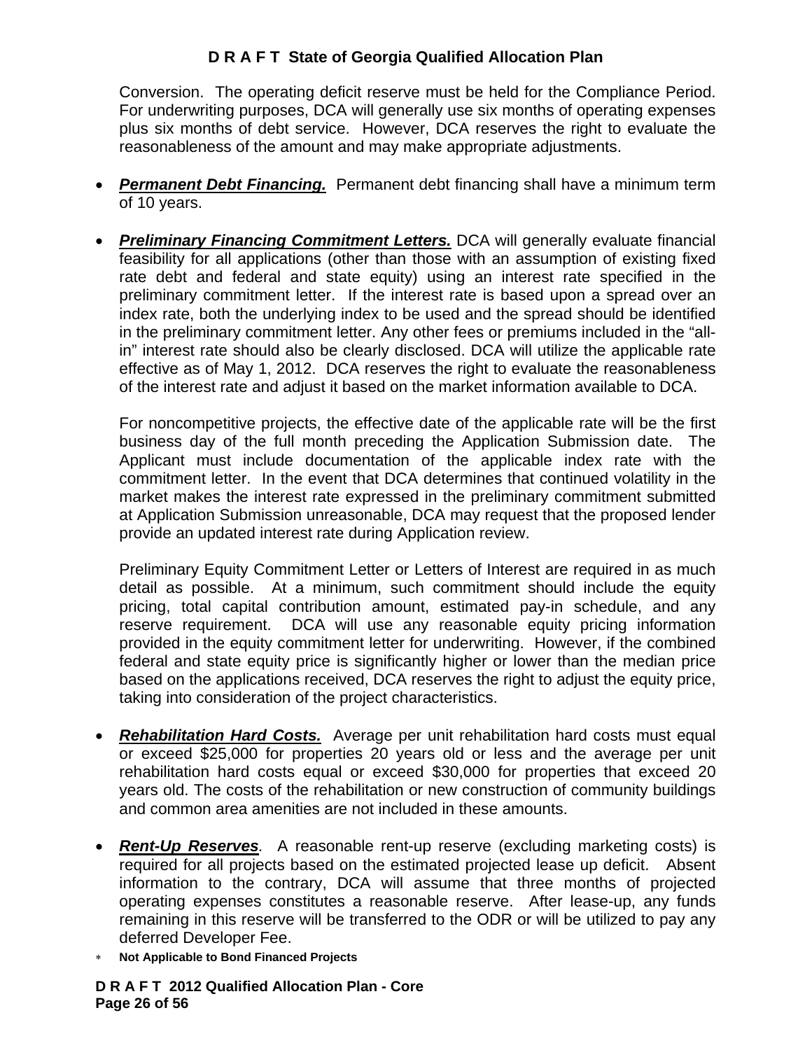Conversion. The operating deficit reserve must be held for the Compliance Period. For underwriting purposes, DCA will generally use six months of operating expenses plus six months of debt service. However, DCA reserves the right to evaluate the reasonableness of the amount and may make appropriate adjustments.

- ***Permanent Debt Financing.*** Permanent debt financing shall have a minimum term of 10 years.

- ***Preliminary Financing Commitment Letters.*** DCA will generally evaluate financial feasibility for all applications (other than those with an assumption of existing fixed rate debt and federal and state equity) using an interest rate specified in the preliminary commitment letter. If the interest rate is based upon a spread over an index rate, both the underlying index to be used and the spread should be identified in the preliminary commitment letter. Any other fees or premiums included in the "all-in" interest rate should also be clearly disclosed. DCA will utilize the applicable rate effective as of May 1, 2012. DCA reserves the right to evaluate the reasonableness of the interest rate and adjust it based on the market information available to DCA.

  For noncompetitive projects, the effective date of the applicable rate will be the first business day of the full month preceding the Application Submission date. The Applicant must include documentation of the applicable index rate with the commitment letter. In the event that DCA determines that continued volatility in the market makes the interest rate expressed in the preliminary commitment submitted at Application Submission unreasonable, DCA may request that the proposed lender provide an updated interest rate during Application review.

  Preliminary Equity Commitment Letter or Letters of Interest are required in as much detail as possible. At a minimum, such commitment should include the equity pricing, total capital contribution amount, estimated pay-in schedule, and any reserve requirement. DCA will use any reasonable equity pricing information provided in the equity commitment letter for underwriting. However, if the combined federal and state equity price is significantly higher or lower than the median price based on the applications received, DCA reserves the right to adjust the equity price, taking into consideration of the project characteristics.

- ***Rehabilitation Hard Costs.*** Average per unit rehabilitation hard costs must equal or exceed $25,000 for properties 20 years old or less and the average per unit rehabilitation hard costs equal or exceed $30,000 for properties that exceed 20 years old. The costs of the rehabilitation or new construction of community buildings and common area amenities are not included in these amounts.

- ***Rent-Up Reserves***. A reasonable rent-up reserve (excluding marketing costs) is required for all projects based on the estimated projected lease up deficit. Absent information to the contrary, DCA will assume that three months of projected operating expenses constitutes a reasonable reserve. After lease-up, any funds remaining in this reserve will be transferred to the ODR or will be utilized to pay any deferred Developer Fee.

\* **Not Applicable to Bond Financed Projects**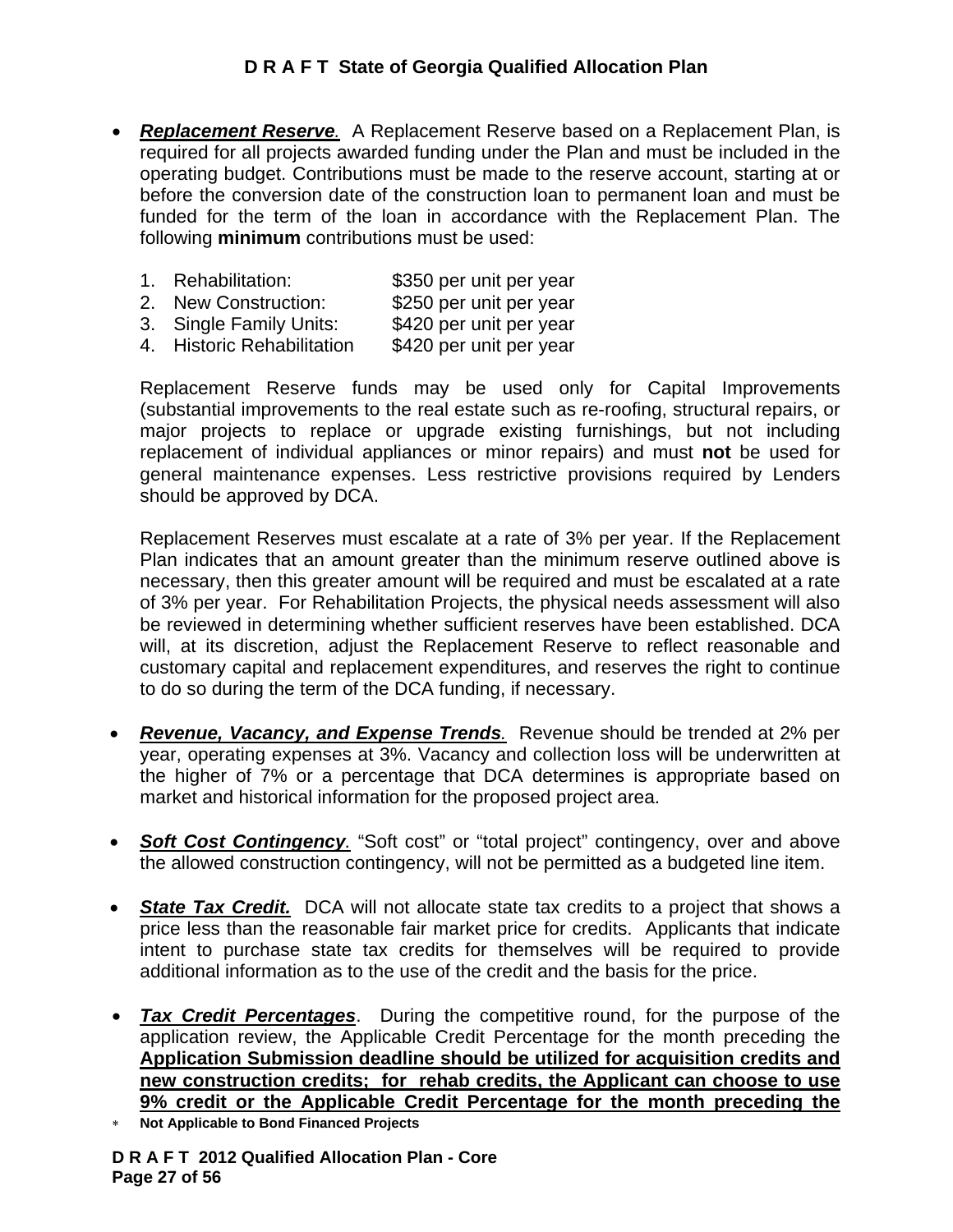- ***Replacement Reserve.*** A Replacement Reserve based on a Replacement Plan, is required for all projects awarded funding under the Plan and must be included in the operating budget. Contributions must be made to the reserve account, starting at or before the conversion date of the construction loan to permanent loan and must be funded for the term of the loan in accordance with the Replacement Plan. The following **minimum** contributions must be used:

  1. Rehabilitation: $350 per unit per year
  2. New Construction: $250 per unit per year
  3. Single Family Units: $420 per unit per year
  4. Historic Rehabilitation $420 per unit per year

  Replacement Reserve funds may be used only for Capital Improvements (substantial improvements to the real estate such as re-roofing, structural repairs, or major projects to replace or upgrade existing furnishings, but not including replacement of individual appliances or minor repairs) and must **not** be used for general maintenance expenses. Less restrictive provisions required by Lenders should be approved by DCA.

  Replacement Reserves must escalate at a rate of 3% per year. If the Replacement Plan indicates that an amount greater than the minimum reserve outlined above is necessary, then this greater amount will be required and must be escalated at a rate of 3% per year. For Rehabilitation Projects, the physical needs assessment will also be reviewed in determining whether sufficient reserves have been established. DCA will, at its discretion, adjust the Replacement Reserve to reflect reasonable and customary capital and replacement expenditures, and reserves the right to continue to do so during the term of the DCA funding, if necessary.

- ***Revenue, Vacancy, and Expense Trends.*** Revenue should be trended at 2% per year, operating expenses at 3%. Vacancy and collection loss will be underwritten at the higher of 7% or a percentage that DCA determines is appropriate based on market and historical information for the proposed project area.

- ***Soft Cost Contingency.*** "Soft cost" or "total project" contingency, over and above the allowed construction contingency, will not be permitted as a budgeted line item.

- ***State Tax Credit.*** DCA will not allocate state tax credits to a project that shows a price less than the reasonable fair market price for credits. Applicants that indicate intent to purchase state tax credits for themselves will be required to provide additional information as to the use of the credit and the basis for the price.

- ***Tax Credit Percentages***. During the competitive round, for the purpose of the application review, the Applicable Credit Percentage for the month preceding the **Application Submission deadline should be utilized for acquisition credits and new construction credits; for rehab credits, the Applicant can choose to use 9% credit or the Applicable Credit Percentage for the month preceding the**

∗ **Not Applicable to Bond Financed Projects**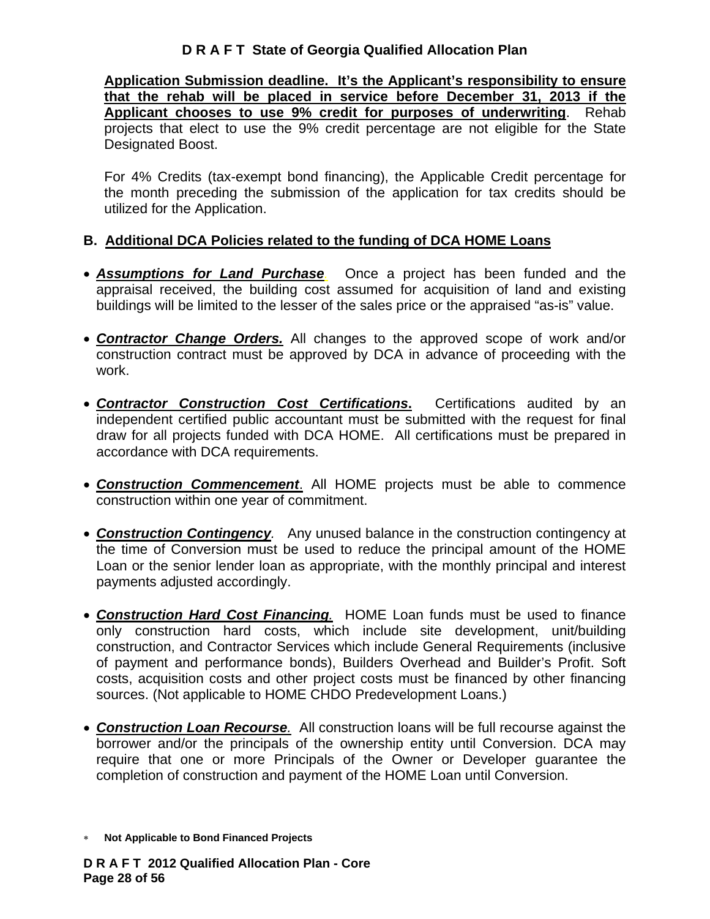**Application Submission deadline. It's the Applicant's responsibility to ensure that the rehab will be placed in service before December 31, 2013 if the Applicant chooses to use 9% credit for purposes of underwriting**. Rehab projects that elect to use the 9% credit percentage are not eligible for the State Designated Boost.

For 4% Credits (tax-exempt bond financing), the Applicable Credit percentage for the month preceding the submission of the application for tax credits should be utilized for the Application.

## B. Additional DCA Policies related to the funding of DCA HOME Loans

- ***Assumptions for Land Purchase***. Once a project has been funded and the appraisal received, the building cost assumed for acquisition of land and existing buildings will be limited to the lesser of the sales price or the appraised "as-is" value.

- ***Contractor Change Orders.*** All changes to the approved scope of work and/or construction contract must be approved by DCA in advance of proceeding with the work.

- ***Contractor Construction Cost Certifications*.** Certifications audited by an independent certified public accountant must be submitted with the request for final draw for all projects funded with DCA HOME. All certifications must be prepared in accordance with DCA requirements.

- ***Construction Commencement***. All HOME projects must be able to commence construction within one year of commitment.

- ***Construction Contingency***. Any unused balance in the construction contingency at the time of Conversion must be used to reduce the principal amount of the HOME Loan or the senior lender loan as appropriate, with the monthly principal and interest payments adjusted accordingly.

- ***Construction Hard Cost Financing***. HOME Loan funds must be used to finance only construction hard costs, which include site development, unit/building construction, and Contractor Services which include General Requirements (inclusive of payment and performance bonds), Builders Overhead and Builder's Profit. Soft costs, acquisition costs and other project costs must be financed by other financing sources. (Not applicable to HOME CHDO Predevelopment Loans.)

- ***Construction Loan Recourse***. All construction loans will be full recourse against the borrower and/or the principals of the ownership entity until Conversion. DCA may require that one or more Principals of the Owner or Developer guarantee the completion of construction and payment of the HOME Loan until Conversion.

\* **Not Applicable to Bond Financed Projects**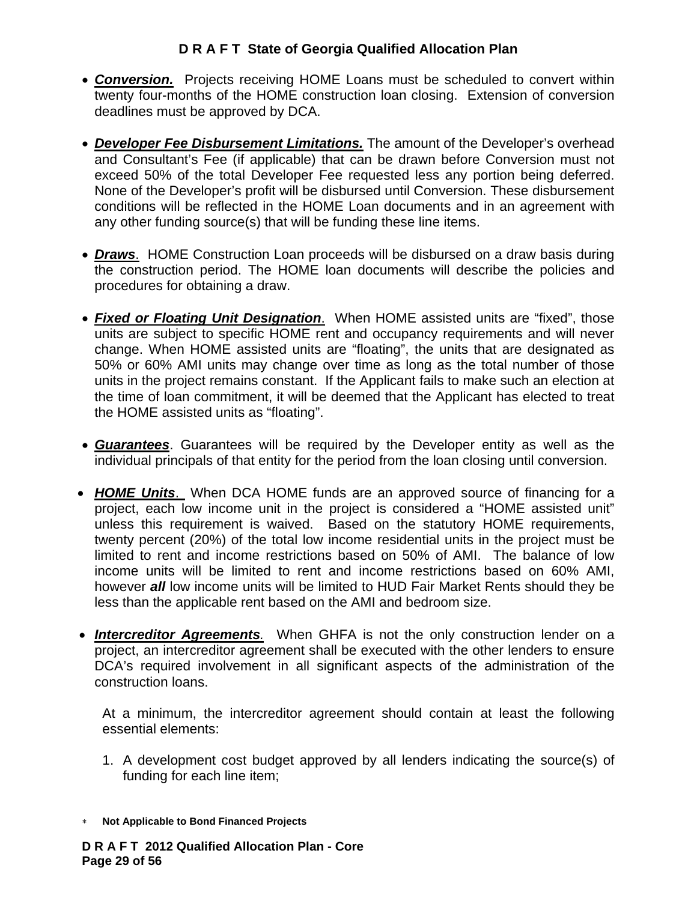- ***Conversion.*** Projects receiving HOME Loans must be scheduled to convert within twenty four-months of the HOME construction loan closing. Extension of conversion deadlines must be approved by DCA.

- ***Developer Fee Disbursement Limitations.*** The amount of the Developer's overhead and Consultant's Fee (if applicable) that can be drawn before Conversion must not exceed 50% of the total Developer Fee requested less any portion being deferred. None of the Developer's profit will be disbursed until Conversion. These disbursement conditions will be reflected in the HOME Loan documents and in an agreement with any other funding source(s) that will be funding these line items.

- ***Draws***. HOME Construction Loan proceeds will be disbursed on a draw basis during the construction period. The HOME loan documents will describe the policies and procedures for obtaining a draw.

- ***Fixed or Floating Unit Designation***. When HOME assisted units are "fixed", those units are subject to specific HOME rent and occupancy requirements and will never change. When HOME assisted units are "floating", the units that are designated as 50% or 60% AMI units may change over time as long as the total number of those units in the project remains constant. If the Applicant fails to make such an election at the time of loan commitment, it will be deemed that the Applicant has elected to treat the HOME assisted units as "floating".

- ***Guarantees***. Guarantees will be required by the Developer entity as well as the individual principals of that entity for the period from the loan closing until conversion.

- ***HOME Units***. When DCA HOME funds are an approved source of financing for a project, each low income unit in the project is considered a "HOME assisted unit" unless this requirement is waived. Based on the statutory HOME requirements, twenty percent (20%) of the total low income residential units in the project must be limited to rent and income restrictions based on 50% of AMI. The balance of low income units will be limited to rent and income restrictions based on 60% AMI, however ***all*** low income units will be limited to HUD Fair Market Rents should they be less than the applicable rent based on the AMI and bedroom size.

- ***Intercreditor Agreements.*** When GHFA is not the only construction lender on a project, an intercreditor agreement shall be executed with the other lenders to ensure DCA's required involvement in all significant aspects of the administration of the construction loans.

  At a minimum, the intercreditor agreement should contain at least the following essential elements:

  1. A development cost budget approved by all lenders indicating the source(s) of funding for each line item;

\* **Not Applicable to Bond Financed Projects**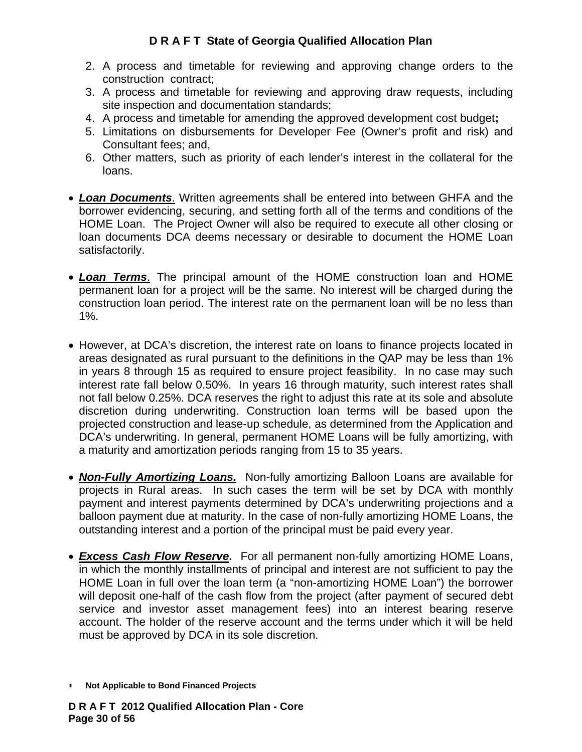2. A process and timetable for reviewing and approving change orders to the construction contract;
3. A process and timetable for reviewing and approving draw requests, including site inspection and documentation standards;
4. A process and timetable for amending the approved development cost budget**;**
5. Limitations on disbursements for Developer Fee (Owner's profit and risk) and Consultant fees; and,
6. Other matters, such as priority of each lender's interest in the collateral for the loans.

- ***Loan Documents***. Written agreements shall be entered into between GHFA and the borrower evidencing, securing, and setting forth all of the terms and conditions of the HOME Loan. The Project Owner will also be required to execute all other closing or loan documents DCA deems necessary or desirable to document the HOME Loan satisfactorily.

- ***Loan Terms***. The principal amount of the HOME construction loan and HOME permanent loan for a project will be the same. No interest will be charged during the construction loan period. The interest rate on the permanent loan will be no less than 1%.

- However, at DCA's discretion, the interest rate on loans to finance projects located in areas designated as rural pursuant to the definitions in the QAP may be less than 1% in years 8 through 15 as required to ensure project feasibility. In no case may such interest rate fall below 0.50%. In years 16 through maturity, such interest rates shall not fall below 0.25%. DCA reserves the right to adjust this rate at its sole and absolute discretion during underwriting. Construction loan terms will be based upon the projected construction and lease-up schedule, as determined from the Application and DCA's underwriting. In general, permanent HOME Loans will be fully amortizing, with a maturity and amortization periods ranging from 15 to 35 years.

- ***Non-Fully Amortizing Loans.*** Non-fully amortizing Balloon Loans are available for projects in Rural areas. In such cases the term will be set by DCA with monthly payment and interest payments determined by DCA's underwriting projections and a balloon payment due at maturity. In the case of non-fully amortizing HOME Loans, the outstanding interest and a portion of the principal must be paid every year.

- ***Excess Cash Flow Reserve*.** For all permanent non-fully amortizing HOME Loans, in which the monthly installments of principal and interest are not sufficient to pay the HOME Loan in full over the loan term (a "non-amortizing HOME Loan") the borrower will deposit one-half of the cash flow from the project (after payment of secured debt service and investor asset management fees) into an interest bearing reserve account. The holder of the reserve account and the terms under which it will be held must be approved by DCA in its sole discretion.

* **Not Applicable to Bond Financed Projects**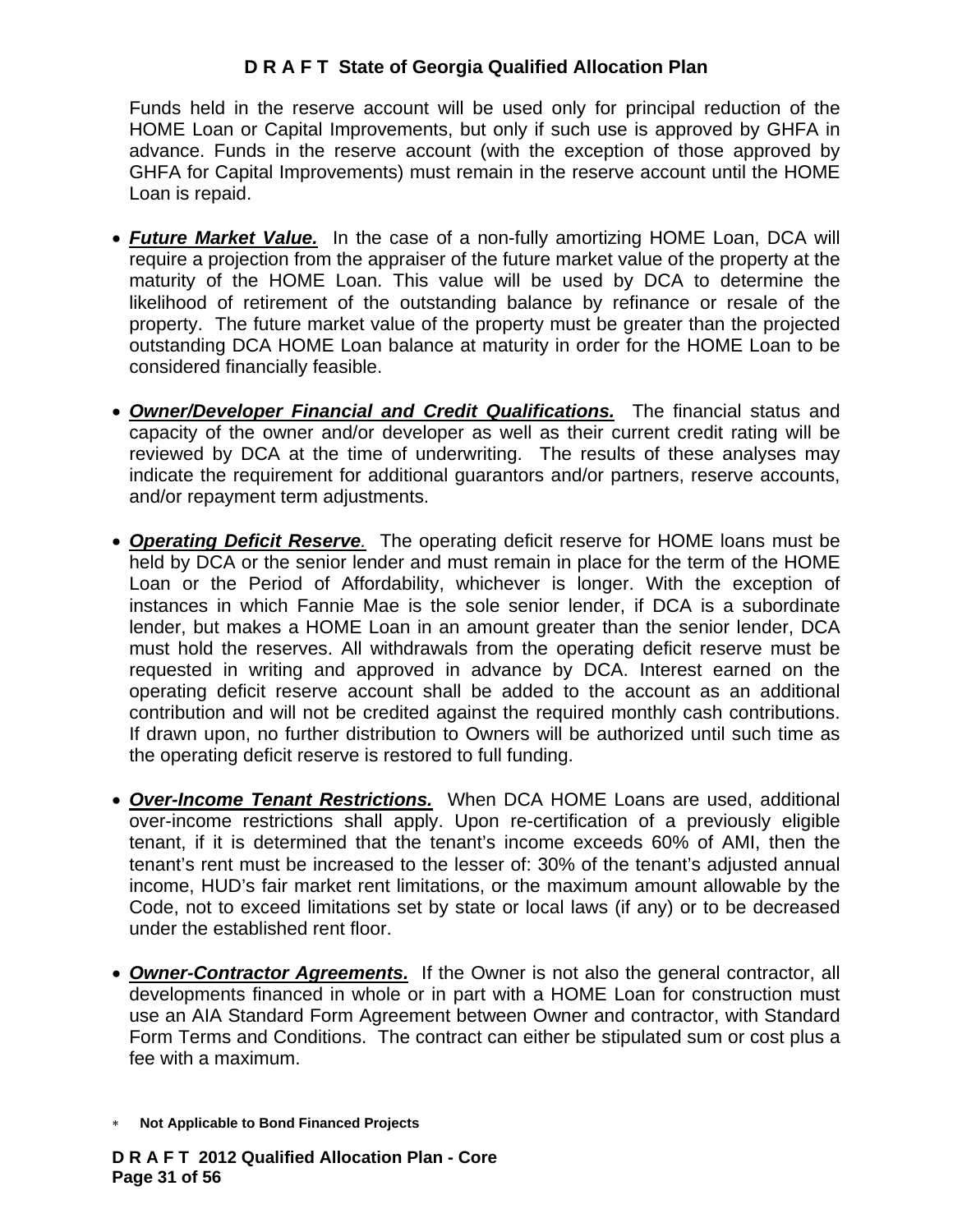Funds held in the reserve account will be used only for principal reduction of the HOME Loan or Capital Improvements, but only if such use is approved by GHFA in advance. Funds in the reserve account (with the exception of those approved by GHFA for Capital Improvements) must remain in the reserve account until the HOME Loan is repaid.

- ***Future Market Value.*** In the case of a non-fully amortizing HOME Loan, DCA will require a projection from the appraiser of the future market value of the property at the maturity of the HOME Loan. This value will be used by DCA to determine the likelihood of retirement of the outstanding balance by refinance or resale of the property. The future market value of the property must be greater than the projected outstanding DCA HOME Loan balance at maturity in order for the HOME Loan to be considered financially feasible.

- ***Owner/Developer Financial and Credit Qualifications.*** The financial status and capacity of the owner and/or developer as well as their current credit rating will be reviewed by DCA at the time of underwriting. The results of these analyses may indicate the requirement for additional guarantors and/or partners, reserve accounts, and/or repayment term adjustments.

- ***Operating Deficit Reserve.*** The operating deficit reserve for HOME loans must be held by DCA or the senior lender and must remain in place for the term of the HOME Loan or the Period of Affordability, whichever is longer. With the exception of instances in which Fannie Mae is the sole senior lender, if DCA is a subordinate lender, but makes a HOME Loan in an amount greater than the senior lender, DCA must hold the reserves. All withdrawals from the operating deficit reserve must be requested in writing and approved in advance by DCA. Interest earned on the operating deficit reserve account shall be added to the account as an additional contribution and will not be credited against the required monthly cash contributions. If drawn upon, no further distribution to Owners will be authorized until such time as the operating deficit reserve is restored to full funding.

- ***Over-Income Tenant Restrictions.*** When DCA HOME Loans are used, additional over-income restrictions shall apply. Upon re-certification of a previously eligible tenant, if it is determined that the tenant's income exceeds 60% of AMI, then the tenant's rent must be increased to the lesser of: 30% of the tenant's adjusted annual income, HUD's fair market rent limitations, or the maximum amount allowable by the Code, not to exceed limitations set by state or local laws (if any) or to be decreased under the established rent floor.

- ***Owner-Contractor Agreements.*** If the Owner is not also the general contractor, all developments financed in whole or in part with a HOME Loan for construction must use an AIA Standard Form Agreement between Owner and contractor, with Standard Form Terms and Conditions. The contract can either be stipulated sum or cost plus a fee with a maximum.

* **Not Applicable to Bond Financed Projects**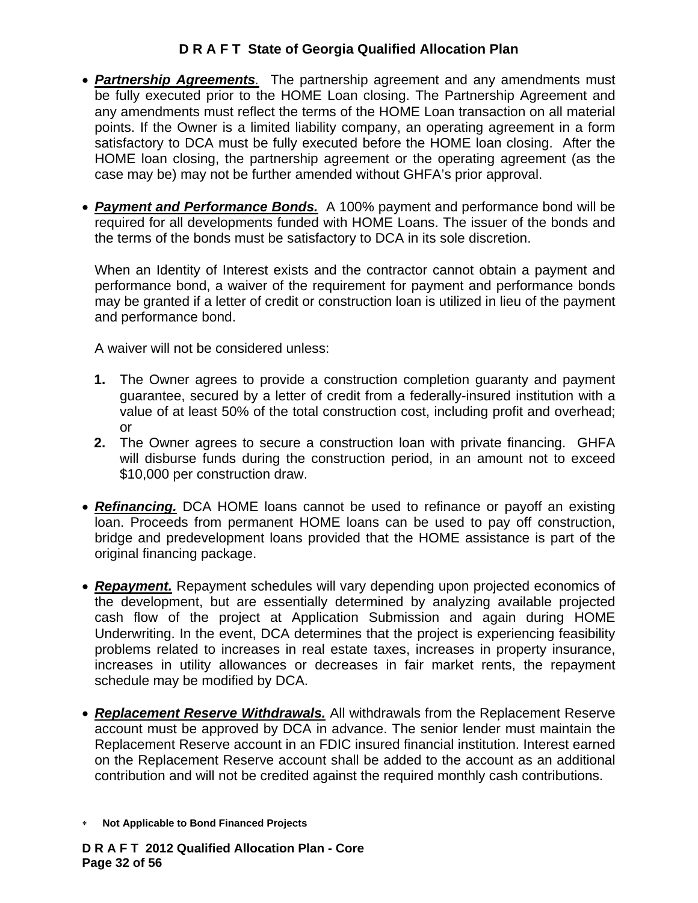- ***Partnership Agreements**.* The partnership agreement and any amendments must be fully executed prior to the HOME Loan closing. The Partnership Agreement and any amendments must reflect the terms of the HOME Loan transaction on all material points. If the Owner is a limited liability company, an operating agreement in a form satisfactory to DCA must be fully executed before the HOME loan closing. After the HOME loan closing, the partnership agreement or the operating agreement (as the case may be) may not be further amended without GHFA's prior approval.

- ***Payment and Performance Bonds.*** A 100% payment and performance bond will be required for all developments funded with HOME Loans. The issuer of the bonds and the terms of the bonds must be satisfactory to DCA in its sole discretion.

  When an Identity of Interest exists and the contractor cannot obtain a payment and performance bond, a waiver of the requirement for payment and performance bonds may be granted if a letter of credit or construction loan is utilized in lieu of the payment and performance bond.

  A waiver will not be considered unless:

  **1.** The Owner agrees to provide a construction completion guaranty and payment guarantee, secured by a letter of credit from a federally-insured institution with a value of at least 50% of the total construction cost, including profit and overhead; or

  **2.** The Owner agrees to secure a construction loan with private financing. GHFA will disburse funds during the construction period, in an amount not to exceed $10,000 per construction draw.

- ***Refinancing.*** DCA HOME loans cannot be used to refinance or payoff an existing loan. Proceeds from permanent HOME loans can be used to pay off construction, bridge and predevelopment loans provided that the HOME assistance is part of the original financing package.

- ***Repayment.*** Repayment schedules will vary depending upon projected economics of the development, but are essentially determined by analyzing available projected cash flow of the project at Application Submission and again during HOME Underwriting. In the event, DCA determines that the project is experiencing feasibility problems related to increases in real estate taxes, increases in property insurance, increases in utility allowances or decreases in fair market rents, the repayment schedule may be modified by DCA.

- ***Replacement Reserve Withdrawals.*** All withdrawals from the Replacement Reserve account must be approved by DCA in advance. The senior lender must maintain the Replacement Reserve account in an FDIC insured financial institution. Interest earned on the Replacement Reserve account shall be added to the account as an additional contribution and will not be credited against the required monthly cash contributions.

\* **Not Applicable to Bond Financed Projects**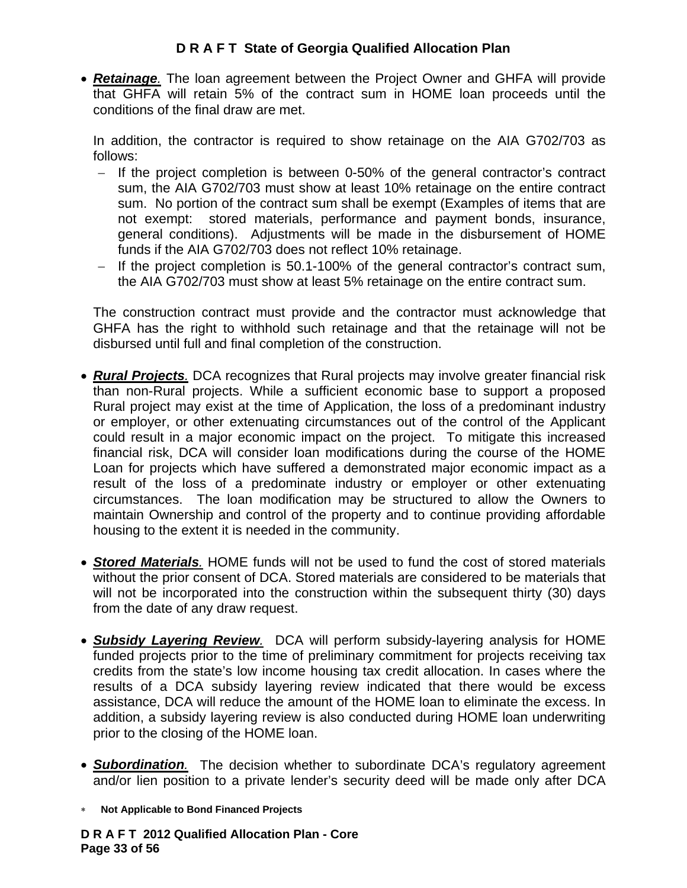- ***Retainage.*** The loan agreement between the Project Owner and GHFA will provide that GHFA will retain 5% of the contract sum in HOME loan proceeds until the conditions of the final draw are met.

  In addition, the contractor is required to show retainage on the AIA G702/703 as follows:
  - If the project completion is between 0-50% of the general contractor's contract sum, the AIA G702/703 must show at least 10% retainage on the entire contract sum. No portion of the contract sum shall be exempt (Examples of items that are not exempt: stored materials, performance and payment bonds, insurance, general conditions). Adjustments will be made in the disbursement of HOME funds if the AIA G702/703 does not reflect 10% retainage.
  - If the project completion is 50.1-100% of the general contractor's contract sum, the AIA G702/703 must show at least 5% retainage on the entire contract sum.

  The construction contract must provide and the contractor must acknowledge that GHFA has the right to withhold such retainage and that the retainage will not be disbursed until full and final completion of the construction.

- ***Rural Projects.*** DCA recognizes that Rural projects may involve greater financial risk than non-Rural projects. While a sufficient economic base to support a proposed Rural project may exist at the time of Application, the loss of a predominant industry or employer, or other extenuating circumstances out of the control of the Applicant could result in a major economic impact on the project. To mitigate this increased financial risk, DCA will consider loan modifications during the course of the HOME Loan for projects which have suffered a demonstrated major economic impact as a result of the loss of a predominate industry or employer or other extenuating circumstances. The loan modification may be structured to allow the Owners to maintain Ownership and control of the property and to continue providing affordable housing to the extent it is needed in the community.

- ***Stored Materials.*** HOME funds will not be used to fund the cost of stored materials without the prior consent of DCA. Stored materials are considered to be materials that will not be incorporated into the construction within the subsequent thirty (30) days from the date of any draw request.

- ***Subsidy Layering Review.*** DCA will perform subsidy-layering analysis for HOME funded projects prior to the time of preliminary commitment for projects receiving tax credits from the state's low income housing tax credit allocation. In cases where the results of a DCA subsidy layering review indicated that there would be excess assistance, DCA will reduce the amount of the HOME loan to eliminate the excess. In addition, a subsidy layering review is also conducted during HOME loan underwriting prior to the closing of the HOME loan.

- ***Subordination.*** The decision whether to subordinate DCA's regulatory agreement and/or lien position to a private lender's security deed will be made only after DCA

\* **Not Applicable to Bond Financed Projects**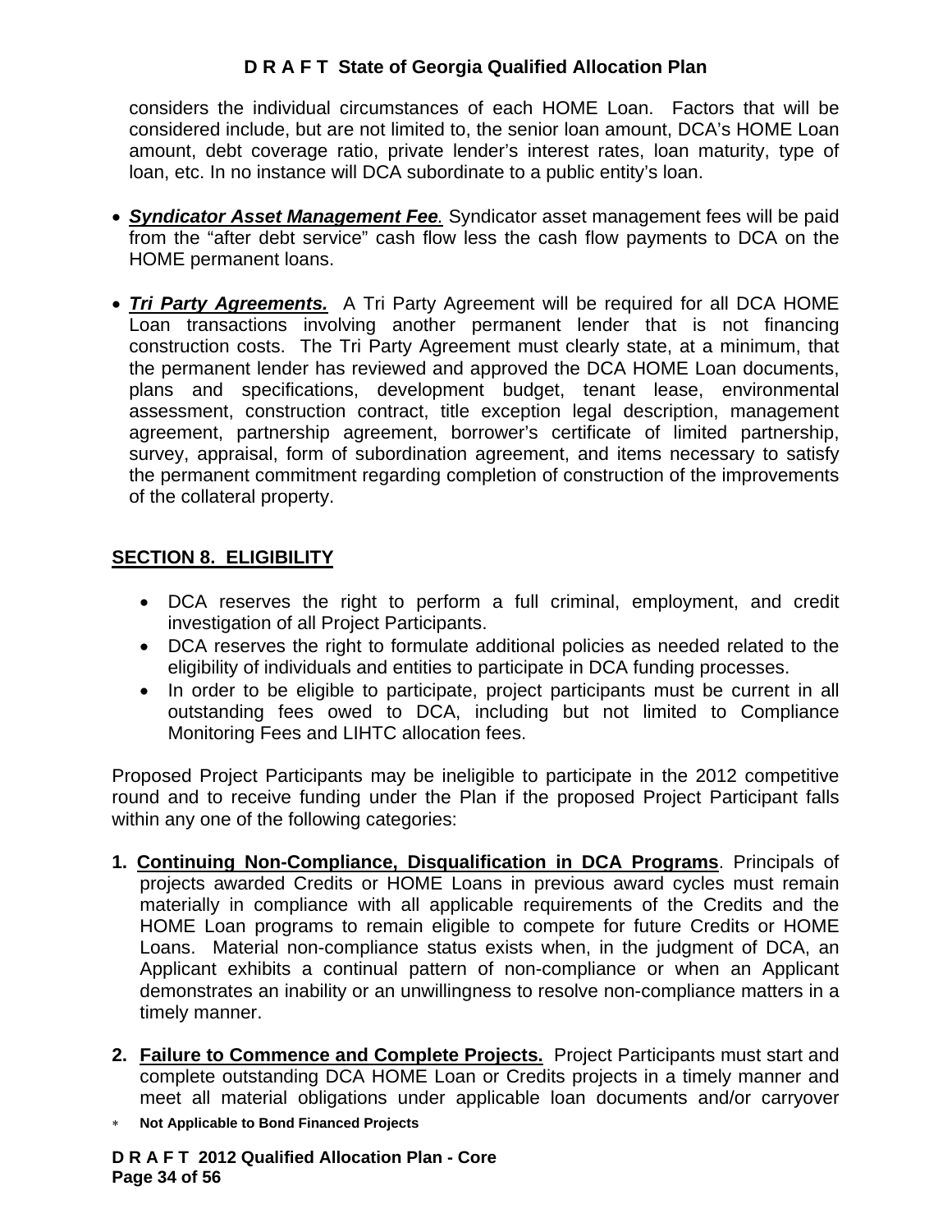considers the individual circumstances of each HOME Loan. Factors that will be considered include, but are not limited to, the senior loan amount, DCA's HOME Loan amount, debt coverage ratio, private lender's interest rates, loan maturity, type of loan, etc. In no instance will DCA subordinate to a public entity's loan.

- ***Syndicator Asset Management Fee***. Syndicator asset management fees will be paid from the "after debt service" cash flow less the cash flow payments to DCA on the HOME permanent loans.

- ***Tri Party Agreements.*** A Tri Party Agreement will be required for all DCA HOME Loan transactions involving another permanent lender that is not financing construction costs. The Tri Party Agreement must clearly state, at a minimum, that the permanent lender has reviewed and approved the DCA HOME Loan documents, plans and specifications, development budget, tenant lease, environmental assessment, construction contract, title exception legal description, management agreement, partnership agreement, borrower's certificate of limited partnership, survey, appraisal, form of subordination agreement, and items necessary to satisfy the permanent commitment regarding completion of construction of the improvements of the collateral property.

## SECTION 8. ELIGIBILITY

- DCA reserves the right to perform a full criminal, employment, and credit investigation of all Project Participants.
- DCA reserves the right to formulate additional policies as needed related to the eligibility of individuals and entities to participate in DCA funding processes.
- In order to be eligible to participate, project participants must be current in all outstanding fees owed to DCA, including but not limited to Compliance Monitoring Fees and LIHTC allocation fees.

Proposed Project Participants may be ineligible to participate in the 2012 competitive round and to receive funding under the Plan if the proposed Project Participant falls within any one of the following categories:

1. **Continuing Non-Compliance, Disqualification in DCA Programs**. Principals of projects awarded Credits or HOME Loans in previous award cycles must remain materially in compliance with all applicable requirements of the Credits and the HOME Loan programs to remain eligible to compete for future Credits or HOME Loans. Material non-compliance status exists when, in the judgment of DCA, an Applicant exhibits a continual pattern of non-compliance or when an Applicant demonstrates an inability or an unwillingness to resolve non-compliance matters in a timely manner.

2. **Failure to Commence and Complete Projects.** Project Participants must start and complete outstanding DCA HOME Loan or Credits projects in a timely manner and meet all material obligations under applicable loan documents and/or carryover

* **Not Applicable to Bond Financed Projects**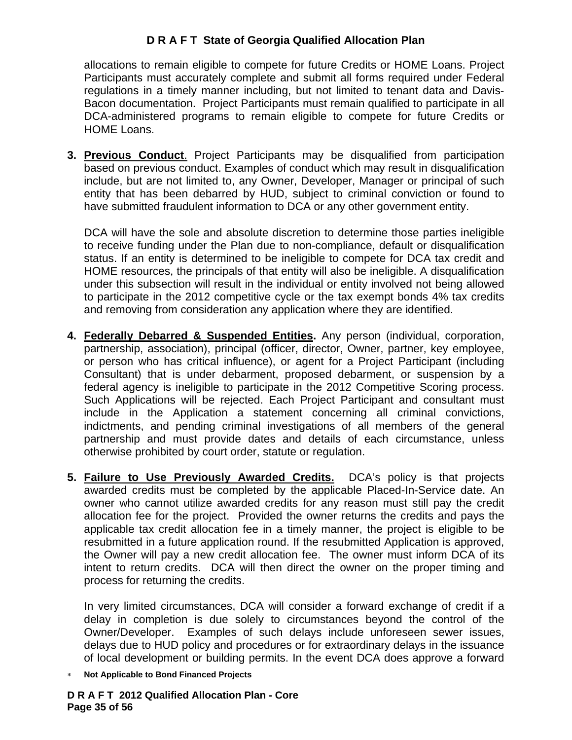allocations to remain eligible to compete for future Credits or HOME Loans. Project Participants must accurately complete and submit all forms required under Federal regulations in a timely manner including, but not limited to tenant data and Davis-Bacon documentation. Project Participants must remain qualified to participate in all DCA-administered programs to remain eligible to compete for future Credits or HOME Loans.

3. **Previous Conduct**. Project Participants may be disqualified from participation based on previous conduct. Examples of conduct which may result in disqualification include, but are not limited to, any Owner, Developer, Manager or principal of such entity that has been debarred by HUD, subject to criminal conviction or found to have submitted fraudulent information to DCA or any other government entity.

   DCA will have the sole and absolute discretion to determine those parties ineligible to receive funding under the Plan due to non-compliance, default or disqualification status. If an entity is determined to be ineligible to compete for DCA tax credit and HOME resources, the principals of that entity will also be ineligible. A disqualification under this subsection will result in the individual or entity involved not being allowed to participate in the 2012 competitive cycle or the tax exempt bonds 4% tax credits and removing from consideration any application where they are identified.

4. **Federally Debarred & Suspended Entities.** Any person (individual, corporation, partnership, association), principal (officer, director, Owner, partner, key employee, or person who has critical influence), or agent for a Project Participant (including Consultant) that is under debarment, proposed debarment, or suspension by a federal agency is ineligible to participate in the 2012 Competitive Scoring process. Such Applications will be rejected. Each Project Participant and consultant must include in the Application a statement concerning all criminal convictions, indictments, and pending criminal investigations of all members of the general partnership and must provide dates and details of each circumstance, unless otherwise prohibited by court order, statute or regulation.

5. **Failure to Use Previously Awarded Credits.** DCA's policy is that projects awarded credits must be completed by the applicable Placed-In-Service date. An owner who cannot utilize awarded credits for any reason must still pay the credit allocation fee for the project. Provided the owner returns the credits and pays the applicable tax credit allocation fee in a timely manner, the project is eligible to be resubmitted in a future application round. If the resubmitted Application is approved, the Owner will pay a new credit allocation fee. The owner must inform DCA of its intent to return credits. DCA will then direct the owner on the proper timing and process for returning the credits.

   In very limited circumstances, DCA will consider a forward exchange of credit if a delay in completion is due solely to circumstances beyond the control of the Owner/Developer. Examples of such delays include unforeseen sewer issues, delays due to HUD policy and procedures or for extraordinary delays in the issuance of local development or building permits. In the event DCA does approve a forward

* **Not Applicable to Bond Financed Projects**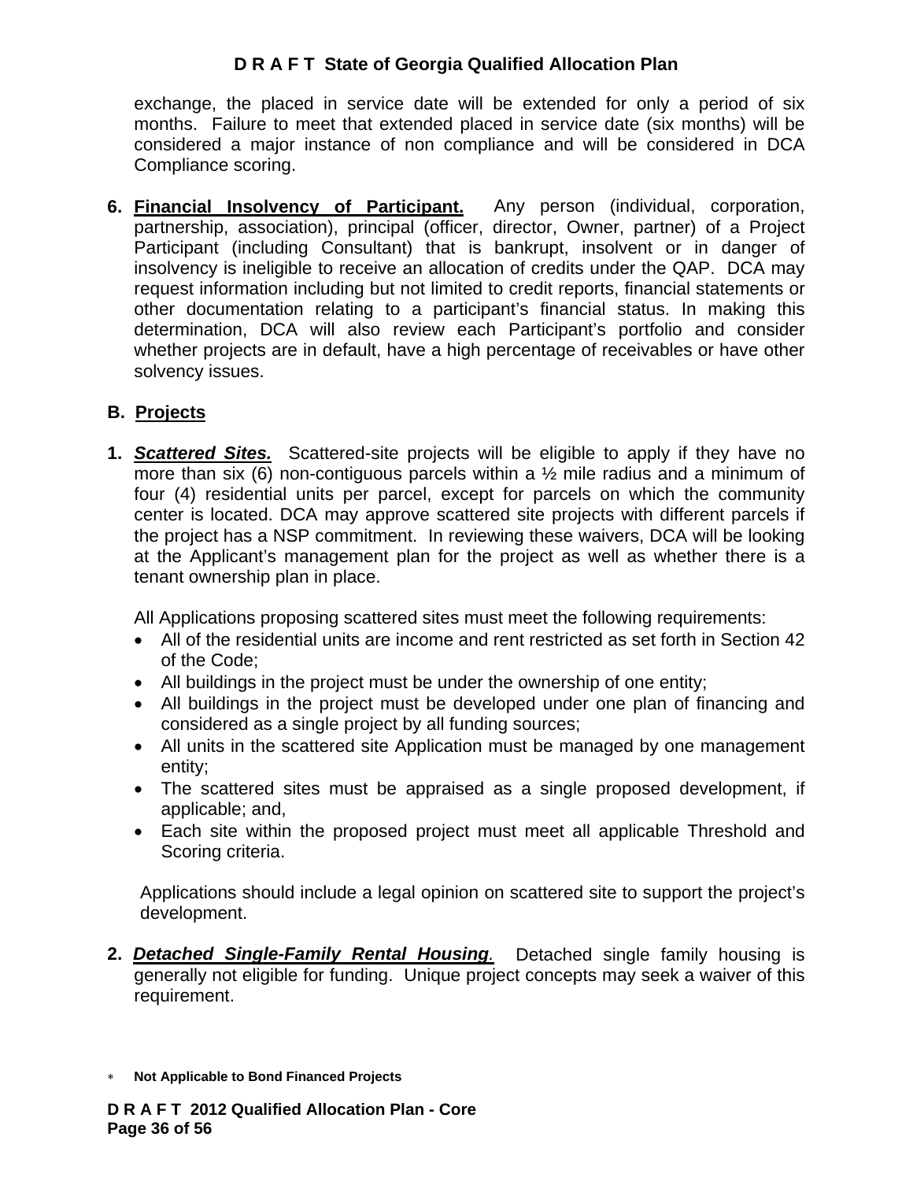exchange, the placed in service date will be extended for only a period of six months. Failure to meet that extended placed in service date (six months) will be considered a major instance of non compliance and will be considered in DCA Compliance scoring.

6. **Financial Insolvency of Participant.** Any person (individual, corporation, partnership, association), principal (officer, director, Owner, partner) of a Project Participant (including Consultant) that is bankrupt, insolvent or in danger of insolvency is ineligible to receive an allocation of credits under the QAP. DCA may request information including but not limited to credit reports, financial statements or other documentation relating to a participant's financial status. In making this determination, DCA will also review each Participant's portfolio and consider whether projects are in default, have a high percentage of receivables or have other solvency issues.

## B. Projects

1. ***Scattered Sites.*** Scattered-site projects will be eligible to apply if they have no more than six (6) non-contiguous parcels within a ½ mile radius and a minimum of four (4) residential units per parcel, except for parcels on which the community center is located. DCA may approve scattered site projects with different parcels if the project has a NSP commitment. In reviewing these waivers, DCA will be looking at the Applicant's management plan for the project as well as whether there is a tenant ownership plan in place.

   All Applications proposing scattered sites must meet the following requirements:

   - All of the residential units are income and rent restricted as set forth in Section 42 of the Code;
   - All buildings in the project must be under the ownership of one entity;
   - All buildings in the project must be developed under one plan of financing and considered as a single project by all funding sources;
   - All units in the scattered site Application must be managed by one management entity;
   - The scattered sites must be appraised as a single proposed development, if applicable; and,
   - Each site within the proposed project must meet all applicable Threshold and Scoring criteria.

   Applications should include a legal opinion on scattered site to support the project's development.

2. ***Detached Single-Family Rental Housing.*** Detached single family housing is generally not eligible for funding. Unique project concepts may seek a waiver of this requirement.

\* **Not Applicable to Bond Financed Projects**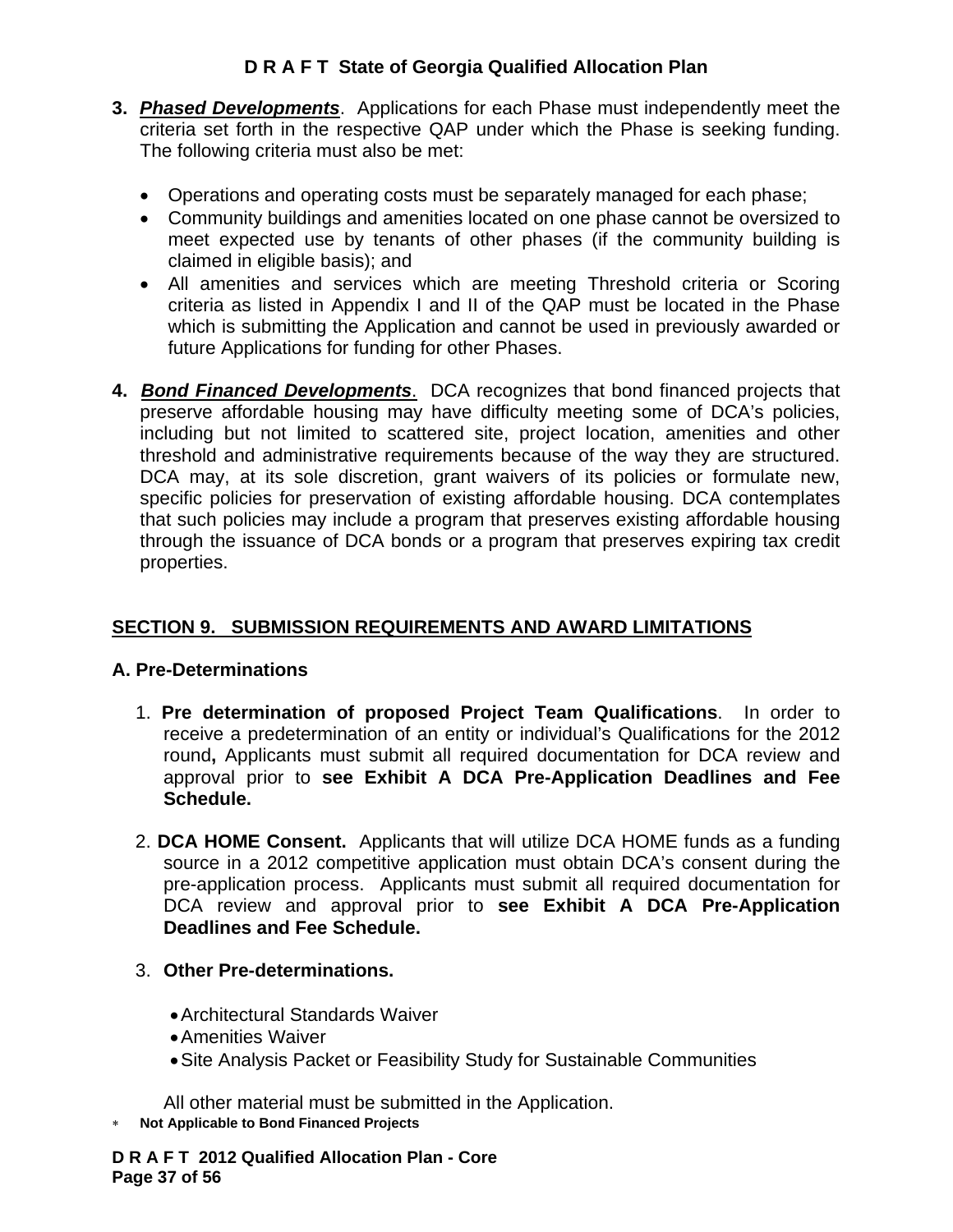**3.** ***Phased Developments***. Applications for each Phase must independently meet the criteria set forth in the respective QAP under which the Phase is seeking funding. The following criteria must also be met:

- Operations and operating costs must be separately managed for each phase;
- Community buildings and amenities located on one phase cannot be oversized to meet expected use by tenants of other phases (if the community building is claimed in eligible basis); and
- All amenities and services which are meeting Threshold criteria or Scoring criteria as listed in Appendix I and II of the QAP must be located in the Phase which is submitting the Application and cannot be used in previously awarded or future Applications for funding for other Phases.

**4.** ***Bond Financed Developments***. DCA recognizes that bond financed projects that preserve affordable housing may have difficulty meeting some of DCA's policies, including but not limited to scattered site, project location, amenities and other threshold and administrative requirements because of the way they are structured. DCA may, at its sole discretion, grant waivers of its policies or formulate new, specific policies for preservation of existing affordable housing. DCA contemplates that such policies may include a program that preserves existing affordable housing through the issuance of DCA bonds or a program that preserves expiring tax credit properties.

## SECTION 9. SUBMISSION REQUIREMENTS AND AWARD LIMITATIONS

### A. Pre-Determinations

1. **Pre determination of proposed Project Team Qualifications**. In order to receive a predetermination of an entity or individual's Qualifications for the 2012 round**,** Applicants must submit all required documentation for DCA review and approval prior to **see Exhibit A DCA Pre-Application Deadlines and Fee Schedule.**

2. **DCA HOME Consent.** Applicants that will utilize DCA HOME funds as a funding source in a 2012 competitive application must obtain DCA's consent during the pre-application process. Applicants must submit all required documentation for DCA review and approval prior to **see Exhibit A DCA Pre-Application Deadlines and Fee Schedule.**

3. **Other Pre-determinations.**

   - Architectural Standards Waiver
   - Amenities Waiver
   - Site Analysis Packet or Feasibility Study for Sustainable Communities

   All other material must be submitted in the Application.

* **Not Applicable to Bond Financed Projects**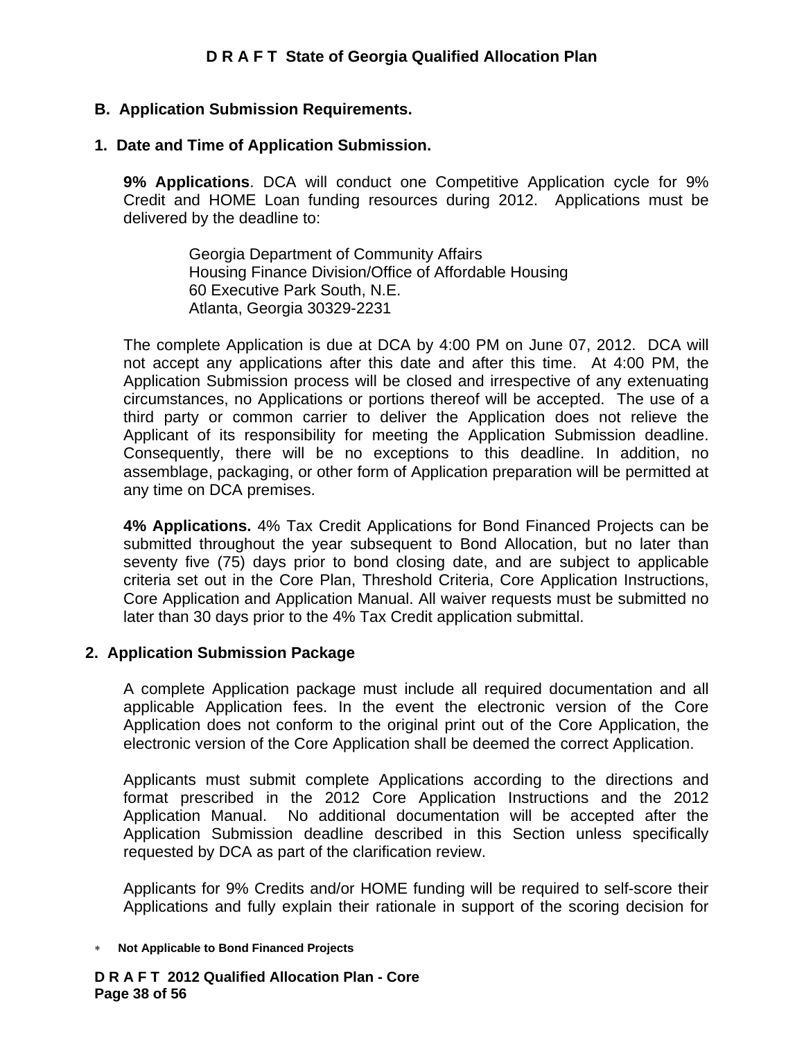## B. Application Submission Requirements.

### 1. Date and Time of Application Submission.

**9% Applications**. DCA will conduct one Competitive Application cycle for 9% Credit and HOME Loan funding resources during 2012. Applications must be delivered by the deadline to:

Georgia Department of Community Affairs
Housing Finance Division/Office of Affordable Housing
60 Executive Park South, N.E.
Atlanta, Georgia 30329-2231

The complete Application is due at DCA by 4:00 PM on June 07, 2012. DCA will not accept any applications after this date and after this time. At 4:00 PM, the Application Submission process will be closed and irrespective of any extenuating circumstances, no Applications or portions thereof will be accepted. The use of a third party or common carrier to deliver the Application does not relieve the Applicant of its responsibility for meeting the Application Submission deadline. Consequently, there will be no exceptions to this deadline. In addition, no assemblage, packaging, or other form of Application preparation will be permitted at any time on DCA premises.

**4% Applications.** 4% Tax Credit Applications for Bond Financed Projects can be submitted throughout the year subsequent to Bond Allocation, but no later than seventy five (75) days prior to bond closing date, and are subject to applicable criteria set out in the Core Plan, Threshold Criteria, Core Application Instructions, Core Application and Application Manual. All waiver requests must be submitted no later than 30 days prior to the 4% Tax Credit application submittal.

### 2. Application Submission Package

A complete Application package must include all required documentation and all applicable Application fees. In the event the electronic version of the Core Application does not conform to the original print out of the Core Application, the electronic version of the Core Application shall be deemed the correct Application.

Applicants must submit complete Applications according to the directions and format prescribed in the 2012 Core Application Instructions and the 2012 Application Manual. No additional documentation will be accepted after the Application Submission deadline described in this Section unless specifically requested by DCA as part of the clarification review.

Applicants for 9% Credits and/or HOME funding will be required to self-score their Applications and fully explain their rationale in support of the scoring decision for

\* **Not Applicable to Bond Financed Projects**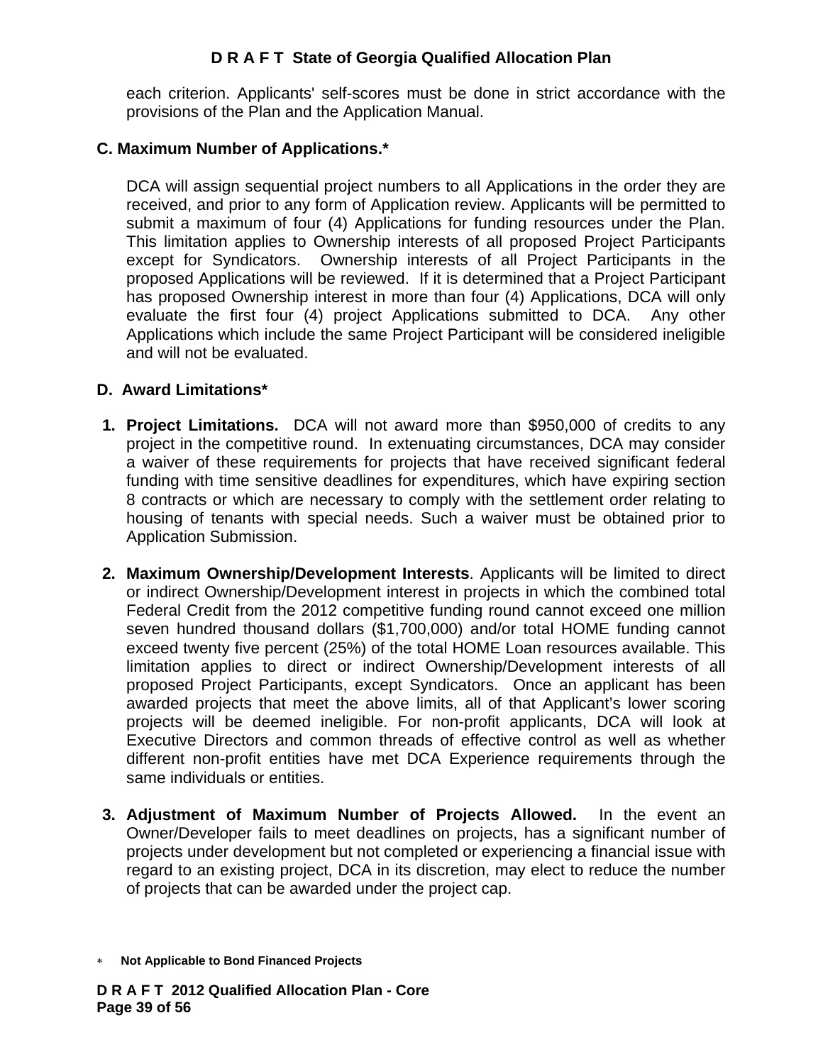each criterion. Applicants' self-scores must be done in strict accordance with the provisions of the Plan and the Application Manual.

## C. Maximum Number of Applications.*

DCA will assign sequential project numbers to all Applications in the order they are received, and prior to any form of Application review. Applicants will be permitted to submit a maximum of four (4) Applications for funding resources under the Plan. This limitation applies to Ownership interests of all proposed Project Participants except for Syndicators. Ownership interests of all Project Participants in the proposed Applications will be reviewed. If it is determined that a Project Participant has proposed Ownership interest in more than four (4) Applications, DCA will only evaluate the first four (4) project Applications submitted to DCA. Any other Applications which include the same Project Participant will be considered ineligible and will not be evaluated.

## D. Award Limitations*

1. **Project Limitations.** DCA will not award more than $950,000 of credits to any project in the competitive round. In extenuating circumstances, DCA may consider a waiver of these requirements for projects that have received significant federal funding with time sensitive deadlines for expenditures, which have expiring section 8 contracts or which are necessary to comply with the settlement order relating to housing of tenants with special needs. Such a waiver must be obtained prior to Application Submission.

2. **Maximum Ownership/Development Interests**. Applicants will be limited to direct or indirect Ownership/Development interest in projects in which the combined total Federal Credit from the 2012 competitive funding round cannot exceed one million seven hundred thousand dollars ($1,700,000) and/or total HOME funding cannot exceed twenty five percent (25%) of the total HOME Loan resources available. This limitation applies to direct or indirect Ownership/Development interests of all proposed Project Participants, except Syndicators. Once an applicant has been awarded projects that meet the above limits, all of that Applicant's lower scoring projects will be deemed ineligible. For non-profit applicants, DCA will look at Executive Directors and common threads of effective control as well as whether different non-profit entities have met DCA Experience requirements through the same individuals or entities.

3. **Adjustment of Maximum Number of Projects Allowed.** In the event an Owner/Developer fails to meet deadlines on projects, has a significant number of projects under development but not completed or experiencing a financial issue with regard to an existing project, DCA in its discretion, may elect to reduce the number of projects that can be awarded under the project cap.

\* **Not Applicable to Bond Financed Projects**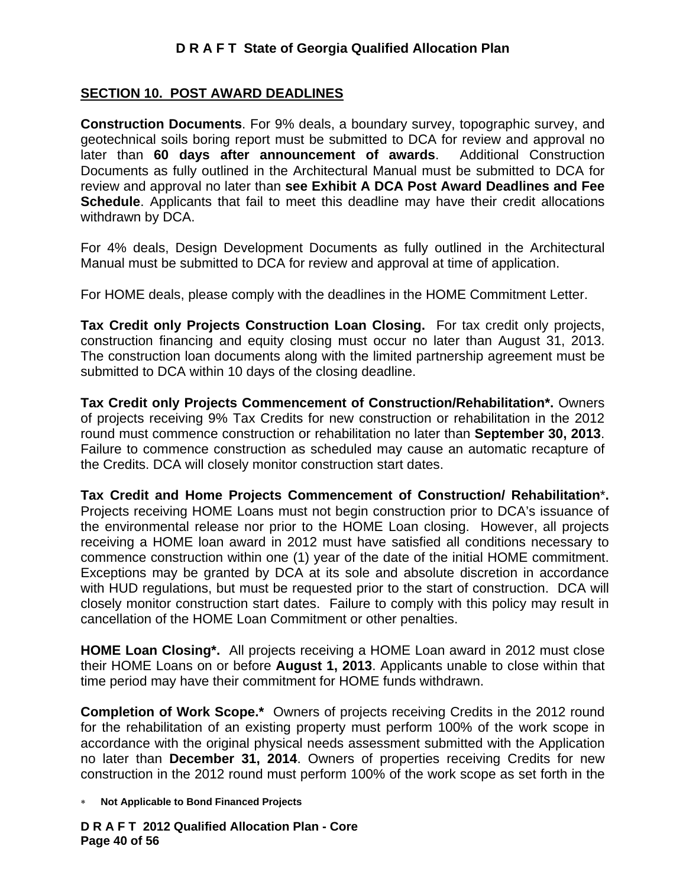## SECTION 10. POST AWARD DEADLINES

**Construction Documents**. For 9% deals, a boundary survey, topographic survey, and geotechnical soils boring report must be submitted to DCA for review and approval no later than **60 days after announcement of awards**. Additional Construction Documents as fully outlined in the Architectural Manual must be submitted to DCA for review and approval no later than **see Exhibit A DCA Post Award Deadlines and Fee Schedule**. Applicants that fail to meet this deadline may have their credit allocations withdrawn by DCA.

For 4% deals, Design Development Documents as fully outlined in the Architectural Manual must be submitted to DCA for review and approval at time of application.

For HOME deals, please comply with the deadlines in the HOME Commitment Letter.

**Tax Credit only Projects Construction Loan Closing.** For tax credit only projects, construction financing and equity closing must occur no later than August 31, 2013. The construction loan documents along with the limited partnership agreement must be submitted to DCA within 10 days of the closing deadline.

**Tax Credit only Projects Commencement of Construction/Rehabilitation*.** Owners of projects receiving 9% Tax Credits for new construction or rehabilitation in the 2012 round must commence construction or rehabilitation no later than **September 30, 2013**. Failure to commence construction as scheduled may cause an automatic recapture of the Credits. DCA will closely monitor construction start dates.

**Tax Credit and Home Projects Commencement of Construction/ Rehabilitation*.** Projects receiving HOME Loans must not begin construction prior to DCA's issuance of the environmental release nor prior to the HOME Loan closing. However, all projects receiving a HOME loan award in 2012 must have satisfied all conditions necessary to commence construction within one (1) year of the date of the initial HOME commitment. Exceptions may be granted by DCA at its sole and absolute discretion in accordance with HUD regulations, but must be requested prior to the start of construction. DCA will closely monitor construction start dates. Failure to comply with this policy may result in cancellation of the HOME Loan Commitment or other penalties.

**HOME Loan Closing*.** All projects receiving a HOME Loan award in 2012 must close their HOME Loans on or before **August 1, 2013**. Applicants unable to close within that time period may have their commitment for HOME funds withdrawn.

**Completion of Work Scope.*** Owners of projects receiving Credits in the 2012 round for the rehabilitation of an existing property must perform 100% of the work scope in accordance with the original physical needs assessment submitted with the Application no later than **December 31, 2014**. Owners of properties receiving Credits for new construction in the 2012 round must perform 100% of the work scope as set forth in the

\* **Not Applicable to Bond Financed Projects**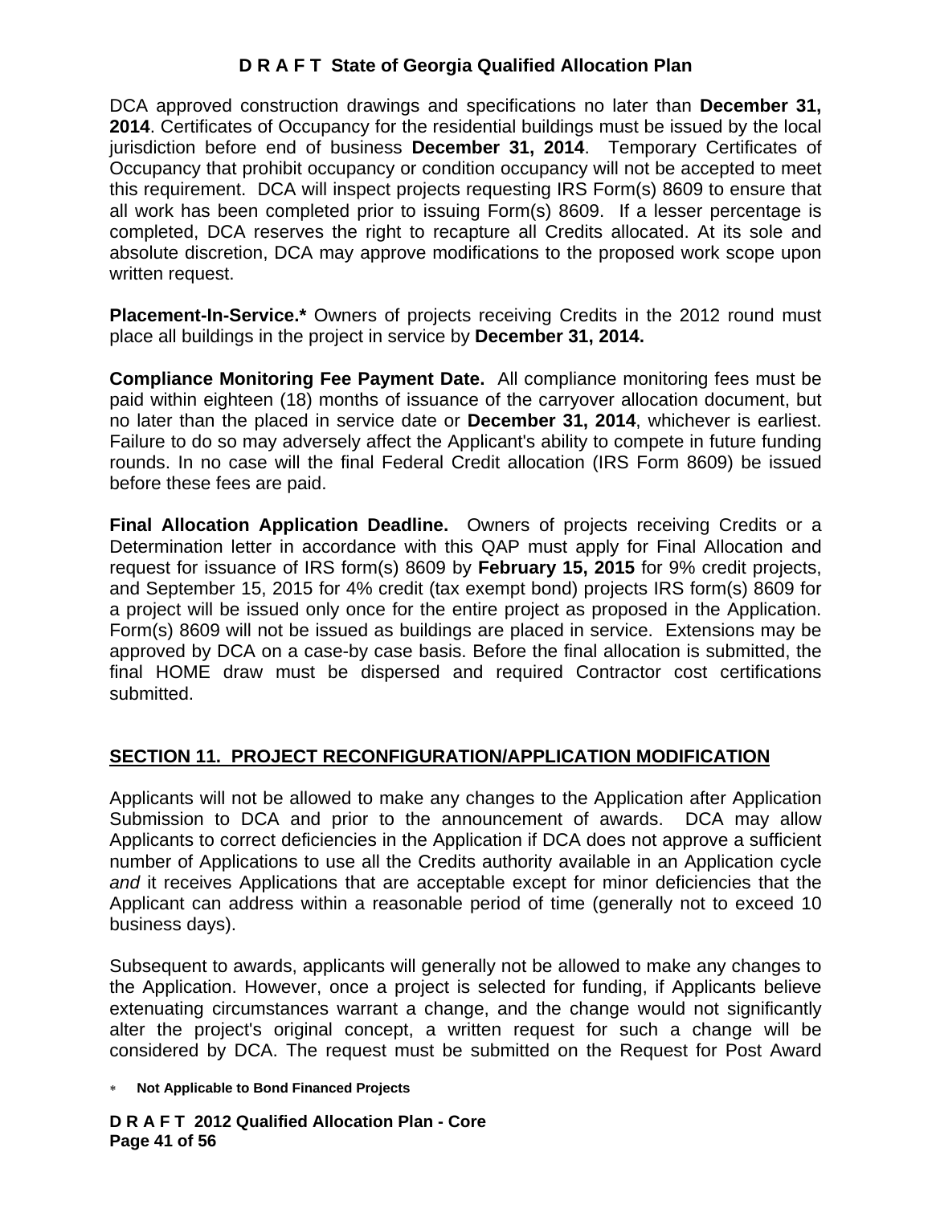DCA approved construction drawings and specifications no later than **December 31, 2014**. Certificates of Occupancy for the residential buildings must be issued by the local jurisdiction before end of business **December 31, 2014**. Temporary Certificates of Occupancy that prohibit occupancy or condition occupancy will not be accepted to meet this requirement. DCA will inspect projects requesting IRS Form(s) 8609 to ensure that all work has been completed prior to issuing Form(s) 8609. If a lesser percentage is completed, DCA reserves the right to recapture all Credits allocated. At its sole and absolute discretion, DCA may approve modifications to the proposed work scope upon written request.

**Placement-In-Service.*** Owners of projects receiving Credits in the 2012 round must place all buildings in the project in service by **December 31, 2014.**

**Compliance Monitoring Fee Payment Date.** All compliance monitoring fees must be paid within eighteen (18) months of issuance of the carryover allocation document, but no later than the placed in service date or **December 31, 2014**, whichever is earliest. Failure to do so may adversely affect the Applicant's ability to compete in future funding rounds. In no case will the final Federal Credit allocation (IRS Form 8609) be issued before these fees are paid.

**Final Allocation Application Deadline.** Owners of projects receiving Credits or a Determination letter in accordance with this QAP must apply for Final Allocation and request for issuance of IRS form(s) 8609 by **February 15, 2015** for 9% credit projects, and September 15, 2015 for 4% credit (tax exempt bond) projects IRS form(s) 8609 for a project will be issued only once for the entire project as proposed in the Application. Form(s) 8609 will not be issued as buildings are placed in service. Extensions may be approved by DCA on a case-by case basis. Before the final allocation is submitted, the final HOME draw must be dispersed and required Contractor cost certifications submitted.

## SECTION 11. PROJECT RECONFIGURATION/APPLICATION MODIFICATION

Applicants will not be allowed to make any changes to the Application after Application Submission to DCA and prior to the announcement of awards. DCA may allow Applicants to correct deficiencies in the Application if DCA does not approve a sufficient number of Applications to use all the Credits authority available in an Application cycle *and* it receives Applications that are acceptable except for minor deficiencies that the Applicant can address within a reasonable period of time (generally not to exceed 10 business days).

Subsequent to awards, applicants will generally not be allowed to make any changes to the Application. However, once a project is selected for funding, if Applicants believe extenuating circumstances warrant a change, and the change would not significantly alter the project's original concept, a written request for such a change will be considered by DCA. The request must be submitted on the Request for Post Award

* **Not Applicable to Bond Financed Projects**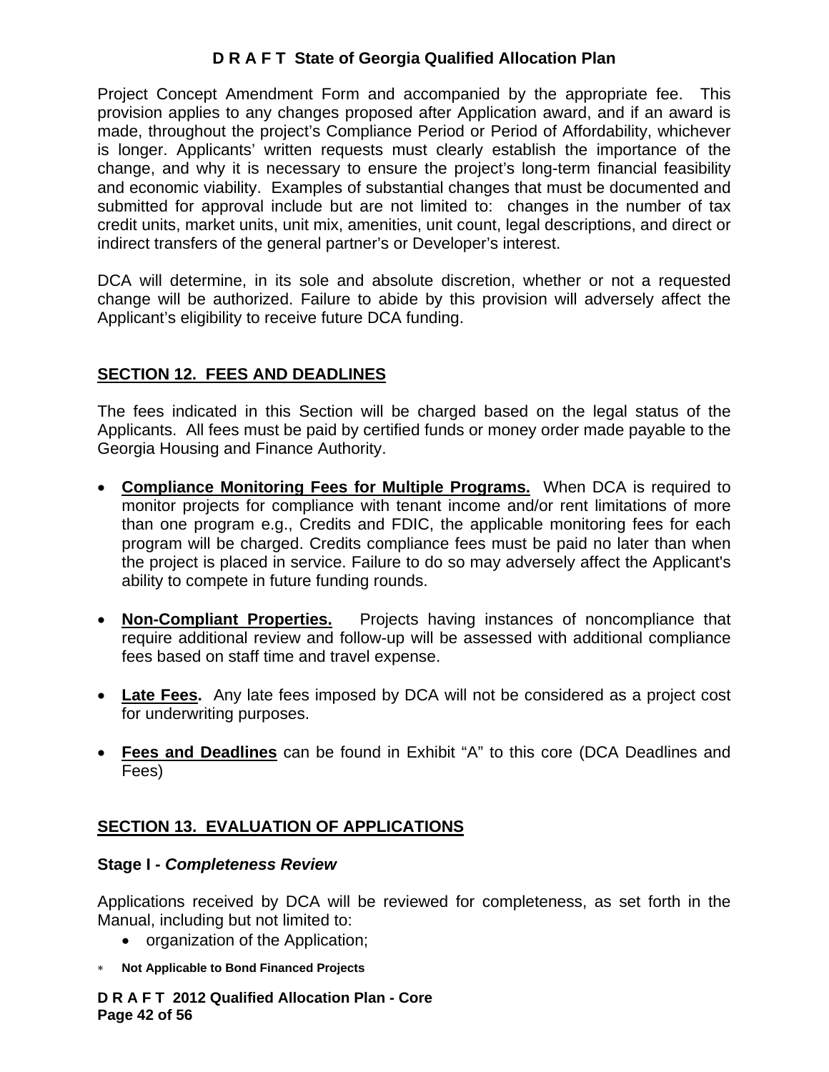Project Concept Amendment Form and accompanied by the appropriate fee. This provision applies to any changes proposed after Application award, and if an award is made, throughout the project's Compliance Period or Period of Affordability, whichever is longer. Applicants' written requests must clearly establish the importance of the change, and why it is necessary to ensure the project's long-term financial feasibility and economic viability. Examples of substantial changes that must be documented and submitted for approval include but are not limited to: changes in the number of tax credit units, market units, unit mix, amenities, unit count, legal descriptions, and direct or indirect transfers of the general partner's or Developer's interest.

DCA will determine, in its sole and absolute discretion, whether or not a requested change will be authorized. Failure to abide by this provision will adversely affect the Applicant's eligibility to receive future DCA funding.

## SECTION 12. FEES AND DEADLINES

The fees indicated in this Section will be charged based on the legal status of the Applicants. All fees must be paid by certified funds or money order made payable to the Georgia Housing and Finance Authority.

- **Compliance Monitoring Fees for Multiple Programs.** When DCA is required to monitor projects for compliance with tenant income and/or rent limitations of more than one program e.g., Credits and FDIC, the applicable monitoring fees for each program will be charged. Credits compliance fees must be paid no later than when the project is placed in service. Failure to do so may adversely affect the Applicant's ability to compete in future funding rounds.

- **Non-Compliant Properties.** Projects having instances of noncompliance that require additional review and follow-up will be assessed with additional compliance fees based on staff time and travel expense.

- **Late Fees.** Any late fees imposed by DCA will not be considered as a project cost for underwriting purposes.

- **Fees and Deadlines** can be found in Exhibit "A" to this core (DCA Deadlines and Fees)

## SECTION 13. EVALUATION OF APPLICATIONS

### Stage I - *Completeness Review*

Applications received by DCA will be reviewed for completeness, as set forth in the Manual, including but not limited to:

- organization of the Application;

* **Not Applicable to Bond Financed Projects**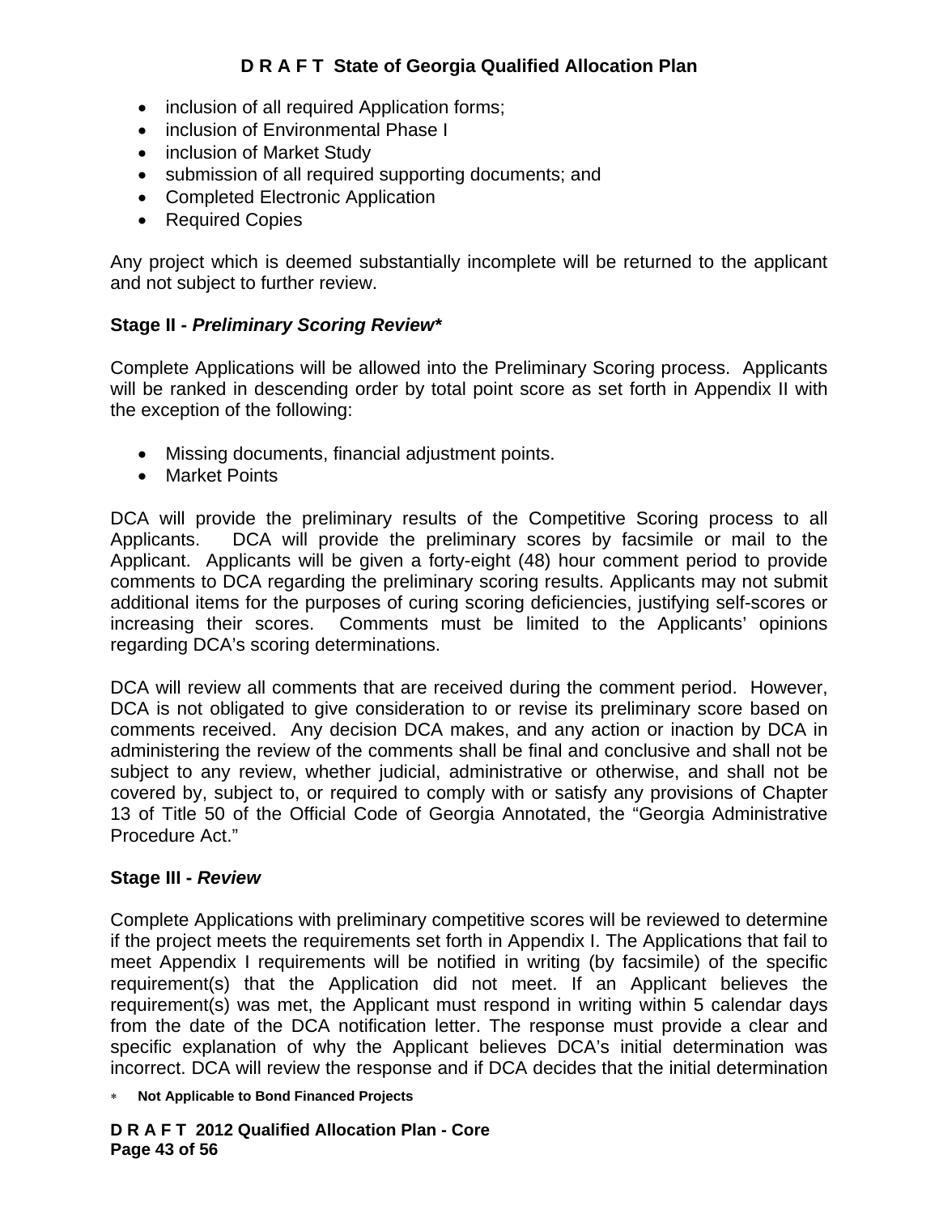- inclusion of all required Application forms;
- inclusion of Environmental Phase I
- inclusion of Market Study
- submission of all required supporting documents; and
- Completed Electronic Application
- Required Copies

Any project which is deemed substantially incomplete will be returned to the applicant and not subject to further review.

**Stage II -** ***Preliminary Scoring Review****

Complete Applications will be allowed into the Preliminary Scoring process. Applicants will be ranked in descending order by total point score as set forth in Appendix II with the exception of the following:

- Missing documents, financial adjustment points.
- Market Points

DCA will provide the preliminary results of the Competitive Scoring process to all Applicants. DCA will provide the preliminary scores by facsimile or mail to the Applicant. Applicants will be given a forty-eight (48) hour comment period to provide comments to DCA regarding the preliminary scoring results. Applicants may not submit additional items for the purposes of curing scoring deficiencies, justifying self-scores or increasing their scores. Comments must be limited to the Applicants' opinions regarding DCA's scoring determinations.

DCA will review all comments that are received during the comment period. However, DCA is not obligated to give consideration to or revise its preliminary score based on comments received. Any decision DCA makes, and any action or inaction by DCA in administering the review of the comments shall be final and conclusive and shall not be subject to any review, whether judicial, administrative or otherwise, and shall not be covered by, subject to, or required to comply with or satisfy any provisions of Chapter 13 of Title 50 of the Official Code of Georgia Annotated, the "Georgia Administrative Procedure Act."

**Stage III -** ***Review***

Complete Applications with preliminary competitive scores will be reviewed to determine if the project meets the requirements set forth in Appendix I. The Applications that fail to meet Appendix I requirements will be notified in writing (by facsimile) of the specific requirement(s) that the Application did not meet. If an Applicant believes the requirement(s) was met, the Applicant must respond in writing within 5 calendar days from the date of the DCA notification letter. The response must provide a clear and specific explanation of why the Applicant believes DCA's initial determination was incorrect. DCA will review the response and if DCA decides that the initial determination

\* **Not Applicable to Bond Financed Projects**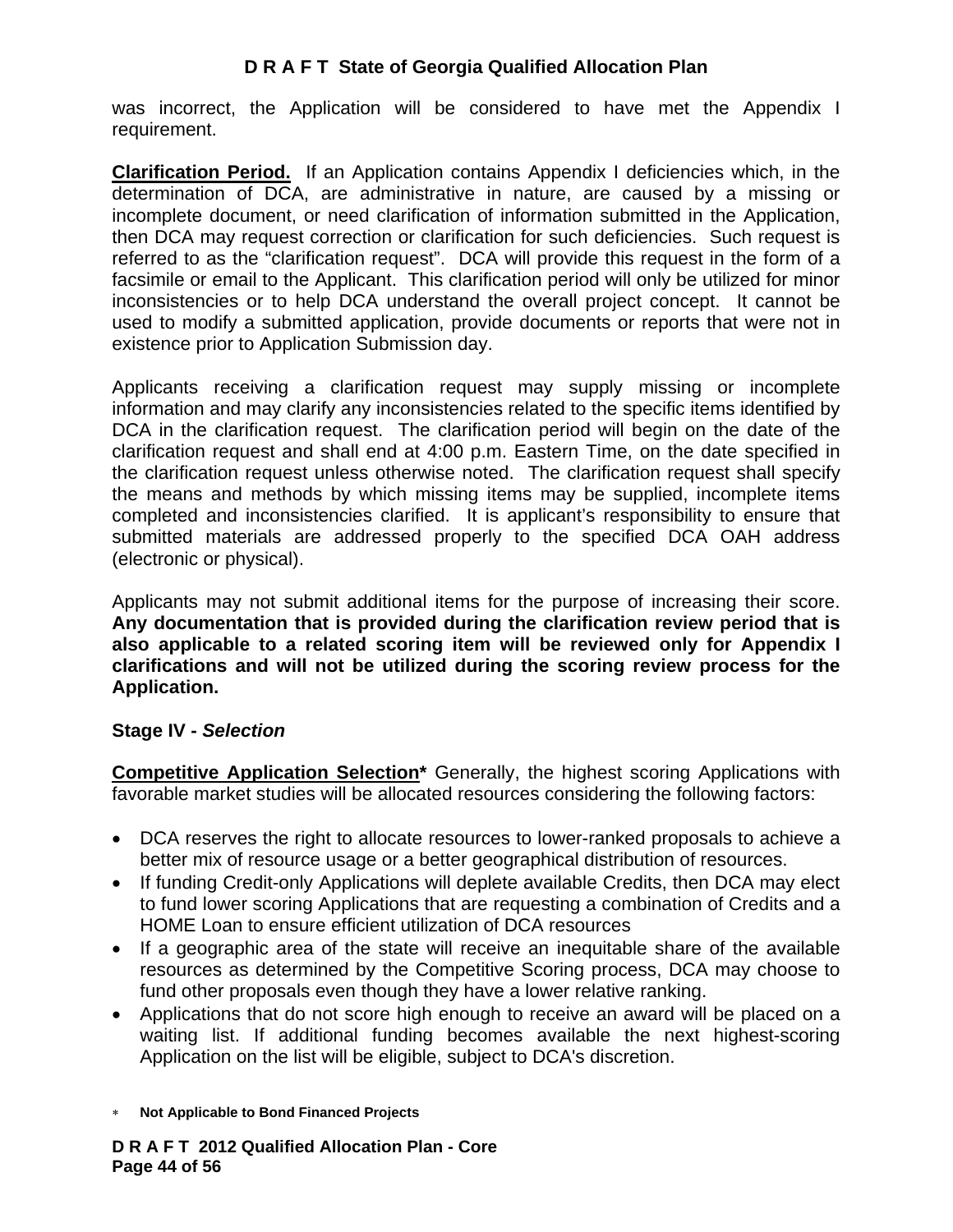was incorrect, the Application will be considered to have met the Appendix I requirement.

**Clarification Period.** If an Application contains Appendix I deficiencies which, in the determination of DCA, are administrative in nature, are caused by a missing or incomplete document, or need clarification of information submitted in the Application, then DCA may request correction or clarification for such deficiencies. Such request is referred to as the "clarification request". DCA will provide this request in the form of a facsimile or email to the Applicant. This clarification period will only be utilized for minor inconsistencies or to help DCA understand the overall project concept. It cannot be used to modify a submitted application, provide documents or reports that were not in existence prior to Application Submission day.

Applicants receiving a clarification request may supply missing or incomplete information and may clarify any inconsistencies related to the specific items identified by DCA in the clarification request. The clarification period will begin on the date of the clarification request and shall end at 4:00 p.m. Eastern Time, on the date specified in the clarification request unless otherwise noted. The clarification request shall specify the means and methods by which missing items may be supplied, incomplete items completed and inconsistencies clarified. It is applicant's responsibility to ensure that submitted materials are addressed properly to the specified DCA OAH address (electronic or physical).

Applicants may not submit additional items for the purpose of increasing their score. **Any documentation that is provided during the clarification review period that is also applicable to a related scoring item will be reviewed only for Appendix I clarifications and will not be utilized during the scoring review process for the Application.**

### Stage IV - *Selection*

**Competitive Application Selection*** Generally, the highest scoring Applications with favorable market studies will be allocated resources considering the following factors:

- DCA reserves the right to allocate resources to lower-ranked proposals to achieve a better mix of resource usage or a better geographical distribution of resources.
- If funding Credit-only Applications will deplete available Credits, then DCA may elect to fund lower scoring Applications that are requesting a combination of Credits and a HOME Loan to ensure efficient utilization of DCA resources
- If a geographic area of the state will receive an inequitable share of the available resources as determined by the Competitive Scoring process, DCA may choose to fund other proposals even though they have a lower relative ranking.
- Applications that do not score high enough to receive an award will be placed on a waiting list. If additional funding becomes available the next highest-scoring Application on the list will be eligible, subject to DCA's discretion.

* **Not Applicable to Bond Financed Projects**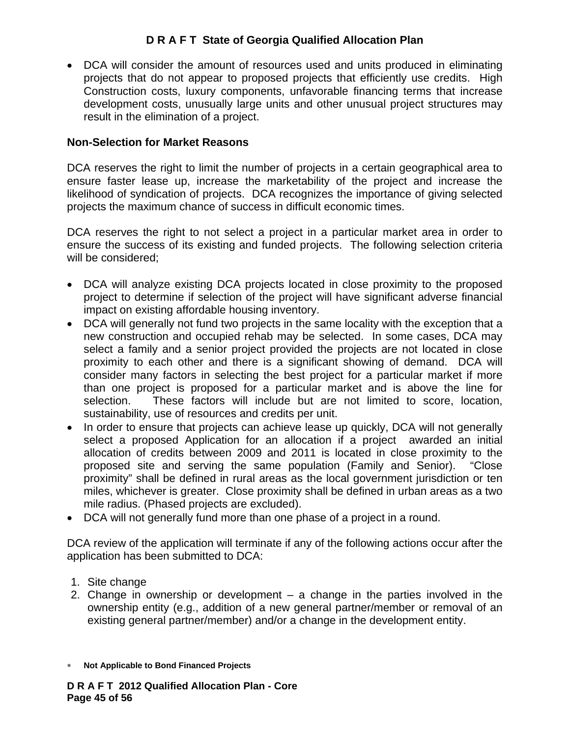- DCA will consider the amount of resources used and units produced in eliminating projects that do not appear to proposed projects that efficiently use credits. High Construction costs, luxury components, unfavorable financing terms that increase development costs, unusually large units and other unusual project structures may result in the elimination of a project.

**Non-Selection for Market Reasons**

DCA reserves the right to limit the number of projects in a certain geographical area to ensure faster lease up, increase the marketability of the project and increase the likelihood of syndication of projects. DCA recognizes the importance of giving selected projects the maximum chance of success in difficult economic times.

DCA reserves the right to not select a project in a particular market area in order to ensure the success of its existing and funded projects. The following selection criteria will be considered;

- DCA will analyze existing DCA projects located in close proximity to the proposed project to determine if selection of the project will have significant adverse financial impact on existing affordable housing inventory.
- DCA will generally not fund two projects in the same locality with the exception that a new construction and occupied rehab may be selected. In some cases, DCA may select a family and a senior project provided the projects are not located in close proximity to each other and there is a significant showing of demand. DCA will consider many factors in selecting the best project for a particular market if more than one project is proposed for a particular market and is above the line for selection. These factors will include but are not limited to score, location, sustainability, use of resources and credits per unit.
- In order to ensure that projects can achieve lease up quickly, DCA will not generally select a proposed Application for an allocation if a project awarded an initial allocation of credits between 2009 and 2011 is located in close proximity to the proposed site and serving the same population (Family and Senior). "Close proximity" shall be defined in rural areas as the local government jurisdiction or ten miles, whichever is greater. Close proximity shall be defined in urban areas as a two mile radius. (Phased projects are excluded).
- DCA will not generally fund more than one phase of a project in a round.

DCA review of the application will terminate if any of the following actions occur after the application has been submitted to DCA:

1. Site change
2. Change in ownership or development – a change in the parties involved in the ownership entity (e.g., addition of a new general partner/member or removal of an existing general partner/member) and/or a change in the development entity.

* **Not Applicable to Bond Financed Projects**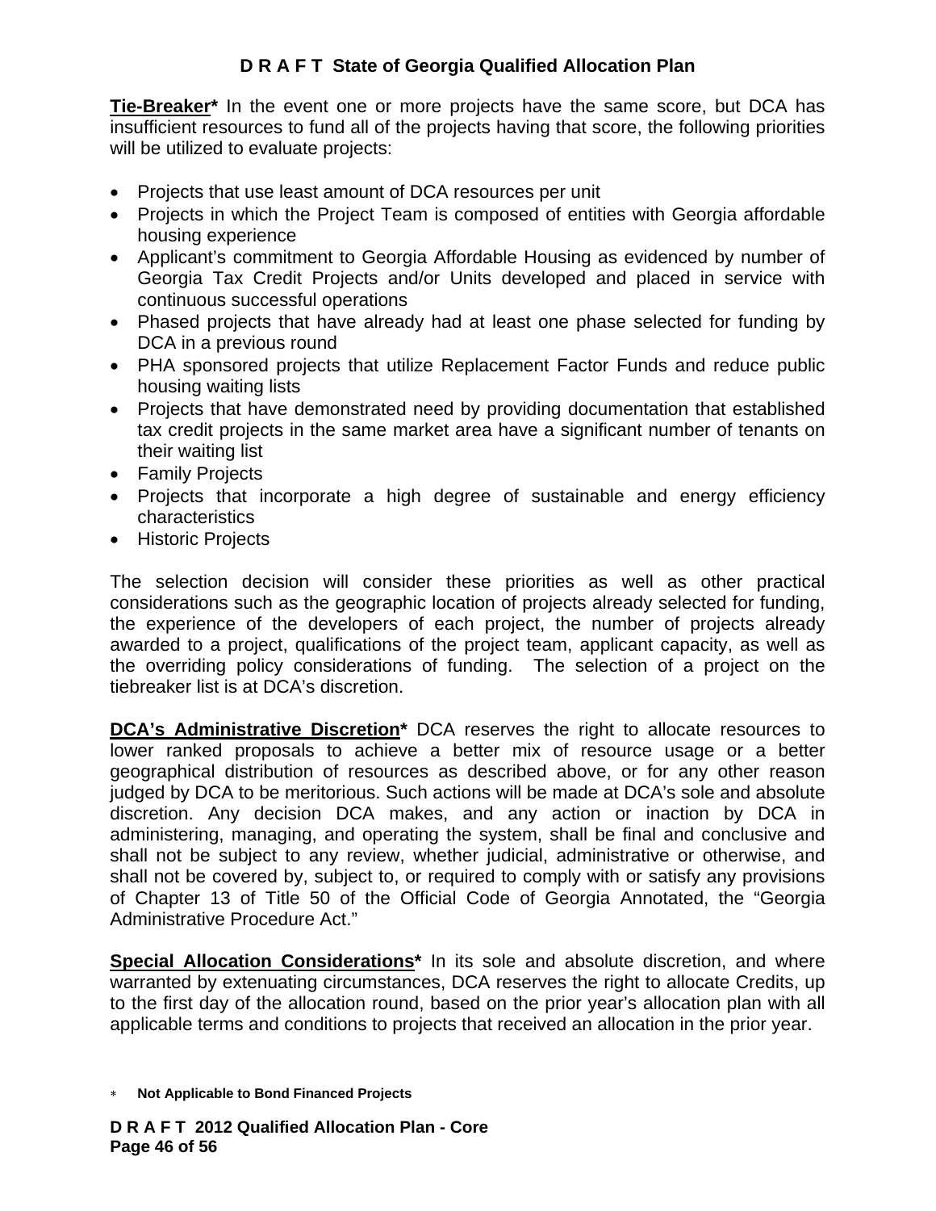**Tie-Breaker*** In the event one or more projects have the same score, but DCA has insufficient resources to fund all of the projects having that score, the following priorities will be utilized to evaluate projects:

- Projects that use least amount of DCA resources per unit
- Projects in which the Project Team is composed of entities with Georgia affordable housing experience
- Applicant's commitment to Georgia Affordable Housing as evidenced by number of Georgia Tax Credit Projects and/or Units developed and placed in service with continuous successful operations
- Phased projects that have already had at least one phase selected for funding by DCA in a previous round
- PHA sponsored projects that utilize Replacement Factor Funds and reduce public housing waiting lists
- Projects that have demonstrated need by providing documentation that established tax credit projects in the same market area have a significant number of tenants on their waiting list
- Family Projects
- Projects that incorporate a high degree of sustainable and energy efficiency characteristics
- Historic Projects

The selection decision will consider these priorities as well as other practical considerations such as the geographic location of projects already selected for funding, the experience of the developers of each project, the number of projects already awarded to a project, qualifications of the project team, applicant capacity, as well as the overriding policy considerations of funding. The selection of a project on the tiebreaker list is at DCA's discretion.

**DCA's Administrative Discretion*** DCA reserves the right to allocate resources to lower ranked proposals to achieve a better mix of resource usage or a better geographical distribution of resources as described above, or for any other reason judged by DCA to be meritorious. Such actions will be made at DCA's sole and absolute discretion. Any decision DCA makes, and any action or inaction by DCA in administering, managing, and operating the system, shall be final and conclusive and shall not be subject to any review, whether judicial, administrative or otherwise, and shall not be covered by, subject to, or required to comply with or satisfy any provisions of Chapter 13 of Title 50 of the Official Code of Georgia Annotated, the "Georgia Administrative Procedure Act."

**Special Allocation Considerations*** In its sole and absolute discretion, and where warranted by extenuating circumstances, DCA reserves the right to allocate Credits, up to the first day of the allocation round, based on the prior year's allocation plan with all applicable terms and conditions to projects that received an allocation in the prior year.

\* **Not Applicable to Bond Financed Projects**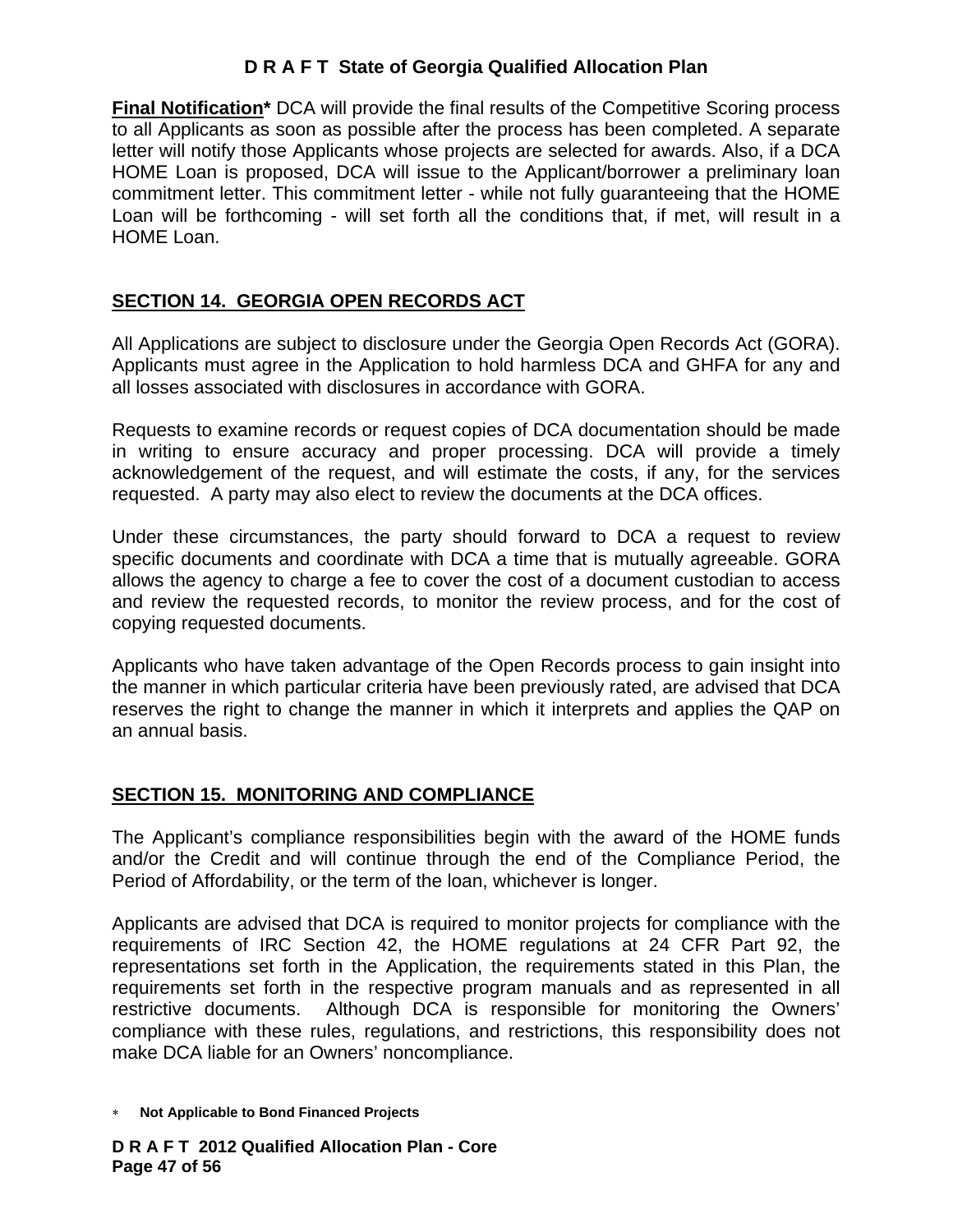**Final Notification*** DCA will provide the final results of the Competitive Scoring process to all Applicants as soon as possible after the process has been completed. A separate letter will notify those Applicants whose projects are selected for awards. Also, if a DCA HOME Loan is proposed, DCA will issue to the Applicant/borrower a preliminary loan commitment letter. This commitment letter - while not fully guaranteeing that the HOME Loan will be forthcoming - will set forth all the conditions that, if met, will result in a HOME Loan.

## SECTION 14. GEORGIA OPEN RECORDS ACT

All Applications are subject to disclosure under the Georgia Open Records Act (GORA). Applicants must agree in the Application to hold harmless DCA and GHFA for any and all losses associated with disclosures in accordance with GORA.

Requests to examine records or request copies of DCA documentation should be made in writing to ensure accuracy and proper processing. DCA will provide a timely acknowledgement of the request, and will estimate the costs, if any, for the services requested. A party may also elect to review the documents at the DCA offices.

Under these circumstances, the party should forward to DCA a request to review specific documents and coordinate with DCA a time that is mutually agreeable. GORA allows the agency to charge a fee to cover the cost of a document custodian to access and review the requested records, to monitor the review process, and for the cost of copying requested documents.

Applicants who have taken advantage of the Open Records process to gain insight into the manner in which particular criteria have been previously rated, are advised that DCA reserves the right to change the manner in which it interprets and applies the QAP on an annual basis.

## SECTION 15. MONITORING AND COMPLIANCE

The Applicant's compliance responsibilities begin with the award of the HOME funds and/or the Credit and will continue through the end of the Compliance Period, the Period of Affordability, or the term of the loan, whichever is longer.

Applicants are advised that DCA is required to monitor projects for compliance with the requirements of IRC Section 42, the HOME regulations at 24 CFR Part 92, the representations set forth in the Application, the requirements stated in this Plan, the requirements set forth in the respective program manuals and as represented in all restrictive documents. Although DCA is responsible for monitoring the Owners' compliance with these rules, regulations, and restrictions, this responsibility does not make DCA liable for an Owners' noncompliance.

* **Not Applicable to Bond Financed Projects**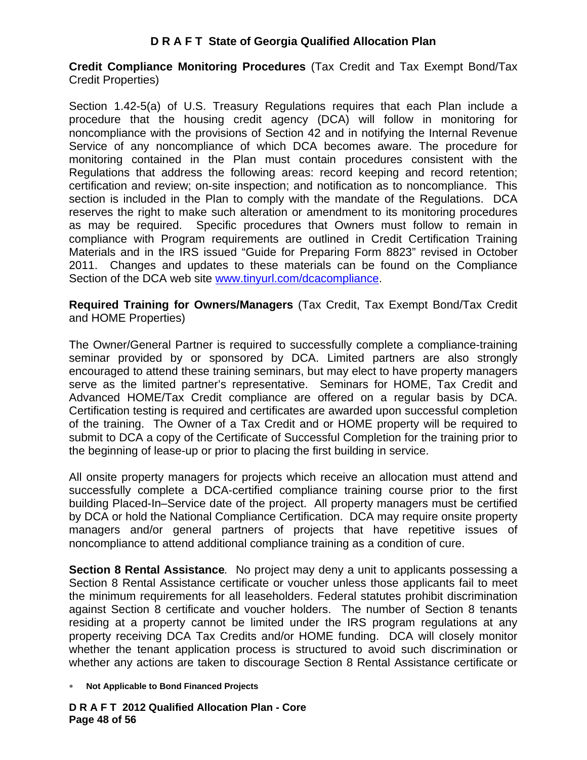**Credit Compliance Monitoring Procedures** (Tax Credit and Tax Exempt Bond/Tax Credit Properties)

Section 1.42-5(a) of U.S. Treasury Regulations requires that each Plan include a procedure that the housing credit agency (DCA) will follow in monitoring for noncompliance with the provisions of Section 42 and in notifying the Internal Revenue Service of any noncompliance of which DCA becomes aware. The procedure for monitoring contained in the Plan must contain procedures consistent with the Regulations that address the following areas: record keeping and record retention; certification and review; on-site inspection; and notification as to noncompliance. This section is included in the Plan to comply with the mandate of the Regulations. DCA reserves the right to make such alteration or amendment to its monitoring procedures as may be required. Specific procedures that Owners must follow to remain in compliance with Program requirements are outlined in Credit Certification Training Materials and in the IRS issued "Guide for Preparing Form 8823" revised in October 2011. Changes and updates to these materials can be found on the Compliance Section of the DCA web site [www.tinyurl.com/dcacompliance](www.tinyurl.com/dcacompliance).

**Required Training for Owners/Managers** (Tax Credit, Tax Exempt Bond/Tax Credit and HOME Properties)

The Owner/General Partner is required to successfully complete a compliance-training seminar provided by or sponsored by DCA. Limited partners are also strongly encouraged to attend these training seminars, but may elect to have property managers serve as the limited partner's representative. Seminars for HOME, Tax Credit and Advanced HOME/Tax Credit compliance are offered on a regular basis by DCA. Certification testing is required and certificates are awarded upon successful completion of the training. The Owner of a Tax Credit and or HOME property will be required to submit to DCA a copy of the Certificate of Successful Completion for the training prior to the beginning of lease-up or prior to placing the first building in service.

All onsite property managers for projects which receive an allocation must attend and successfully complete a DCA-certified compliance training course prior to the first building Placed-In–Service date of the project. All property managers must be certified by DCA or hold the National Compliance Certification. DCA may require onsite property managers and/or general partners of projects that have repetitive issues of noncompliance to attend additional compliance training as a condition of cure.

**Section 8 Rental Assistance***.* No project may deny a unit to applicants possessing a Section 8 Rental Assistance certificate or voucher unless those applicants fail to meet the minimum requirements for all leaseholders. Federal statutes prohibit discrimination against Section 8 certificate and voucher holders. The number of Section 8 tenants residing at a property cannot be limited under the IRS program regulations at any property receiving DCA Tax Credits and/or HOME funding. DCA will closely monitor whether the tenant application process is structured to avoid such discrimination or whether any actions are taken to discourage Section 8 Rental Assistance certificate or

* **Not Applicable to Bond Financed Projects**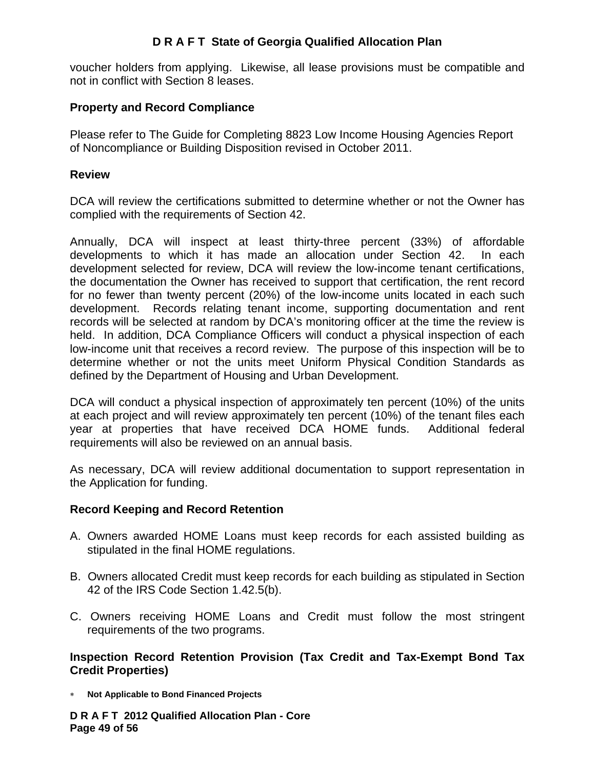voucher holders from applying. Likewise, all lease provisions must be compatible and not in conflict with Section 8 leases.

**Property and Record Compliance**

Please refer to The Guide for Completing 8823 Low Income Housing Agencies Report of Noncompliance or Building Disposition revised in October 2011.

**Review**

DCA will review the certifications submitted to determine whether or not the Owner has complied with the requirements of Section 42.

Annually, DCA will inspect at least thirty-three percent (33%) of affordable developments to which it has made an allocation under Section 42. In each development selected for review, DCA will review the low-income tenant certifications, the documentation the Owner has received to support that certification, the rent record for no fewer than twenty percent (20%) of the low-income units located in each such development. Records relating tenant income, supporting documentation and rent records will be selected at random by DCA's monitoring officer at the time the review is held. In addition, DCA Compliance Officers will conduct a physical inspection of each low-income unit that receives a record review. The purpose of this inspection will be to determine whether or not the units meet Uniform Physical Condition Standards as defined by the Department of Housing and Urban Development.

DCA will conduct a physical inspection of approximately ten percent (10%) of the units at each project and will review approximately ten percent (10%) of the tenant files each year at properties that have received DCA HOME funds. Additional federal requirements will also be reviewed on an annual basis.

As necessary, DCA will review additional documentation to support representation in the Application for funding.

**Record Keeping and Record Retention**

A. Owners awarded HOME Loans must keep records for each assisted building as stipulated in the final HOME regulations.

B. Owners allocated Credit must keep records for each building as stipulated in Section 42 of the IRS Code Section 1.42.5(b).

C. Owners receiving HOME Loans and Credit must follow the most stringent requirements of the two programs.

**Inspection Record Retention Provision (Tax Credit and Tax-Exempt Bond Tax Credit Properties)**

* **Not Applicable to Bond Financed Projects**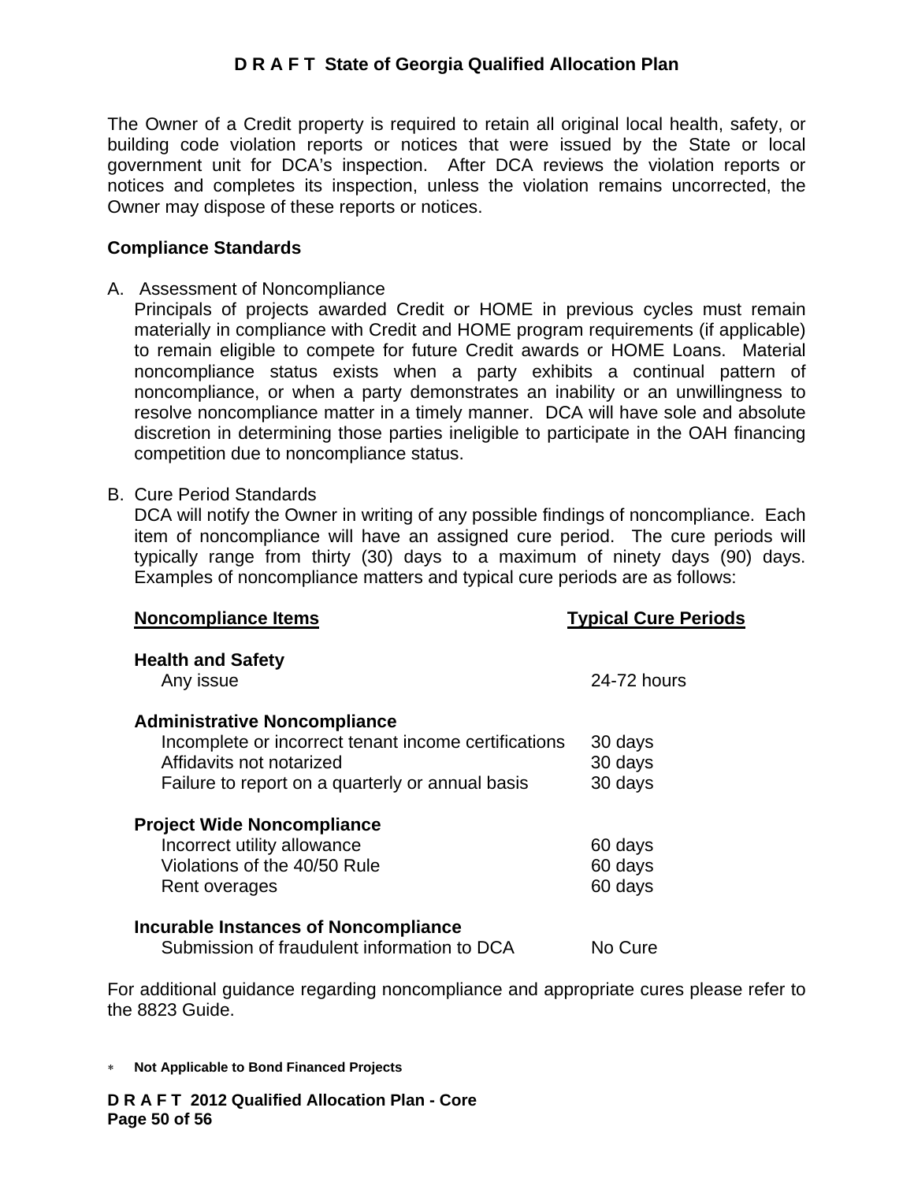The Owner of a Credit property is required to retain all original local health, safety, or building code violation reports or notices that were issued by the State or local government unit for DCA's inspection. After DCA reviews the violation reports or notices and completes its inspection, unless the violation remains uncorrected, the Owner may dispose of these reports or notices.

**Compliance Standards**

A. Assessment of Noncompliance
   Principals of projects awarded Credit or HOME in previous cycles must remain materially in compliance with Credit and HOME program requirements (if applicable) to remain eligible to compete for future Credit awards or HOME Loans. Material noncompliance status exists when a party exhibits a continual pattern of noncompliance, or when a party demonstrates an inability or an unwillingness to resolve noncompliance matter in a timely manner. DCA will have sole and absolute discretion in determining those parties ineligible to participate in the OAH financing competition due to noncompliance status.

B. Cure Period Standards
   DCA will notify the Owner in writing of any possible findings of noncompliance. Each item of noncompliance will have an assigned cure period. The cure periods will typically range from thirty (30) days to a maximum of ninety days (90) days. Examples of noncompliance matters and typical cure periods are as follows:

| Noncompliance Items | Typical Cure Periods |
|---|---|
| **Health and Safety** | |
| Any issue | 24-72 hours |
| **Administrative Noncompliance** | |
| Incomplete or incorrect tenant income certifications | 30 days |
| Affidavits not notarized | 30 days |
| Failure to report on a quarterly or annual basis | 30 days |
| **Project Wide Noncompliance** | |
| Incorrect utility allowance | 60 days |
| Violations of the 40/50 Rule | 60 days |
| Rent overages | 60 days |
| **Incurable Instances of Noncompliance** | |
| Submission of fraudulent information to DCA | No Cure |

For additional guidance regarding noncompliance and appropriate cures please refer to the 8823 Guide.

* **Not Applicable to Bond Financed Projects**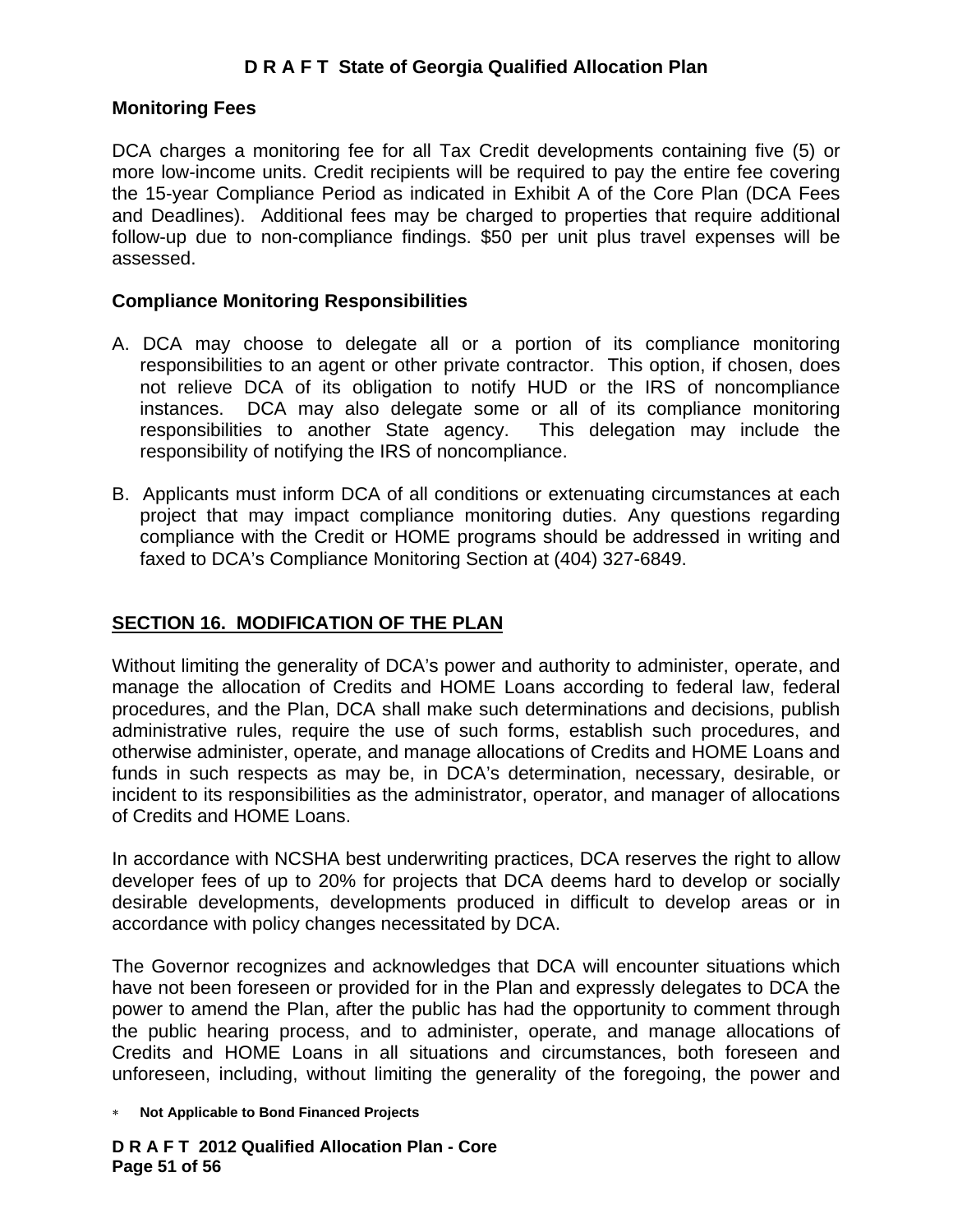**Monitoring Fees**

DCA charges a monitoring fee for all Tax Credit developments containing five (5) or more low-income units. Credit recipients will be required to pay the entire fee covering the 15-year Compliance Period as indicated in Exhibit A of the Core Plan (DCA Fees and Deadlines). Additional fees may be charged to properties that require additional follow-up due to non-compliance findings. $50 per unit plus travel expenses will be assessed.

**Compliance Monitoring Responsibilities**

A. DCA may choose to delegate all or a portion of its compliance monitoring responsibilities to an agent or other private contractor. This option, if chosen, does not relieve DCA of its obligation to notify HUD or the IRS of noncompliance instances. DCA may also delegate some or all of its compliance monitoring responsibilities to another State agency. This delegation may include the responsibility of notifying the IRS of noncompliance.

B. Applicants must inform DCA of all conditions or extenuating circumstances at each project that may impact compliance monitoring duties. Any questions regarding compliance with the Credit or HOME programs should be addressed in writing and faxed to DCA's Compliance Monitoring Section at (404) 327-6849.

## SECTION 16. MODIFICATION OF THE PLAN

Without limiting the generality of DCA's power and authority to administer, operate, and manage the allocation of Credits and HOME Loans according to federal law, federal procedures, and the Plan, DCA shall make such determinations and decisions, publish administrative rules, require the use of such forms, establish such procedures, and otherwise administer, operate, and manage allocations of Credits and HOME Loans and funds in such respects as may be, in DCA's determination, necessary, desirable, or incident to its responsibilities as the administrator, operator, and manager of allocations of Credits and HOME Loans.

In accordance with NCSHA best underwriting practices, DCA reserves the right to allow developer fees of up to 20% for projects that DCA deems hard to develop or socially desirable developments, developments produced in difficult to develop areas or in accordance with policy changes necessitated by DCA.

The Governor recognizes and acknowledges that DCA will encounter situations which have not been foreseen or provided for in the Plan and expressly delegates to DCA the power to amend the Plan, after the public has had the opportunity to comment through the public hearing process, and to administer, operate, and manage allocations of Credits and HOME Loans in all situations and circumstances, both foreseen and unforeseen, including, without limiting the generality of the foregoing, the power and

* **Not Applicable to Bond Financed Projects**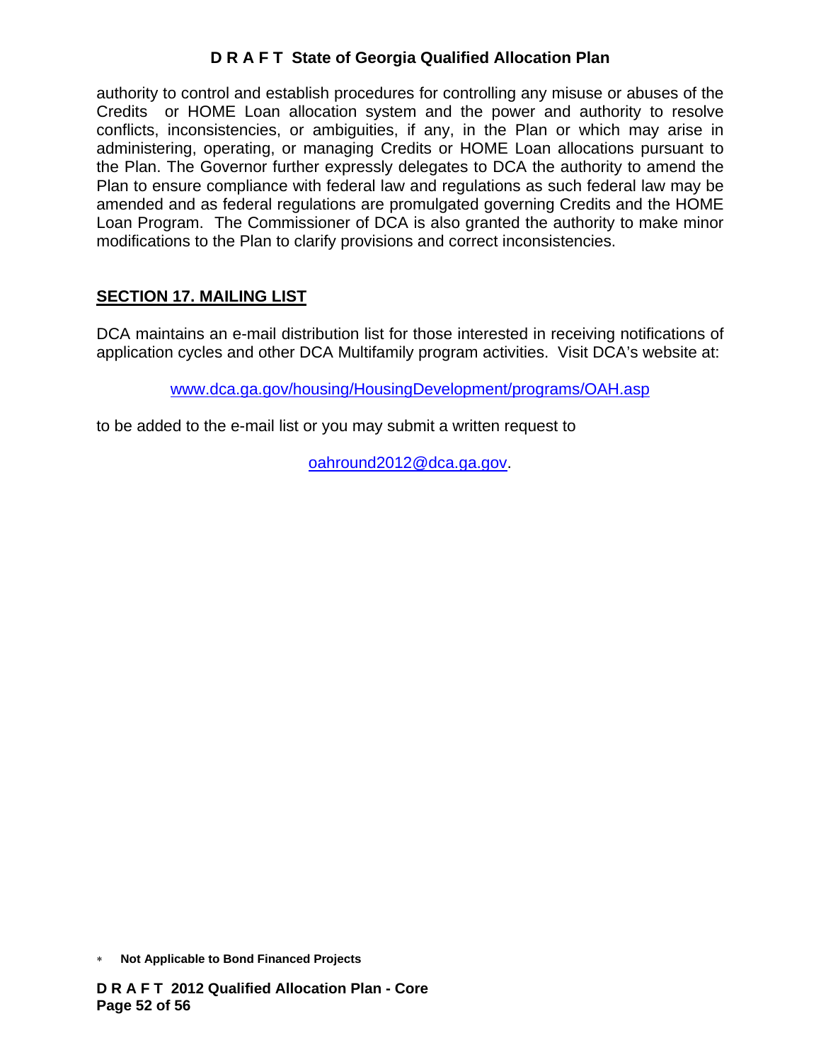authority to control and establish procedures for controlling any misuse or abuses of the Credits or HOME Loan allocation system and the power and authority to resolve conflicts, inconsistencies, or ambiguities, if any, in the Plan or which may arise in administering, operating, or managing Credits or HOME Loan allocations pursuant to the Plan. The Governor further expressly delegates to DCA the authority to amend the Plan to ensure compliance with federal law and regulations as such federal law may be amended and as federal regulations are promulgated governing Credits and the HOME Loan Program. The Commissioner of DCA is also granted the authority to make minor modifications to the Plan to clarify provisions and correct inconsistencies.

## SECTION 17. MAILING LIST

DCA maintains an e-mail distribution list for those interested in receiving notifications of application cycles and other DCA Multifamily program activities. Visit DCA's website at:

www.dca.ga.gov/housing/HousingDevelopment/programs/OAH.asp

to be added to the e-mail list or you may submit a written request to

oahround2012@dca.ga.gov.

* **Not Applicable to Bond Financed Projects**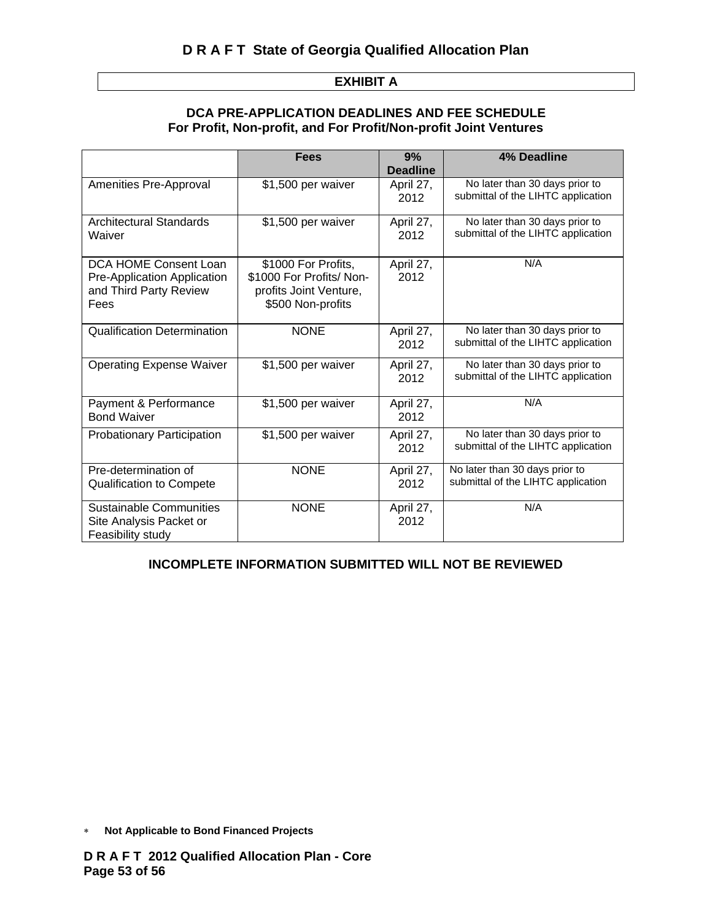## EXHIBIT A

### DCA PRE-APPLICATION DEADLINES AND FEE SCHEDULE
### For Profit, Non-profit, and For Profit/Non-profit Joint Ventures

| | Fees | 9% Deadline | 4% Deadline |
|---|---|---|---|
| Amenities Pre-Approval | $1,500 per waiver | April 27, 2012 | No later than 30 days prior to submittal of the LIHTC application |
| Architectural Standards Waiver | $1,500 per waiver | April 27, 2012 | No later than 30 days prior to submittal of the LIHTC application |
| DCA HOME Consent Loan Pre-Application Application and Third Party Review Fees | $1000 For Profits, $1000 For Profits/ Non-profits Joint Venture, $500 Non-profits | April 27, 2012 | N/A |
| Qualification Determination | NONE | April 27, 2012 | No later than 30 days prior to submittal of the LIHTC application |
| Operating Expense Waiver | $1,500 per waiver | April 27, 2012 | No later than 30 days prior to submittal of the LIHTC application |
| Payment & Performance Bond Waiver | $1,500 per waiver | April 27, 2012 | N/A |
| Probationary Participation | $1,500 per waiver | April 27, 2012 | No later than 30 days prior to submittal of the LIHTC application |
| Pre-determination of Qualification to Compete | NONE | April 27, 2012 | No later than 30 days prior to submittal of the LIHTC application |
| Sustainable Communities Site Analysis Packet or Feasibility study | NONE | April 27, 2012 | N/A |

**INCOMPLETE INFORMATION SUBMITTED WILL NOT BE REVIEWED**

* **Not Applicable to Bond Financed Projects**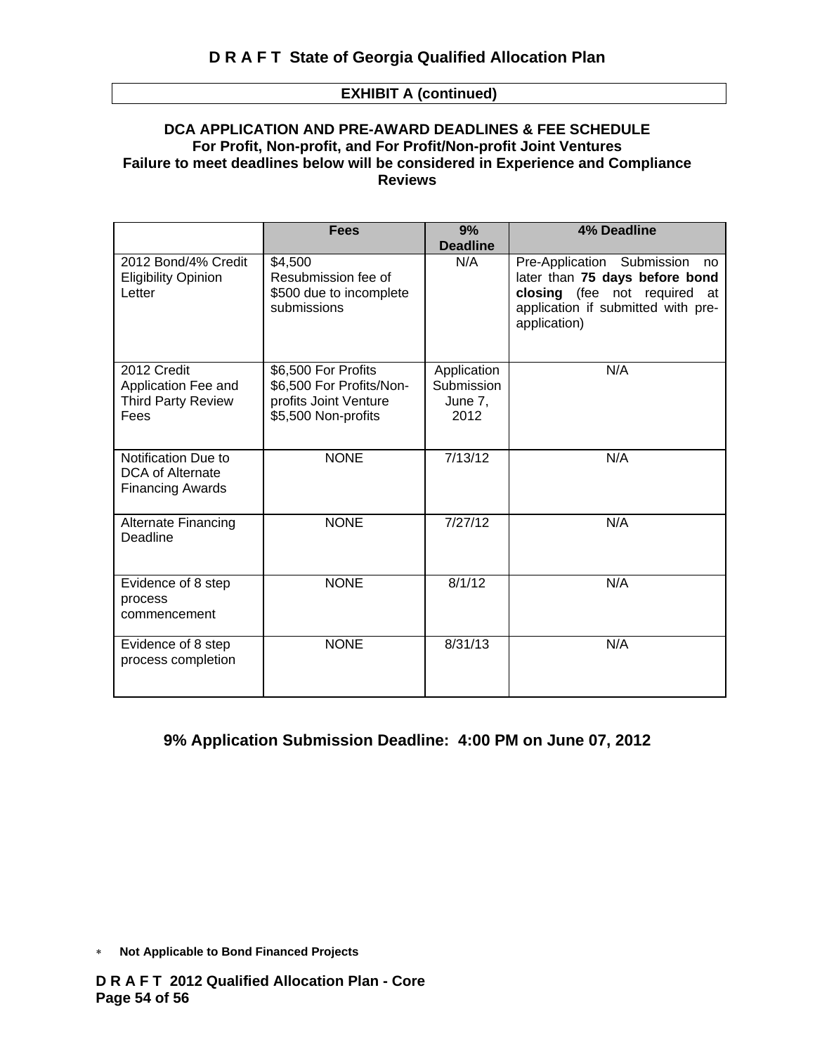## EXHIBIT A (continued)

### DCA APPLICATION AND PRE-AWARD DEADLINES & FEE SCHEDULE
**For Profit, Non-profit, and For Profit/Non-profit Joint Ventures**
**Failure to meet deadlines below will be considered in Experience and Compliance Reviews**

| | Fees | 9% Deadline | 4% Deadline |
|---|---|---|---|
| 2012 Bond/4% Credit Eligibility Opinion Letter | $4,500<br>Resubmission fee of $500 due to incomplete submissions | N/A | Pre-Application Submission no later than **75 days before bond closing** (fee not required at application if submitted with pre-application) |
| 2012 Credit Application Fee and Third Party Review Fees | $6,500 For Profits<br>$6,500 For Profits/Non-profits Joint Venture<br>$5,500 Non-profits | Application Submission June 7, 2012 | N/A |
| Notification Due to DCA of Alternate Financing Awards | NONE | 7/13/12 | N/A |
| Alternate Financing Deadline | NONE | 7/27/12 | N/A |
| Evidence of 8 step process commencement | NONE | 8/1/12 | N/A |
| Evidence of 8 step process completion | NONE | 8/31/13 | N/A |

**9% Application Submission Deadline: 4:00 PM on June 07, 2012**

\* **Not Applicable to Bond Financed Projects**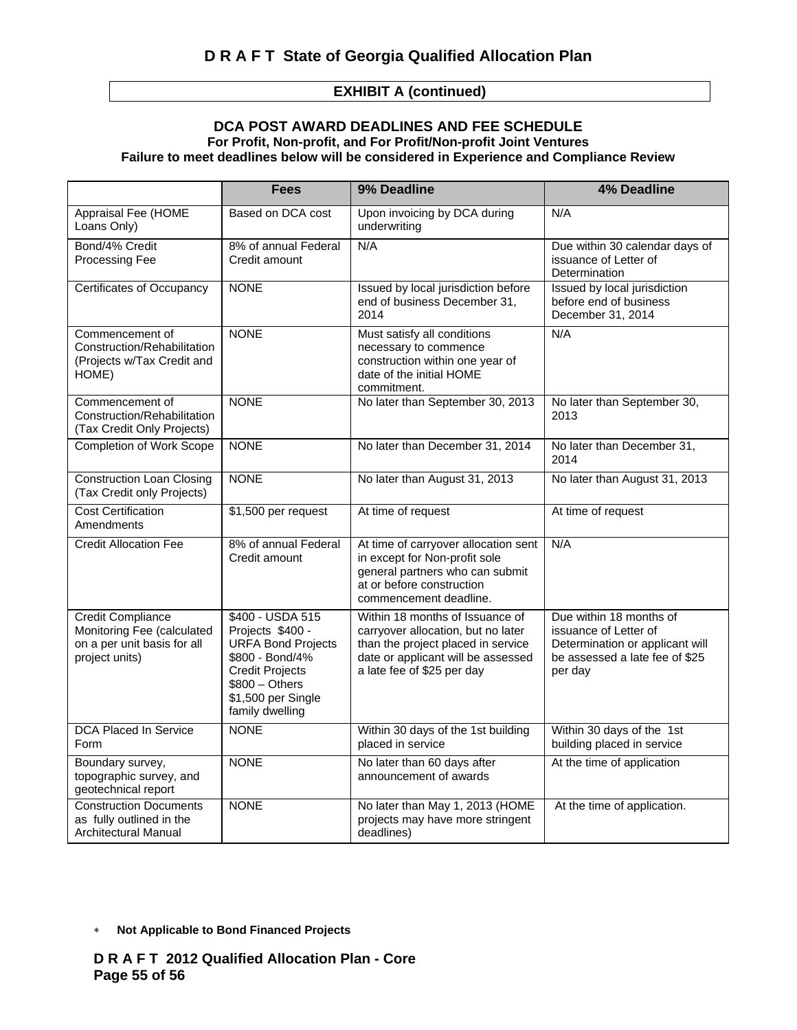## EXHIBIT A (continued)

### DCA POST AWARD DEADLINES AND FEE SCHEDULE

**For Profit, Non-profit, and For Profit/Non-profit Joint Ventures**

**Failure to meet deadlines below will be considered in Experience and Compliance Review**

| | Fees | 9% Deadline | 4% Deadline |
|---|---|---|---|
| Appraisal Fee (HOME Loans Only) | Based on DCA cost | Upon invoicing by DCA during underwriting | N/A |
| Bond/4% Credit Processing Fee | 8% of annual Federal Credit amount | N/A | Due within 30 calendar days of issuance of Letter of Determination |
| Certificates of Occupancy | NONE | Issued by local jurisdiction before end of business December 31, 2014 | Issued by local jurisdiction before end of business December 31, 2014 |
| Commencement of Construction/Rehabilitation (Projects w/Tax Credit and HOME) | NONE | Must satisfy all conditions necessary to commence construction within one year of date of the initial HOME commitment. | N/A |
| Commencement of Construction/Rehabilitation (Tax Credit Only Projects) | NONE | No later than September 30, 2013 | No later than September 30, 2013 |
| Completion of Work Scope | NONE | No later than December 31, 2014 | No later than December 31, 2014 |
| Construction Loan Closing (Tax Credit only Projects) | NONE | No later than August 31, 2013 | No later than August 31, 2013 |
| Cost Certification Amendments | $1,500 per request | At time of request | At time of request |
| Credit Allocation Fee | 8% of annual Federal Credit amount | At time of carryover allocation sent in except for Non-profit sole general partners who can submit at or before construction commencement deadline. | N/A |
| Credit Compliance Monitoring Fee (calculated on a per unit basis for all project units) | $400 - USDA 515 Projects $400 - URFA Bond Projects $800 - Bond/4% Credit Projects $800 – Others $1,500 per Single family dwelling | Within 18 months of Issuance of carryover allocation, but no later than the project placed in service date or applicant will be assessed a late fee of $25 per day | Due within 18 months of issuance of Letter of Determination or applicant will be assessed a late fee of $25 per day |
| DCA Placed In Service Form | NONE | Within 30 days of the 1st building placed in service | Within 30 days of the 1st building placed in service |
| Boundary survey, topographic survey, and geotechnical report | NONE | No later than 60 days after announcement of awards | At the time of application |
| Construction Documents as fully outlined in the Architectural Manual | NONE | No later than May 1, 2013 (HOME projects may have more stringent deadlines) | At the time of application. |

* **Not Applicable to Bond Financed Projects**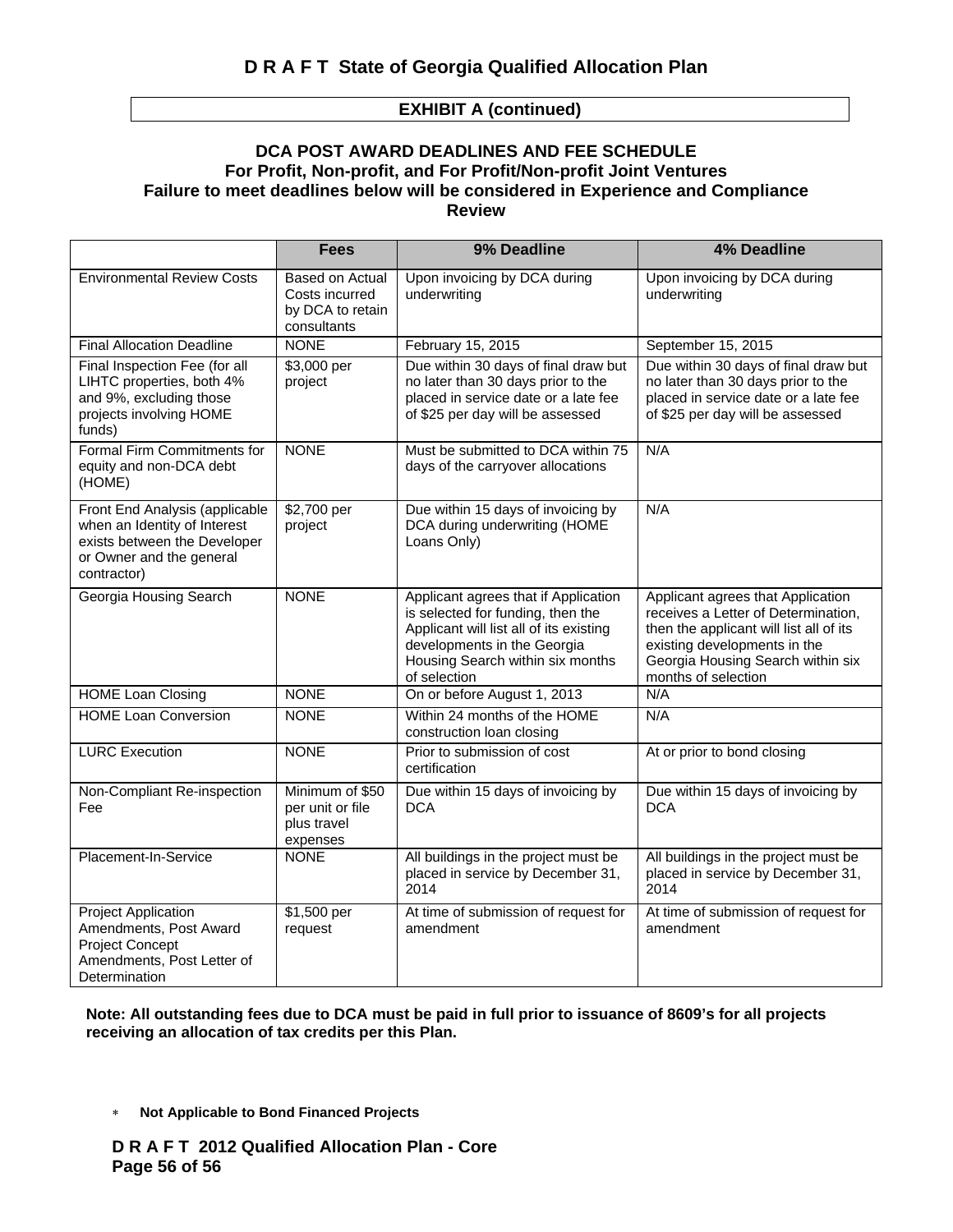## EXHIBIT A (continued)

### DCA POST AWARD DEADLINES AND FEE SCHEDULE
### For Profit, Non-profit, and For Profit/Non-profit Joint Ventures
### Failure to meet deadlines below will be considered in Experience and Compliance Review

| | Fees | 9% Deadline | 4% Deadline |
|---|---|---|---|
| Environmental Review Costs | Based on Actual Costs incurred by DCA to retain consultants | Upon invoicing by DCA during underwriting | Upon invoicing by DCA during underwriting |
| Final Allocation Deadline | NONE | February 15, 2015 | September 15, 2015 |
| Final Inspection Fee (for all LIHTC properties, both 4% and 9%, excluding those projects involving HOME funds) | $3,000 per project | Due within 30 days of final draw but no later than 30 days prior to the placed in service date or a late fee of $25 per day will be assessed | Due within 30 days of final draw but no later than 30 days prior to the placed in service date or a late fee of $25 per day will be assessed |
| Formal Firm Commitments for equity and non-DCA debt (HOME) | NONE | Must be submitted to DCA within 75 days of the carryover allocations | N/A |
| Front End Analysis (applicable when an Identity of Interest exists between the Developer or Owner and the general contractor) | $2,700 per project | Due within 15 days of invoicing by DCA during underwriting (HOME Loans Only) | N/A |
| Georgia Housing Search | NONE | Applicant agrees that if Application is selected for funding, then the Applicant will list all of its existing developments in the Georgia Housing Search within six months of selection | Applicant agrees that Application receives a Letter of Determination, then the applicant will list all of its existing developments in the Georgia Housing Search within six months of selection |
| HOME Loan Closing | NONE | On or before August 1, 2013 | N/A |
| HOME Loan Conversion | NONE | Within 24 months of the HOME construction loan closing | N/A |
| LURC Execution | NONE | Prior to submission of cost certification | At or prior to bond closing |
| Non-Compliant Re-inspection Fee | Minimum of $50 per unit or file plus travel expenses | Due within 15 days of invoicing by DCA | Due within 15 days of invoicing by DCA |
| Placement-In-Service | NONE | All buildings in the project must be placed in service by December 31, 2014 | All buildings in the project must be placed in service by December 31, 2014 |
| Project Application Amendments, Post Award Project Concept Amendments, Post Letter of Determination | $1,500 per request | At time of submission of request for amendment | At time of submission of request for amendment |

**Note: All outstanding fees due to DCA must be paid in full prior to issuance of 8609's for all projects receiving an allocation of tax credits per this Plan.**

* **Not Applicable to Bond Financed Projects**